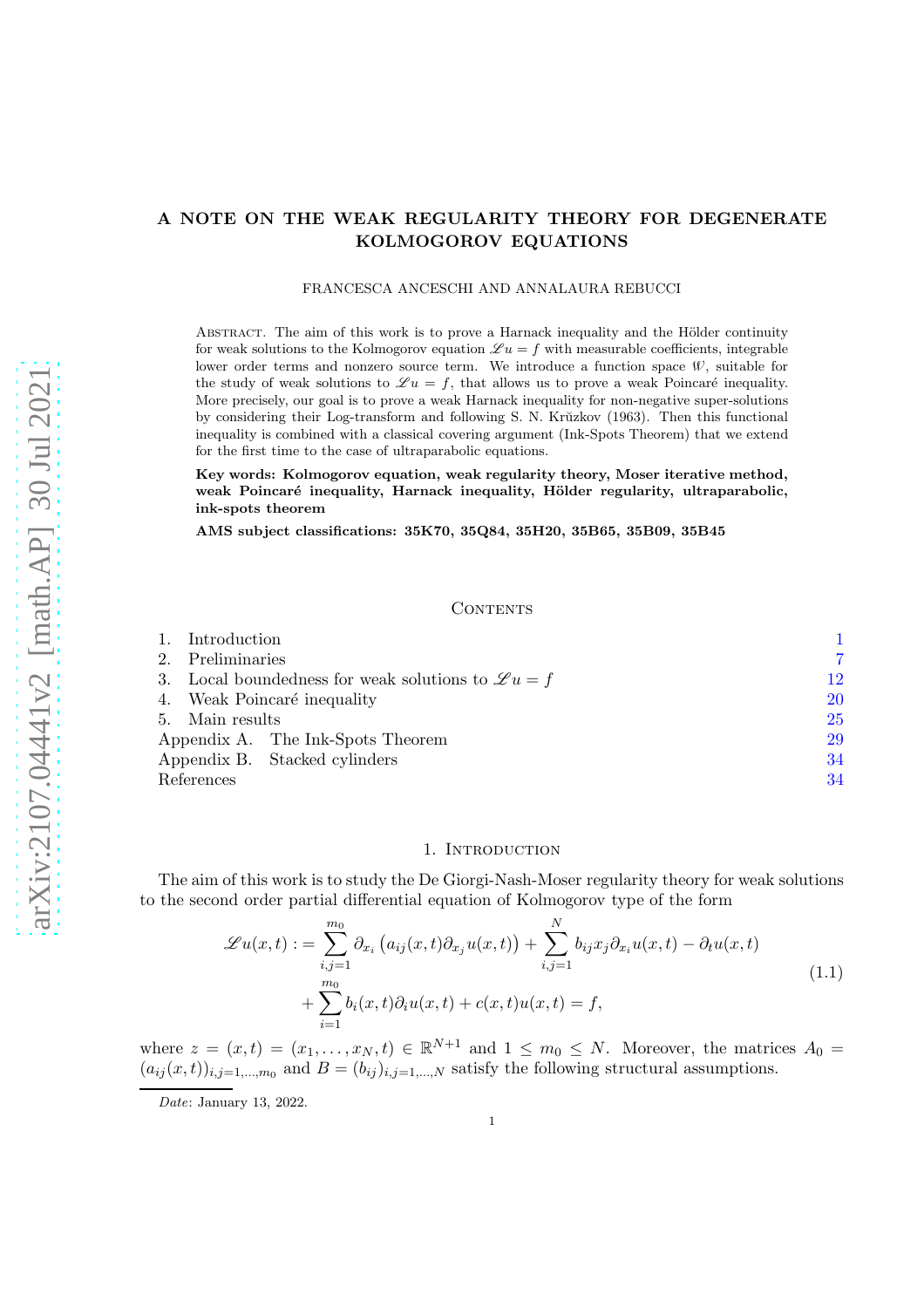# A NOTE ON THE WEAK REGULARITY THEORY FOR DEGENERATE KOLMOGOROV EQUATIONS

FRANCESCA ANCESCHI AND ANNALAURA REBUCCI

ABSTRACT. The aim of this work is to prove a Harnack inequality and the Hölder continuity for weak solutions to the Kolmogorov equation $\mathscr{L}u = f$ with measurable coefficients, integrable lower order terms and nonzero source term. We introduce a function space $\mathcal{W}$, suitable for the study of weak solutions to $\mathscr{L}u = f$, that allows us to prove a weak Poincaré inequality. More precisely, our goal is to prove a weak Harnack inequality for non-negative super-solutions by considering their Log-transform and following S. N. Krŭzkov (1963). Then this functional inequality is combined with a classical covering argument (Ink-Spots Theorem) that we extend for the first time to the case of ultraparabolic equations.

**Key words: Kolmogorov equation, weak regularity theory, Moser iterative method, weak Poincaré inequality, Harnack inequality, Hölder regularity, ultraparabolic, ink-spots theorem**

**AMS subject classifications: 35K70, 35Q84, 35H20, 35B65, 35B09, 35B45**

CONTENTS

1. Introduction 1
2. Preliminaries 7
3. Local boundedness for weak solutions to $\mathscr{L}u = f$ 12
4. Weak Poincaré inequality 20
5. Main results 25

Appendix A. The Ink-Spots Theorem 29

Appendix B. Stacked cylinders 34

References 34

## 1. INTRODUCTION

The aim of this work is to study the De Giorgi-Nash-Moser regularity theory for weak solutions to the second order partial differential equation of Kolmogorov type of the form

$$
\begin{aligned}
\mathscr{L}u(x,t) := & \sum_{i,j=1}^{m_0} \partial_{x_i}\left(a_{ij}(x,t)\partial_{x_j}u(x,t)\right) + \sum_{i,j=1}^{N} b_{ij}x_j\partial_{x_i}u(x,t) - \partial_t u(x,t) \\
& + \sum_{i=1}^{m_0} b_i(x,t)\partial_i u(x,t) + c(x,t)u(x,t) = f,
\end{aligned}
\tag{1.1}
$$

where $z = (x,t) = (x_1, \ldots, x_N, t) \in \mathbb{R}^{N+1}$ and $1 \le m_0 \le N$. Moreover, the matrices $A_0 = (a_{ij}(x,t))_{i,j=1,\ldots,m_0}$ and $B = (b_{ij})_{i,j=1,\ldots,N}$ satisfy the following structural assumptions.

*Date*: January 13, 2022.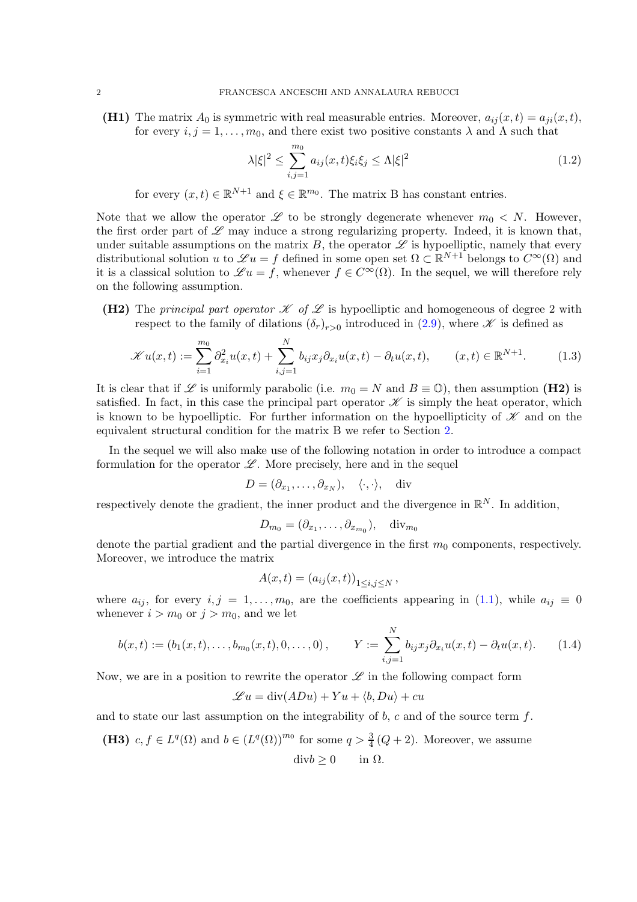**(H1)** The matrix $A_0$ is symmetric with real measurable entries. Moreover, $a_{ij}(x,t) = a_{ji}(x,t)$, for every $i,j = 1,\dots,m_0$, and there exist two positive constants $\lambda$ and $\Lambda$ such that

$$\lambda|\xi|^2 \leq \sum_{i,j=1}^{m_0} a_{ij}(x,t)\xi_i\xi_j \leq \Lambda|\xi|^2 \tag{1.2}$$

for every $(x,t) \in \mathbb{R}^{N+1}$ and $\xi \in \mathbb{R}^{m_0}$. The matrix B has constant entries.

Note that we allow the operator $\mathscr{L}$ to be strongly degenerate whenever $m_0 < N$. However, the first order part of $\mathscr{L}$ may induce a strong regularizing property. Indeed, it is known that, under suitable assumptions on the matrix $B$, the operator $\mathscr{L}$ is hypoelliptic, namely that every distributional solution $u$ to $\mathscr{L}u = f$ defined in some open set $\Omega \subset \mathbb{R}^{N+1}$ belongs to $C^\infty(\Omega)$ and it is a classical solution to $\mathscr{L}u = f$, whenever $f \in C^\infty(\Omega)$. In the sequel, we will therefore rely on the following assumption.

**(H2)** The *principal part operator* $\mathscr{K}$ *of* $\mathscr{L}$ is hypoelliptic and homogeneous of degree 2 with respect to the family of dilations $(\delta_r)_{r>0}$ introduced in (2.9), where $\mathscr{K}$ is defined as

$$\mathscr{K}u(x,t) := \sum_{i=1}^{m_0} \partial_{x_i}^2 u(x,t) + \sum_{i,j=1}^{N} b_{ij}x_j\partial_{x_i}u(x,t) - \partial_t u(x,t), \qquad (x,t) \in \mathbb{R}^{N+1}. \tag{1.3}$$

It is clear that if $\mathscr{L}$ is uniformly parabolic (i.e. $m_0 = N$ and $B \equiv \mathbb{O}$), then assumption **(H2)** is satisfied. In fact, in this case the principal part operator $\mathscr{K}$ is simply the heat operator, which is known to be hypoelliptic. For further information on the hypoellipticity of $\mathscr{K}$ and on the equivalent structural condition for the matrix B we refer to Section 2.

In the sequel we will also make use of the following notation in order to introduce a compact formulation for the operator $\mathscr{L}$. More precisely, here and in the sequel

$$D = (\partial_{x_1}, \dots, \partial_{x_N}), \quad \langle \cdot, \cdot \rangle, \quad \text{div}$$

respectively denote the gradient, the inner product and the divergence in $\mathbb{R}^N$. In addition,

$$D_{m_0} = (\partial_{x_1}, \dots, \partial_{x_{m_0}}), \quad \text{div}_{m_0}$$

denote the partial gradient and the partial divergence in the first $m_0$ components, respectively. Moreover, we introduce the matrix

$$A(x,t) = (a_{ij}(x,t))_{1 \leq i,j \leq N},$$

where $a_{ij}$, for every $i,j = 1,\dots,m_0$, are the coefficients appearing in (1.1), while $a_{ij} \equiv 0$ whenever $i > m_0$ or $j > m_0$, and we let

$$b(x,t) := (b_1(x,t), \dots, b_{m_0}(x,t), 0, \dots, 0), \qquad Y := \sum_{i,j=1}^{N} b_{ij}x_j\partial_{x_i}u(x,t) - \partial_t u(x,t). \tag{1.4}$$

Now, we are in a position to rewrite the operator $\mathscr{L}$ in the following compact form

$$\mathscr{L}u = \text{div}(ADu) + Yu + \langle b, Du \rangle + cu$$

and to state our last assumption on the integrability of $b$, $c$ and of the source term $f$.

**(H3)** $c, f \in L^q(\Omega)$ and $b \in (L^q(\Omega))^{m_0}$ for some $q > \frac{3}{4}(Q+2)$. Moreover, we assume

$$\text{div} b \geq 0 \qquad \text{in } \Omega.$$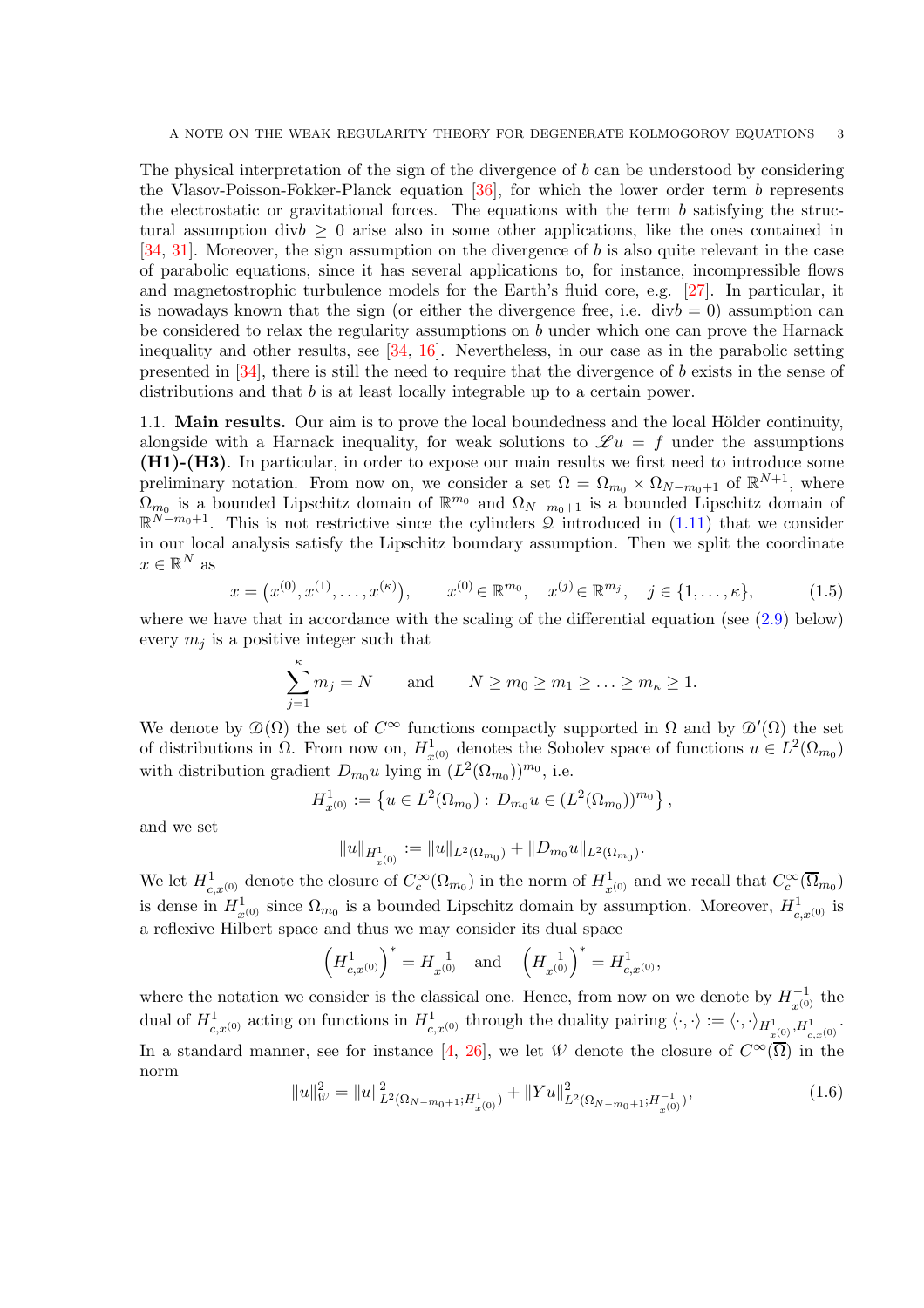The physical interpretation of the sign of the divergence of $b$ can be understood by considering the Vlasov-Poisson-Fokker-Planck equation [36], for which the lower order term $b$ represents the electrostatic or gravitational forces. The equations with the term $b$ satisfying the structural assumption $\text{div} b \geq 0$ arise also in some other applications, like the ones contained in [34, 31]. Moreover, the sign assumption on the divergence of $b$ is also quite relevant in the case of parabolic equations, since it has several applications to, for instance, incompressible flows and magnetostrophic turbulence models for the Earth's fluid core, e.g. [27]. In particular, it is nowadays known that the sign (or either the divergence free, i.e. $\text{div} b = 0$) assumption can be considered to relax the regularity assumptions on $b$ under which one can prove the Harnack inequality and other results, see [34, 16]. Nevertheless, in our case as in the parabolic setting presented in [34], there is still the need to require that the divergence of $b$ exists in the sense of distributions and that $b$ is at least locally integrable up to a certain power.

## 1.1. Main results.

Our aim is to prove the local boundedness and the local Hölder continuity, alongside with a Harnack inequality, for weak solutions to $\mathscr{L} u = f$ under the assumptions **(H1)-(H3)**. In particular, in order to expose our main results we first need to introduce some preliminary notation. From now on, we consider a set $\Omega = \Omega_{m_0} \times \Omega_{N-m_0+1}$ of $\mathbb{R}^{N+1}$, where $\Omega_{m_0}$ is a bounded Lipschitz domain of $\mathbb{R}^{m_0}$ and $\Omega_{N-m_0+1}$ is a bounded Lipschitz domain of $\mathbb{R}^{N-m_0+1}$. This is not restrictive since the cylinders $\mathcal{Q}$ introduced in (1.11) that we consider in our local analysis satisfy the Lipschitz boundary assumption. Then we split the coordinate $x \in \mathbb{R}^N$ as

$$
x = \left(x^{(0)}, x^{(1)}, \ldots, x^{(\kappa)}\right), \qquad x^{(0)} \in \mathbb{R}^{m_0}, \quad x^{(j)} \in \mathbb{R}^{m_j}, \quad j \in \{1, \ldots, \kappa\}, \tag{1.5}
$$

where we have that in accordance with the scaling of the differential equation (see (2.9) below) every $m_j$ is a positive integer such that

$$
\sum_{j=1}^{\kappa} m_j = N \qquad \text{and} \qquad N \geq m_0 \geq m_1 \geq \ldots \geq m_\kappa \geq 1.
$$

We denote by $\mathscr{D}(\Omega)$ the set of $C^\infty$ functions compactly supported in $\Omega$ and by $\mathscr{D}'(\Omega)$ the set of distributions in $\Omega$. From now on, $H^1_{x^{(0)}}$ denotes the Sobolev space of functions $u \in L^2(\Omega_{m_0})$ with distribution gradient $D_{m_0} u$ lying in $(L^2(\Omega_{m_0}))^{m_0}$, i.e.

$$
H^1_{x^{(0)}} := \left\{ u \in L^2(\Omega_{m_0}) : \, D_{m_0} u \in (L^2(\Omega_{m_0}))^{m_0} \right\},
$$

and we set

$$
\|u\|_{H^1_{x^{(0)}}} := \|u\|_{L^2(\Omega_{m_0})} + \|D_{m_0} u\|_{L^2(\Omega_{m_0})}.
$$

We let $H^1_{c,x^{(0)}}$ denote the closure of $C^\infty_c(\Omega_{m_0})$ in the norm of $H^1_{x^{(0)}}$ and we recall that $C^\infty_c(\overline{\Omega}_{m_0})$ is dense in $H^1_{x^{(0)}}$ since $\Omega_{m_0}$ is a bounded Lipschitz domain by assumption. Moreover, $H^1_{c,x^{(0)}}$ is a reflexive Hilbert space and thus we may consider its dual space

$$
\left(H^1_{c,x^{(0)}}\right)^* = H^{-1}_{x^{(0)}} \quad \text{and} \quad \left(H^{-1}_{x^{(0)}}\right)^* = H^1_{c,x^{(0)}},
$$

where the notation we consider is the classical one. Hence, from now on we denote by $H^{-1}_{x^{(0)}}$ the dual of $H^1_{c,x^{(0)}}$ acting on functions in $H^1_{c,x^{(0)}}$ through the duality pairing $\langle \cdot, \cdot \rangle := \langle \cdot, \cdot \rangle_{H^1_{x^{(0)}}, H^1_{c,x^{(0)}}}$. In a standard manner, see for instance [4, 26], we let $\mathscr{W}$ denote the closure of $C^\infty(\overline{\Omega})$ in the norm

$$
\|u\|^2_{\mathscr{W}} = \|u\|^2_{L^2(\Omega_{N-m_0+1}; H^1_{x^{(0)}})} + \|Yu\|^2_{L^2(\Omega_{N-m_0+1}; H^{-1}_{x^{(0)}})}, \tag{1.6}
$$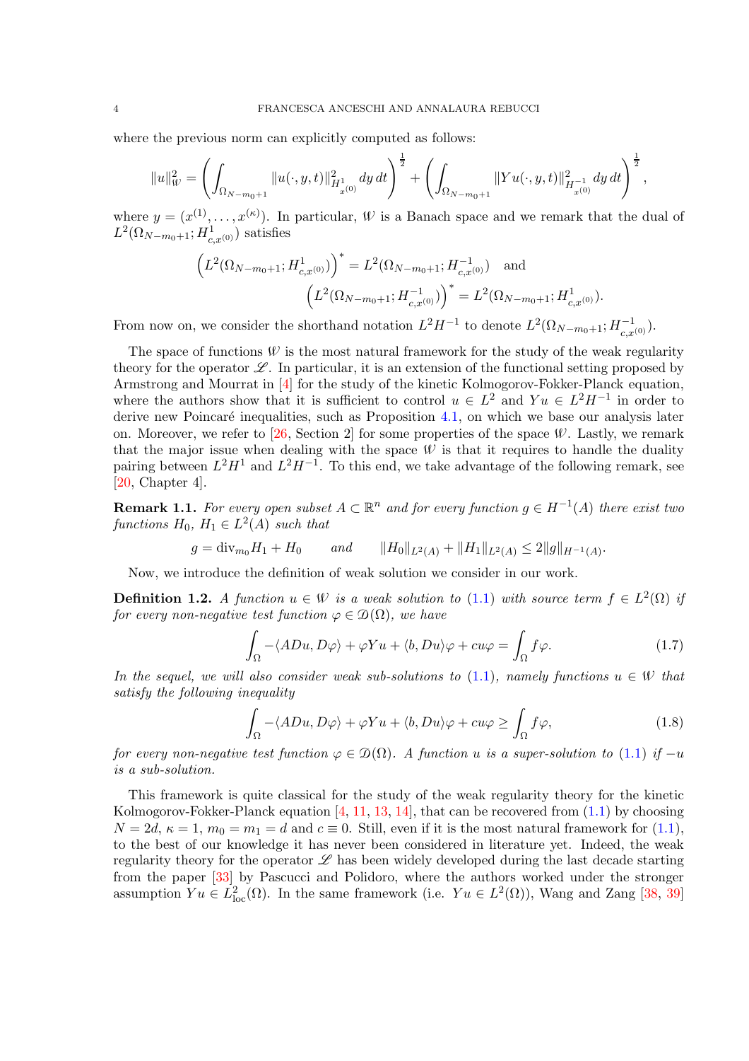where the previous norm can explicitly computed as follows:

$$\|u\|_{\mathscr{W}}^2 = \left( \int_{\Omega_{N-m_0+1}} \|u(\cdot, y, t)\|^2_{H^1_{x^{(0)}}} \, dy \, dt \right)^{\frac{1}{2}} + \left( \int_{\Omega_{N-m_0+1}} \|Yu(\cdot, y, t)\|^2_{H^{-1}_{x^{(0)}}} \, dy \, dt \right)^{\frac{1}{2}},$$

where $y = (x^{(1)}, \dots, x^{(\kappa)})$. In particular, $\mathscr{W}$ is a Banach space and we remark that the dual of $L^2(\Omega_{N-m_0+1}; H^1_{c,x^{(0)}})$ satisfies

$$\left( L^2(\Omega_{N-m_0+1}; H^1_{c,x^{(0)}}) \right)^* = L^2(\Omega_{N-m_0+1}; H^{-1}_{c,x^{(0)}}) \quad \text{and}$$
$$\left( L^2(\Omega_{N-m_0+1}; H^{-1}_{c,x^{(0)}}) \right)^* = L^2(\Omega_{N-m_0+1}; H^{1}_{c,x^{(0)}}).$$

From now on, we consider the shorthand notation $L^2H^{-1}$ to denote $L^2(\Omega_{N-m_0+1}; H^{-1}_{c,x^{(0)}})$.

The space of functions $\mathscr{W}$ is the most natural framework for the study of the weak regularity theory for the operator $\mathscr{L}$. In particular, it is an extension of the functional setting proposed by Armstrong and Mourrat in [4] for the study of the kinetic Kolmogorov-Fokker-Planck equation, where the authors show that it is sufficient to control $u \in L^2$ and $Yu \in L^2H^{-1}$ in order to derive new Poincaré inequalities, such as Proposition 4.1, on which we base our analysis later on. Moreover, we refer to [26, Section 2] for some properties of the space $\mathscr{W}$. Lastly, we remark that the major issue when dealing with the space $\mathscr{W}$ is that it requires to handle the duality pairing between $L^2H^1$ and $L^2H^{-1}$. To this end, we take advantage of the following remark, see [20, Chapter 4].

**Remark 1.1.** *For every open subset $A \subset \mathbb{R}^n$ and for every function $g \in H^{-1}(A)$ there exist two functions $H_0$, $H_1 \in L^2(A)$ such that*

$$g = \mathrm{div}_{m_0} H_1 + H_0 \qquad \text{and} \qquad \|H_0\|_{L^2(A)} + \|H_1\|_{L^2(A)} \leq 2\|g\|_{H^{-1}(A)}.$$

Now, we introduce the definition of weak solution we consider in our work.

**Definition 1.2.** *A function $u \in \mathscr{W}$ is a weak solution to (1.1) with source term $f \in L^2(\Omega)$ if for every non-negative test function $\varphi \in \mathscr{D}(\Omega)$, we have*

$$\int_\Omega -\langle ADu, D\varphi \rangle + \varphi Yu + \langle b, Du \rangle \varphi + cu\varphi = \int_\Omega f\varphi. \tag{1.7}$$

*In the sequel, we will also consider weak sub-solutions to (1.1), namely functions $u \in \mathscr{W}$ that satisfy the following inequality*

$$\int_\Omega -\langle ADu, D\varphi \rangle + \varphi Yu + \langle b, Du \rangle \varphi + cu\varphi \geq \int_\Omega f\varphi, \tag{1.8}$$

*for every non-negative test function $\varphi \in \mathscr{D}(\Omega)$. A function $u$ is a super-solution to (1.1) if $-u$ is a sub-solution.*

This framework is quite classical for the study of the weak regularity theory for the kinetic Kolmogorov-Fokker-Planck equation [4, 11, 13, 14], that can be recovered from (1.1) by choosing $N = 2d$, $\kappa = 1$, $m_0 = m_1 = d$ and $c \equiv 0$. Still, even if it is the most natural framework for (1.1), to the best of our knowledge it has never been considered in literature yet. Indeed, the weak regularity theory for the operator $\mathscr{L}$ has been widely developed during the last decade starting from the paper [33] by Pascucci and Polidoro, where the authors worked under the stronger assumption $Yu \in L^2_{\mathrm{loc}}(\Omega)$. In the same framework (i.e. $Yu \in L^2(\Omega)$), Wang and Zang [38, 39]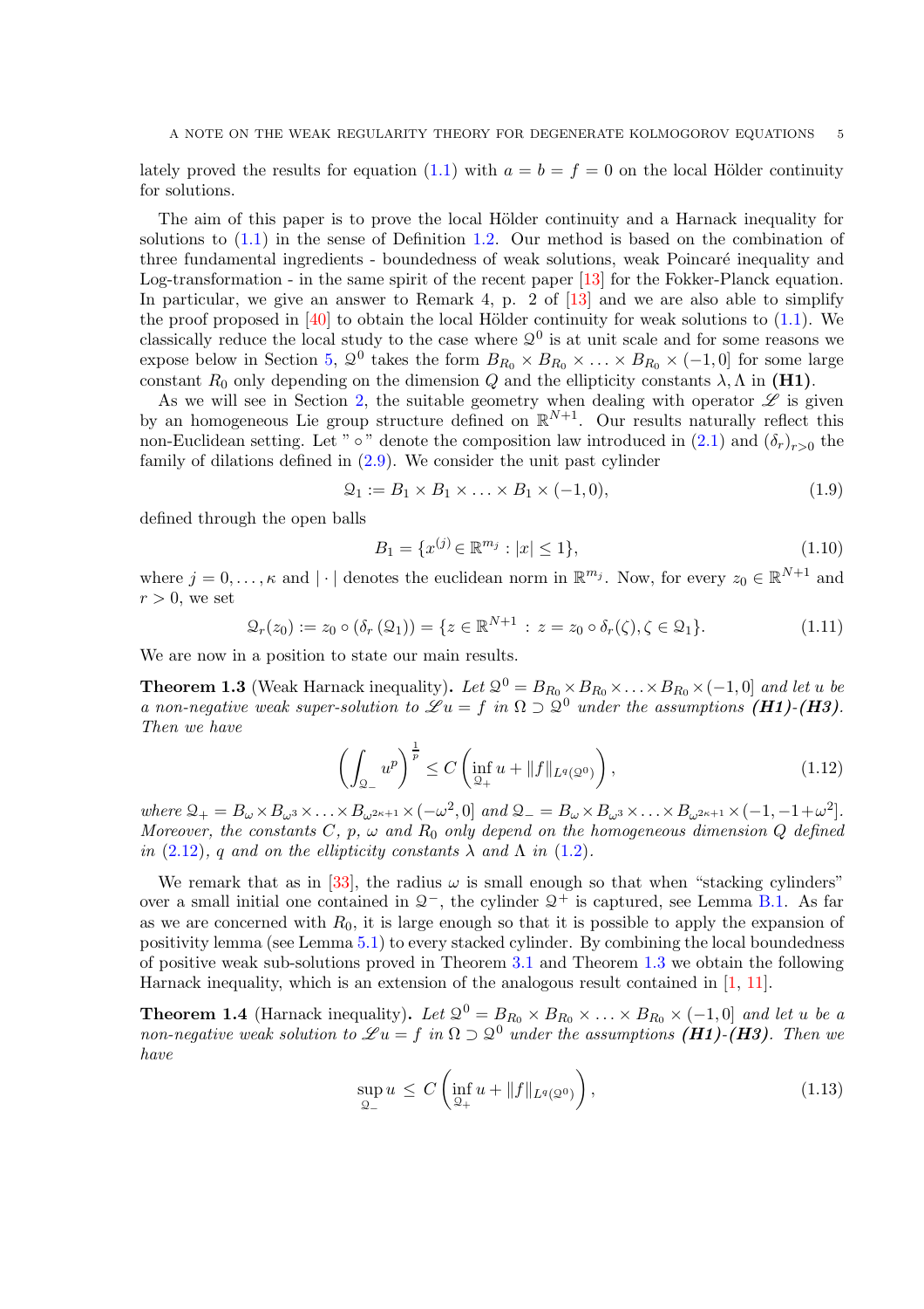lately proved the results for equation (1.1) with $a = b = f = 0$ on the local Hölder continuity for solutions.

The aim of this paper is to prove the local Hölder continuity and a Harnack inequality for solutions to (1.1) in the sense of Definition 1.2. Our method is based on the combination of three fundamental ingredients - boundedness of weak solutions, weak Poincaré inequality and Log-transformation - in the same spirit of the recent paper [13] for the Fokker-Planck equation. In particular, we give an answer to Remark 4, p. 2 of [13] and we are also able to simplify the proof proposed in [40] to obtain the local Hölder continuity for weak solutions to (1.1). We classically reduce the local study to the case where $\mathcal{Q}^0$ is at unit scale and for some reasons we expose below in Section 5, $\mathcal{Q}^0$ takes the form $B_{R_0} \times B_{R_0} \times \ldots \times B_{R_0} \times (-1, 0]$ for some large constant $R_0$ only depending on the dimension $Q$ and the ellipticity constants $\lambda, \Lambda$ in **(H1)**.

As we will see in Section 2, the suitable geometry when dealing with operator $\mathscr{L}$ is given by an homogeneous Lie group structure defined on $\mathbb{R}^{N+1}$. Our results naturally reflect this non-Euclidean setting. Let " $\circ$ " denote the composition law introduced in (2.1) and $(\delta_r)_{r>0}$ the family of dilations defined in (2.9). We consider the unit past cylinder

$$\mathcal{Q}_1 := B_1 \times B_1 \times \ldots \times B_1 \times (-1, 0), \tag{1.9}$$

defined through the open balls

$$B_1 = \{x^{(j)} \in \mathbb{R}^{m_j} : |x| \leq 1\}, \tag{1.10}$$

where $j = 0, \ldots, \kappa$ and $|\cdot|$ denotes the euclidean norm in $\mathbb{R}^{m_j}$. Now, for every $z_0 \in \mathbb{R}^{N+1}$ and $r > 0$, we set

$$\mathcal{Q}_r(z_0) := z_0 \circ (\delta_r(\mathcal{Q}_1)) = \{z \in \mathbb{R}^{N+1} : z = z_0 \circ \delta_r(\zeta), \zeta \in \mathcal{Q}_1\}. \tag{1.11}$$

We are now in a position to state our main results.

**Theorem 1.3** (Weak Harnack inequality)**.** *Let $\mathcal{Q}^0 = B_{R_0} \times B_{R_0} \times \ldots \times B_{R_0} \times (-1, 0]$ and let $u$ be a non-negative weak super-solution to $\mathscr{L}u = f$ in $\Omega \supset \mathcal{Q}^0$ under the assumptions **(H1)-(H3)**. Then we have*

$$\left( \int_{\mathcal{Q}_-} u^p \right)^{\frac{1}{p}} \leq C \left( \inf_{\mathcal{Q}_+} u + \|f\|_{L^q(\mathcal{Q}^0)} \right), \tag{1.12}$$

*where $\mathcal{Q}_+ = B_\omega \times B_{\omega^3} \times \ldots \times B_{\omega^{2\kappa+1}} \times (-\omega^2, 0]$ and $\mathcal{Q}_- = B_\omega \times B_{\omega^3} \times \ldots \times B_{\omega^{2\kappa+1}} \times (-1, -1+\omega^2]$. Moreover, the constants $C$, $p$, $\omega$ and $R_0$ only depend on the homogeneous dimension $Q$ defined in (2.12), $q$ and on the ellipticity constants $\lambda$ and $\Lambda$ in (1.2).*

We remark that as in [33], the radius $\omega$ is small enough so that when "stacking cylinders" over a small initial one contained in $\mathcal{Q}^-$, the cylinder $\mathcal{Q}^+$ is captured, see Lemma B.1. As far as we are concerned with $R_0$, it is large enough so that it is possible to apply the expansion of positivity lemma (see Lemma 5.1) to every stacked cylinder. By combining the local boundedness of positive weak sub-solutions proved in Theorem 3.1 and Theorem 1.3 we obtain the following Harnack inequality, which is an extension of the analogous result contained in [1, 11].

**Theorem 1.4** (Harnack inequality)**.** *Let $\mathcal{Q}^0 = B_{R_0} \times B_{R_0} \times \ldots \times B_{R_0} \times (-1, 0]$ and let $u$ be a non-negative weak solution to $\mathscr{L}u = f$ in $\Omega \supset \mathcal{Q}^0$ under the assumptions **(H1)-(H3)**. Then we have*

$$\sup_{\mathcal{Q}_-} u \leq C \left( \inf_{\mathcal{Q}_+} u + \|f\|_{L^q(\mathcal{Q}^0)} \right), \tag{1.13}$$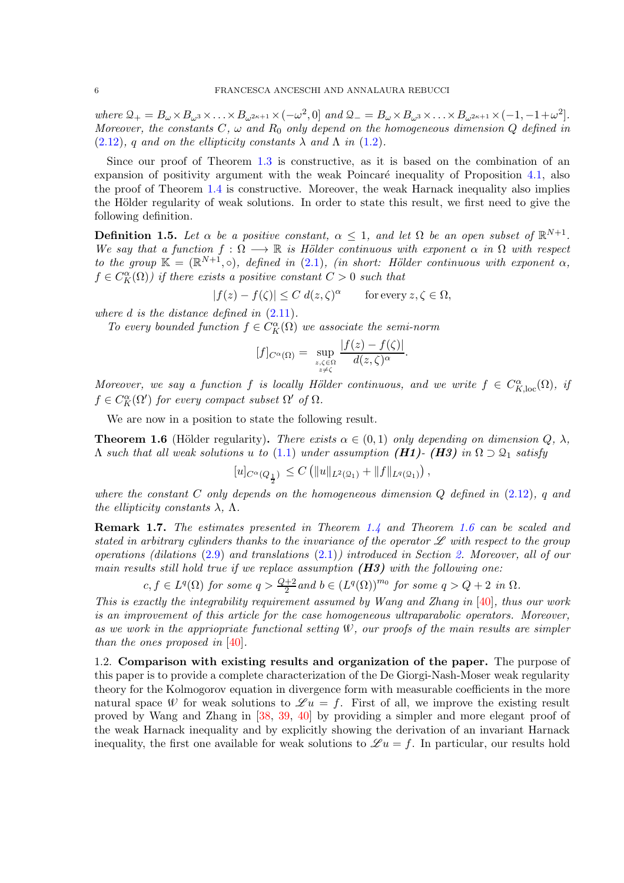*where $\mathcal{Q}_+ = B_\omega \times B_{\omega^3} \times \ldots \times B_{\omega^{2\kappa+1}} \times (-\omega^2, 0]$ and $\mathcal{Q}_- = B_\omega \times B_{\omega^3} \times \ldots \times B_{\omega^{2\kappa+1}} \times (-1, -1+\omega^2]$. Moreover, the constants $C$, $\omega$ and $R_0$ only depend on the homogeneous dimension $Q$ defined in (2.12), $q$ and on the ellipticity constants $\lambda$ and $\Lambda$ in (1.2).*

Since our proof of Theorem 1.3 is constructive, as it is based on the combination of an expansion of positivity argument with the weak Poincaré inequality of Proposition 4.1, also the proof of Theorem 1.4 is constructive. Moreover, the weak Harnack inequality also implies the Hölder regularity of weak solutions. In order to state this result, we first need to give the following definition.

**Definition 1.5.** *Let $\alpha$ be a positive constant, $\alpha \le 1$, and let $\Omega$ be an open subset of $\mathbb{R}^{N+1}$. We say that a function $f : \Omega \longrightarrow \mathbb{R}$ is Hölder continuous with exponent $\alpha$ in $\Omega$ with respect to the group $\mathbb{K} = (\mathbb{R}^{N+1}, \circ)$, defined in (2.1), (in short: Hölder continuous with exponent $\alpha$, $f \in C^\alpha_K(\Omega)$) if there exists a positive constant $C > 0$ such that*

$$|f(z) - f(\zeta)| \le C \, d(z, \zeta)^\alpha \qquad \text{for every } z, \zeta \in \Omega,$$

*where $d$ is the distance defined in (2.11).*

*To every bounded function $f \in C^\alpha_K(\Omega)$ we associate the semi-norm*

$$[f]_{C^\alpha(\Omega)} = \sup_{\substack{z,\zeta \in \Omega \\ z \neq \zeta}} \frac{|f(z) - f(\zeta)|}{d(z, \zeta)^\alpha}.$$

*Moreover, we say a function $f$ is locally Hölder continuous, and we write $f \in C^\alpha_{K,\text{loc}}(\Omega)$, if $f \in C^\alpha_K(\Omega')$ for every compact subset $\Omega'$ of $\Omega$.*

We are now in a position to state the following result.

**Theorem 1.6** (Hölder regularity)**.** *There exists $\alpha \in (0, 1)$ only depending on dimension $Q$, $\lambda$, $\Lambda$ such that all weak solutions $u$ to (1.1) under assumption **(H1)**- **(H3)** in $\Omega \supset \mathcal{Q}_1$ satisfy*

$$[u]_{C^\alpha(Q_{\frac{1}{2}})} \le C \left( \|u\|_{L^2(\mathcal{Q}_1)} + \|f\|_{L^q(\mathcal{Q}_1)} \right),$$

*where the constant $C$ only depends on the homogeneous dimension $Q$ defined in (2.12), $q$ and the ellipticity constants $\lambda$, $\Lambda$.*

**Remark 1.7.** *The estimates presented in Theorem 1.4 and Theorem 1.6 can be scaled and stated in arbitrary cylinders thanks to the invariance of the operator $\mathscr{L}$ with respect to the group operations (dilations (2.9) and translations (2.1)) introduced in Section 2. Moreover, all of our main results still hold true if we replace assumption **(H3)** with the following one:*

$$c, f \in L^q(\Omega) \text{ for some } q > \tfrac{Q+2}{2} \text{ and } b \in (L^q(\Omega))^{m_0} \text{ for some } q > Q + 2 \text{ in } \Omega.$$

*This is exactly the integrability requirement assumed by Wang and Zhang in [40], thus our work is an improvement of this article for the case homogeneous ultraparabolic operators. Moreover, as we work in the appriopriate functional setting $\mathcal{W}$, our proofs of the main results are simpler than the ones proposed in [40].*

1.2. **Comparison with existing results and organization of the paper.** The purpose of this paper is to provide a complete characterization of the De Giorgi-Nash-Moser weak regularity theory for the Kolmogorov equation in divergence form with measurable coefficients in the more natural space $\mathcal{W}$ for weak solutions to $\mathscr{L}u = f$. First of all, we improve the existing result proved by Wang and Zhang in [38, 39, 40] by providing a simpler and more elegant proof of the weak Harnack inequality and by explicitly showing the derivation of an invariant Harnack inequality, the first one available for weak solutions to $\mathscr{L}u = f$. In particular, our results hold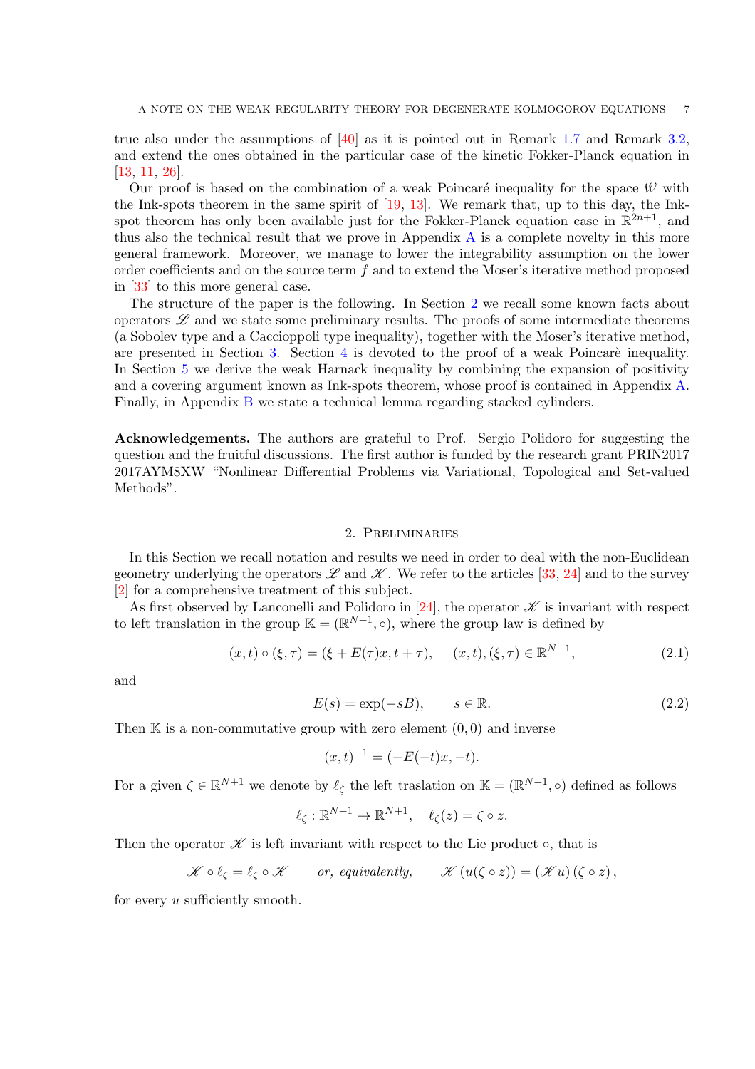true also under the assumptions of [40] as it is pointed out in Remark 1.7 and Remark 3.2, and extend the ones obtained in the particular case of the kinetic Fokker-Planck equation in [13, 11, 26].

Our proof is based on the combination of a weak Poincaré inequality for the space $\mathcal{W}$ with the Ink-spots theorem in the same spirit of [19, 13]. We remark that, up to this day, the Ink-spot theorem has only been available just for the Fokker-Planck equation case in $\mathbb{R}^{2n+1}$, and thus also the technical result that we prove in Appendix A is a complete novelty in this more general framework. Moreover, we manage to lower the integrability assumption on the lower order coefficients and on the source term $f$ and to extend the Moser's iterative method proposed in [33] to this more general case.

The structure of the paper is the following. In Section 2 we recall some known facts about operators $\mathscr{L}$ and we state some preliminary results. The proofs of some intermediate theorems (a Sobolev type and a Caccioppoli type inequality), together with the Moser's iterative method, are presented in Section 3. Section 4 is devoted to the proof of a weak Poincarè inequality. In Section 5 we derive the weak Harnack inequality by combining the expansion of positivity and a covering argument known as Ink-spots theorem, whose proof is contained in Appendix A. Finally, in Appendix B we state a technical lemma regarding stacked cylinders.

**Acknowledgements.** The authors are grateful to Prof. Sergio Polidoro for suggesting the question and the fruitful discussions. The first author is funded by the research grant PRIN2017 2017AYM8XW "Nonlinear Differential Problems via Variational, Topological and Set-valued Methods".

## 2. Preliminaries

In this Section we recall notation and results we need in order to deal with the non-Euclidean geometry underlying the operators $\mathscr{L}$ and $\mathscr{K}$. We refer to the articles [33, 24] and to the survey [2] for a comprehensive treatment of this subject.

As first observed by Lanconelli and Polidoro in [24], the operator $\mathscr{K}$ is invariant with respect to left translation in the group $\mathbb{K} = (\mathbb{R}^{N+1}, \circ)$, where the group law is defined by

$$(x,t) \circ (\xi, \tau) = (\xi + E(\tau)x, t+\tau), \qquad (x,t), (\xi,\tau) \in \mathbb{R}^{N+1}, \tag{2.1}$$

and

$$E(s) = \exp(-sB), \qquad s \in \mathbb{R}. \tag{2.2}$$

Then $\mathbb{K}$ is a non-commutative group with zero element $(0,0)$ and inverse

$$(x,t)^{-1} = (-E(-t)x, -t).$$

For a given $\zeta \in \mathbb{R}^{N+1}$ we denote by $\ell_\zeta$ the left traslation on $\mathbb{K} = (\mathbb{R}^{N+1}, \circ)$ defined as follows

$$\ell_\zeta : \mathbb{R}^{N+1} \to \mathbb{R}^{N+1}, \quad \ell_\zeta(z) = \zeta \circ z.$$

Then the operator $\mathscr{K}$ is left invariant with respect to the Lie product $\circ$, that is

$$\mathscr{K} \circ \ell_\zeta = \ell_\zeta \circ \mathscr{K} \qquad \textit{or, equivalently,} \qquad \mathscr{K}\left(u(\zeta \circ z)\right) = \left(\mathscr{K} u\right)(\zeta \circ z),$$

for every $u$ sufficiently smooth.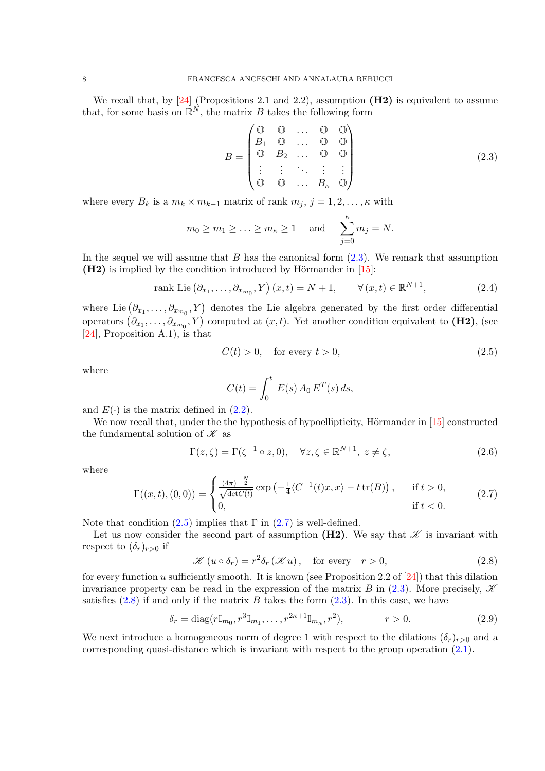We recall that, by [24] (Propositions 2.1 and 2.2), assumption **(H2)** is equivalent to assume that, for some basis on $\mathbb{R}^N$, the matrix $B$ takes the following form

$$
B = \begin{pmatrix}
\mathbb{O} & \mathbb{O} & \dots & \mathbb{O} & \mathbb{O} \\
B_1 & \mathbb{O} & \dots & \mathbb{O} & \mathbb{O} \\
\mathbb{O} & B_2 & \dots & \mathbb{O} & \mathbb{O} \\
\vdots & \vdots & \ddots & \vdots & \vdots \\
\mathbb{O} & \mathbb{O} & \dots & B_\kappa & \mathbb{O}
\end{pmatrix} \tag{2.3}
$$

where every $B_k$ is a $m_k \times m_{k-1}$ matrix of rank $m_j$, $j = 1, 2, \dots, \kappa$ with

$$
m_0 \geq m_1 \geq \ldots \geq m_\kappa \geq 1 \quad \text{and} \quad \sum_{j=0}^{\kappa} m_j = N.
$$

In the sequel we will assume that $B$ has the canonical form (2.3). We remark that assumption **(H2)** is implied by the condition introduced by Hörmander in [15]:

$$
\text{rank Lie}\left(\partial_{x_1}, \dots, \partial_{x_{m_0}}, Y\right)(x,t) = N+1, \qquad \forall\, (x,t) \in \mathbb{R}^{N+1}, \tag{2.4}
$$

where $\text{Lie}\left(\partial_{x_1}, \dots, \partial_{x_{m_0}}, Y\right)$ denotes the Lie algebra generated by the first order differential operators $\left(\partial_{x_1}, \dots, \partial_{x_{m_0}}, Y\right)$ computed at $(x,t)$. Yet another condition equivalent to **(H2)**, (see [24], Proposition A.1), is that

$$
C(t) > 0, \quad \text{for every } t > 0, \tag{2.5}
$$

where

$$
C(t) = \int_0^t E(s)\, A_0\, E^T(s)\, ds,
$$

and $E(\cdot)$ is the matrix defined in (2.2).

We now recall that, under the the hypothesis of hypoellipticity, Hörmander in [15] constructed the fundamental solution of $\mathscr{K}$ as

$$
\Gamma(z, \zeta) = \Gamma(\zeta^{-1} \circ z, 0), \quad \forall z, \zeta \in \mathbb{R}^{N+1},\ z \neq \zeta, \tag{2.6}
$$

where

$$
\Gamma((x,t),(0,0)) = \begin{cases}
\frac{(4\pi)^{-\frac{N}{2}}}{\sqrt{\det C(t)}} \exp\left(-\frac{1}{4}\langle C^{-1}(t)x, x\rangle - t\,\text{tr}(B)\right), & \text{if } t > 0, \\
0, & \text{if } t < 0.
\end{cases} \tag{2.7}
$$

Note that condition (2.5) implies that $\Gamma$ in (2.7) is well-defined.

Let us now consider the second part of assumption **(H2)**. We say that $\mathscr{K}$ is invariant with respect to $(\delta_r)_{r>0}$ if

$$
\mathscr{K}\left(u \circ \delta_r\right) = r^2 \delta_r \left(\mathscr{K} u\right), \quad \text{for every} \quad r > 0, \tag{2.8}
$$

for every function $u$ sufficiently smooth. It is known (see Proposition 2.2 of [24]) that this dilation invariance property can be read in the expression of the matrix $B$ in (2.3). More precisely, $\mathscr{K}$ satisfies (2.8) if and only if the matrix $B$ takes the form (2.3). In this case, we have

$$
\delta_r = \text{diag}(r\mathbb{I}_{m_0}, r^3\mathbb{I}_{m_1}, \dots, r^{2\kappa+1}\mathbb{I}_{m_\kappa}, r^2), \qquad r > 0. \tag{2.9}
$$

We next introduce a homogeneous norm of degree 1 with respect to the dilations $(\delta_r)_{r>0}$ and a corresponding quasi-distance which is invariant with respect to the group operation (2.1).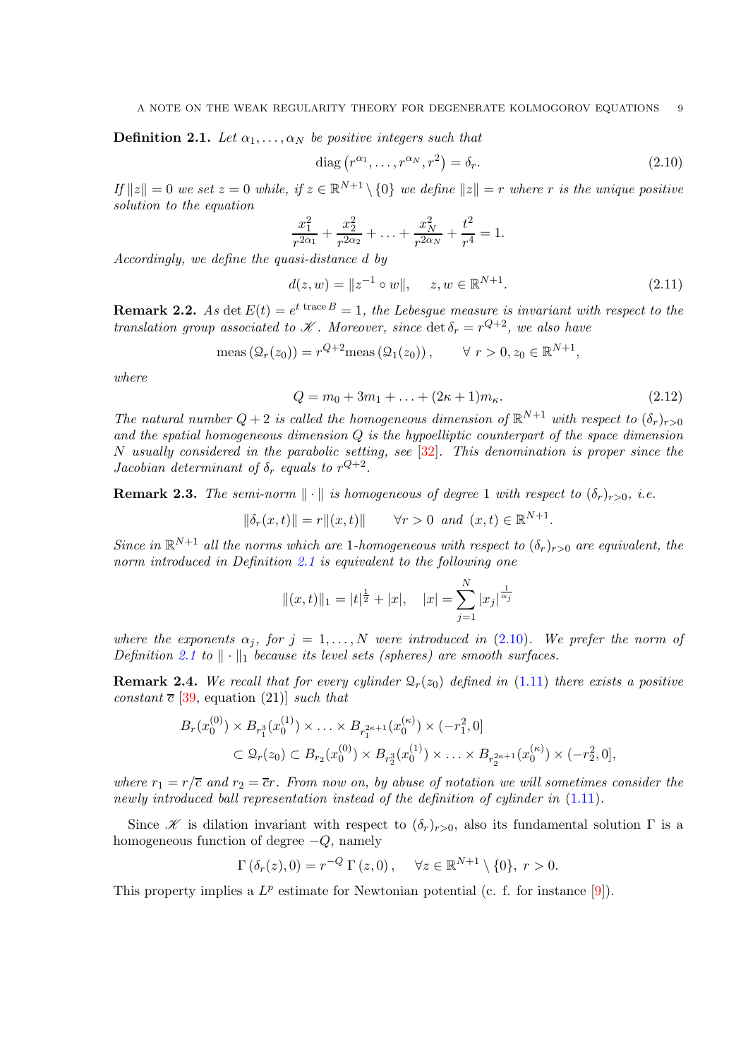**Definition 2.1.** *Let $\alpha_1, \ldots, \alpha_N$ be positive integers such that*

$$\operatorname{diag}\left(r^{\alpha_1}, \ldots, r^{\alpha_N}, r^2\right) = \delta_r. \tag{2.10}$$

*If $\|z\| = 0$ we set $z = 0$ while, if $z \in \mathbb{R}^{N+1} \setminus \{0\}$ we define $\|z\| = r$ where $r$ is the unique positive solution to the equation*

$$\frac{x_1^2}{r^{2\alpha_1}} + \frac{x_2^2}{r^{2\alpha_2}} + \ldots + \frac{x_N^2}{r^{2\alpha_N}} + \frac{t^2}{r^4} = 1.$$

*Accordingly, we define the quasi-distance $d$ by*

$$d(z, w) = \|z^{-1} \circ w\|, \qquad z, w \in \mathbb{R}^{N+1}. \tag{2.11}$$

**Remark 2.2.** *As $\det E(t) = e^{t \operatorname{trace} B} = 1$, the Lebesgue measure is invariant with respect to the translation group associated to $\mathscr{K}$. Moreover, since $\det \delta_r = r^{Q+2}$, we also have*

$$\operatorname{meas}\left(\mathcal{Q}_r(z_0)\right) = r^{Q+2} \operatorname{meas}\left(\mathcal{Q}_1(z_0)\right), \qquad \forall\ r > 0, z_0 \in \mathbb{R}^{N+1},$$

*where*

$$Q = m_0 + 3m_1 + \ldots + (2\kappa + 1)m_\kappa. \tag{2.12}$$

*The natural number $Q+2$ is called the homogeneous dimension of $\mathbb{R}^{N+1}$ with respect to $(\delta_r)_{r>0}$ and the spatial homogeneous dimension $Q$ is the hypoelliptic counterpart of the space dimension $N$ usually considered in the parabolic setting, see [32]. This denomination is proper since the Jacobian determinant of $\delta_r$ equals to $r^{Q+2}$.*

**Remark 2.3.** *The semi-norm $\|\cdot\|$ is homogeneous of degree 1 with respect to $(\delta_r)_{r>0}$, i.e.*

$$\|\delta_r(x,t)\| = r\|(x,t)\| \qquad \forall r > 0 \text{ and } (x,t) \in \mathbb{R}^{N+1}.$$

*Since in $\mathbb{R}^{N+1}$ all the norms which are 1-homogeneous with respect to $(\delta_r)_{r>0}$ are equivalent, the norm introduced in Definition 2.1 is equivalent to the following one*

$$\|(x,t)\|_1 = |t|^{\frac{1}{2}} + |x|, \quad |x| = \sum_{j=1}^{N} |x_j|^{\frac{1}{\alpha_j}}$$

*where the exponents $\alpha_j$, for $j = 1, \ldots, N$ were introduced in (2.10). We prefer the norm of Definition 2.1 to $\|\cdot\|_1$ because its level sets (spheres) are smooth surfaces.*

**Remark 2.4.** *We recall that for every cylinder $\mathcal{Q}_r(z_0)$ defined in (1.11) there exists a positive constant $\overline{c}$ [39, equation (21)] such that*

$$\begin{aligned} &B_r(x_0^{(0)}) \times B_{r_1^3}(x_0^{(1)}) \times \ldots \times B_{r_1^{2\kappa+1}}(x_0^{(\kappa)}) \times (-r_1^2, 0] \\ &\qquad \subset \mathcal{Q}_r(z_0) \subset B_{r_2}(x_0^{(0)}) \times B_{r_2^3}(x_0^{(1)}) \times \ldots \times B_{r_2^{2\kappa+1}}(x_0^{(\kappa)}) \times (-r_2^2, 0], \end{aligned}$$

*where $r_1 = r/\overline{c}$ and $r_2 = \overline{c}r$. From now on, by abuse of notation we will sometimes consider the newly introduced ball representation instead of the definition of cylinder in (1.11).*

Since $\mathscr{K}$ is dilation invariant with respect to $(\delta_r)_{r>0}$, also its fundamental solution $\Gamma$ is a homogeneous function of degree $-Q$, namely

$$\Gamma\left(\delta_r(z), 0\right) = r^{-Q}\, \Gamma\left(z, 0\right), \qquad \forall z \in \mathbb{R}^{N+1} \setminus \{0\},\ r > 0.$$

This property implies a $L^p$ estimate for Newtonian potential (c. f. for instance [9]).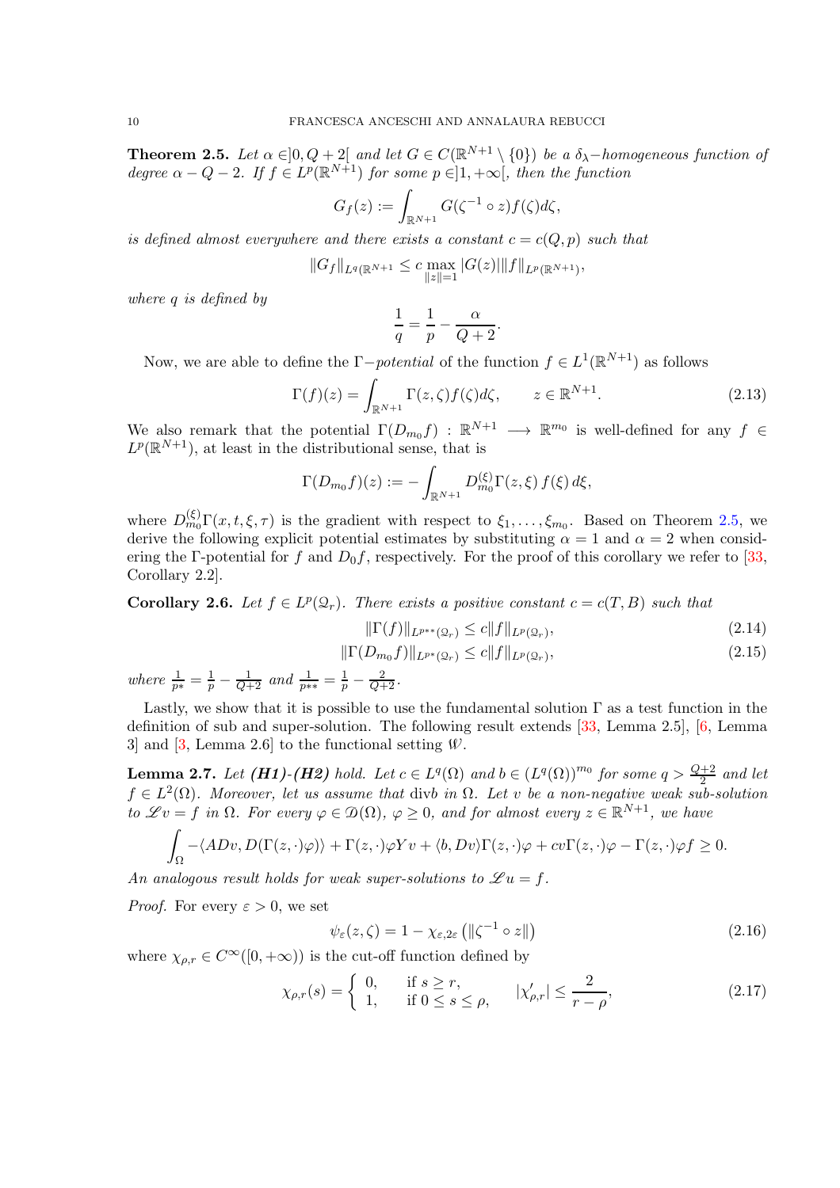**Theorem 2.5.** *Let $\alpha \in ]0, Q+2[$ and let $G \in C(\mathbb{R}^{N+1} \setminus \{0\})$ be a $\delta_\lambda-$homogeneous function of degree $\alpha - Q - 2$. If $f \in L^p(\mathbb{R}^{N+1})$ for some $p \in ]1, +\infty[$, then the function*

$$G_f(z) := \int_{\mathbb{R}^{N+1}} G(\zeta^{-1} \circ z) f(\zeta) d\zeta,$$

*is defined almost everywhere and there exists a constant $c = c(Q,p)$ such that*

$$\| G_f \|_{L^q(\mathbb{R}^{N+1}} \leq c \max_{\|z\|=1} |G(z)| \|f\|_{L^p(\mathbb{R}^{N+1})},$$

*where $q$ is defined by*

$$\frac{1}{q} = \frac{1}{p} - \frac{\alpha}{Q+2}.$$

Now, we are able to define the $\Gamma-$*potential* of the function $f \in L^1(\mathbb{R}^{N+1})$ as follows

$$\Gamma(f)(z) = \int_{\mathbb{R}^{N+1}} \Gamma(z, \zeta) f(\zeta) d\zeta, \qquad z \in \mathbb{R}^{N+1}. \tag{2.13}$$

We also remark that the potential $\Gamma(D_{m_0} f) : \mathbb{R}^{N+1} \longrightarrow \mathbb{R}^{m_0}$ is well-defined for any $f \in L^p(\mathbb{R}^{N+1})$, at least in the distributional sense, that is

$$\Gamma(D_{m_0} f)(z) := - \int_{\mathbb{R}^{N+1}} D_{m_0}^{(\xi)} \Gamma(z, \xi) \, f(\xi) \, d\xi,$$

where $D_{m_0}^{(\xi)} \Gamma(x,t,\xi,\tau)$ is the gradient with respect to $\xi_1, \ldots, \xi_{m_0}$. Based on Theorem 2.5, we derive the following explicit potential estimates by substituting $\alpha = 1$ and $\alpha = 2$ when considering the $\Gamma$-potential for $f$ and $D_0 f$, respectively. For the proof of this corollary we refer to [33, Corollary 2.2].

**Corollary 2.6.** *Let $f \in L^p(\mathcal{Q}_r)$. There exists a positive constant $c = c(T, B)$ such that*

$$\| \Gamma(f) \|_{L^{p^{**}}(\mathcal{Q}_r)} \leq c \|f\|_{L^p(\mathcal{Q}_r)}, \tag{2.14}$$

$$\| \Gamma(D_{m_0} f) \|_{L^{p^*}(\mathcal{Q}_r)} \leq c \|f\|_{L^p(\mathcal{Q}_r)}, \tag{2.15}$$

*where $\frac{1}{p^*} = \frac{1}{p} - \frac{1}{Q+2}$ and $\frac{1}{p^{**}} = \frac{1}{p} - \frac{2}{Q+2}$.*

Lastly, we show that it is possible to use the fundamental solution $\Gamma$ as a test function in the definition of sub and super-solution. The following result extends [33, Lemma 2.5], [6, Lemma 3] and [3, Lemma 2.6] to the functional setting $\mathcal{W}$.

**Lemma 2.7.** *Let **(H1)-(H2)** hold. Let $c \in L^q(\Omega)$ and $b \in (L^q(\Omega))^{m_0}$ for some $q > \frac{Q+2}{2}$ and let $f \in L^2(\Omega)$. Moreover, let us assume that $\operatorname{div} b$ in $\Omega$. Let $v$ be a non-negative weak sub-solution to $\mathscr{L} v = f$ in $\Omega$. For every $\varphi \in \mathcal{D}(\Omega)$, $\varphi \geq 0$, and for almost every $z \in \mathbb{R}^{N+1}$, we have*

$$\int_{\Omega} - \langle A D v, D(\Gamma(z, \cdot)\varphi) \rangle + \Gamma(z, \cdot) \varphi Y v + \langle b, Dv \rangle \Gamma(z, \cdot) \varphi + c v \Gamma(z, \cdot) \varphi - \Gamma(z, \cdot) \varphi f \geq 0.$$

*An analogous result holds for weak super-solutions to $\mathscr{L} u = f$.*

*Proof.* For every $\varepsilon > 0$, we set

$$\psi_\varepsilon(z, \zeta) = 1 - \chi_{\varepsilon, 2\varepsilon} \left( \| \zeta^{-1} \circ z \| \right) \tag{2.16}$$

where $\chi_{\rho, r} \in C^\infty([0, +\infty))$ is the cut-off function defined by

$$\chi_{\rho, r}(s) = \begin{cases} 0, & \text{if } s \geq r, \\ 1, & \text{if } 0 \leq s \leq \rho, \end{cases} \qquad |\chi'_{\rho, r}| \leq \frac{2}{r - \rho}, \tag{2.17}$$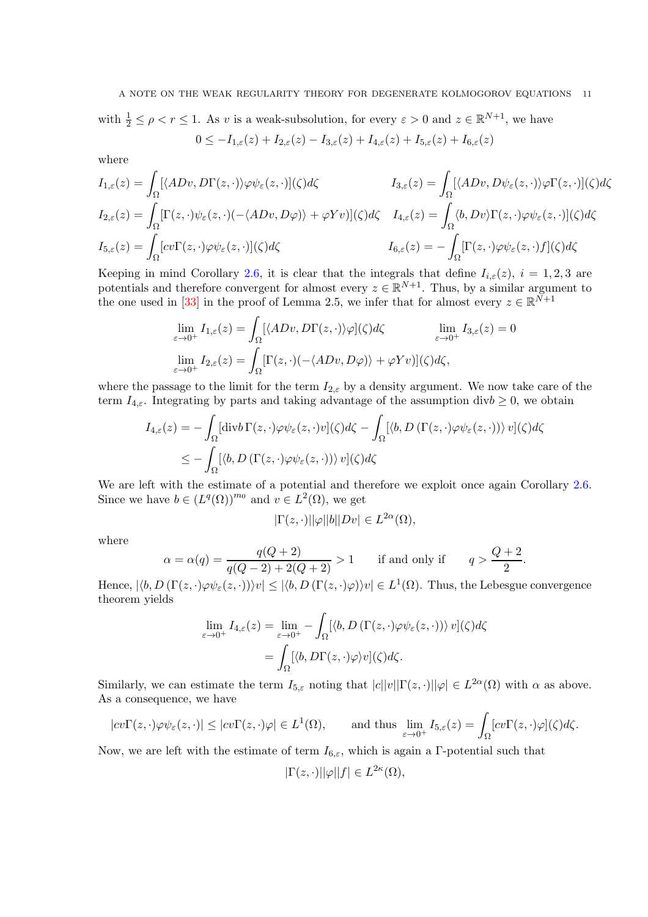with $\frac{1}{2} \le \rho < r \le 1$. As $v$ is a weak-subsolution, for every $\varepsilon > 0$ and $z \in \mathbb{R}^{N+1}$, we have

$$0 \le -I_{1,\varepsilon}(z) + I_{2,\varepsilon}(z) - I_{3,\varepsilon}(z) + I_{4,\varepsilon}(z) + I_{5,\varepsilon}(z) + I_{6,\varepsilon}(z)$$

where

$$I_{1,\varepsilon}(z) = \int_\Omega [\langle ADv, D\Gamma(z,\cdot)\rangle \varphi \psi_\varepsilon(z,\cdot)](\zeta) d\zeta \qquad I_{3,\varepsilon}(z) = \int_\Omega [\langle ADv, D\psi_\varepsilon(z,\cdot)\rangle \varphi \Gamma(z,\cdot)](\zeta) d\zeta$$

$$I_{2,\varepsilon}(z) = \int_\Omega [\Gamma(z,\cdot)\psi_\varepsilon(z,\cdot)(-\langle ADv, D\varphi\rangle) + \varphi Y v)](\zeta) d\zeta \quad I_{4,\varepsilon}(z) = \int_\Omega \langle b, Dv\rangle \Gamma(z,\cdot)\varphi\psi_\varepsilon(z,\cdot)](\zeta) d\zeta$$

$$I_{5,\varepsilon}(z) = \int_\Omega [cv\Gamma(z,\cdot)\varphi\psi_\varepsilon(z,\cdot)](\zeta) d\zeta \qquad I_{6,\varepsilon}(z) = -\int_\Omega [\Gamma(z,\cdot)\varphi\psi_\varepsilon(z,\cdot) f](\zeta) d\zeta$$

Keeping in mind Corollary 2.6, it is clear that the integrals that define $I_{i,\varepsilon}(z)$, $i = 1, 2, 3$ are potentials and therefore convergent for almost every $z \in \mathbb{R}^{N+1}$. Thus, by a similar argument to the one used in [33] in the proof of Lemma 2.5, we infer that for almost every $z \in \mathbb{R}^{N+1}$

$$\lim_{\varepsilon \to 0^+} I_{1,\varepsilon}(z) = \int_\Omega [\langle ADv, D\Gamma(z,\cdot)\rangle \varphi](\zeta) d\zeta \qquad \lim_{\varepsilon \to 0^+} I_{3,\varepsilon}(z) = 0$$

$$\lim_{\varepsilon \to 0^+} I_{2,\varepsilon}(z) = \int_\Omega [\Gamma(z,\cdot)(-\langle ADv, D\varphi\rangle) + \varphi Y v)](\zeta) d\zeta,$$

where the passage to the limit for the term $I_{2,\varepsilon}$ by a density argument. We now take care of the term $I_{4,\varepsilon}$. Integrating by parts and taking advantage of the assumption $\text{div} b \ge 0$, we obtain

$$\begin{aligned}
I_{4,\varepsilon}(z) &= -\int_\Omega [\text{div} b\, \Gamma(z,\cdot)\varphi\psi_\varepsilon(z,\cdot) v](\zeta) d\zeta - \int_\Omega [\langle b, D\left(\Gamma(z,\cdot)\varphi\psi_\varepsilon(z,\cdot)\right)\rangle\, v](\zeta) d\zeta \\
&\le -\int_\Omega [\langle b, D\left(\Gamma(z,\cdot)\varphi\psi_\varepsilon(z,\cdot)\right)\rangle\, v](\zeta) d\zeta
\end{aligned}$$

We are left with the estimate of a potential and therefore we exploit once again Corollary 2.6. Since we have $b \in (L^q(\Omega))^{m_0}$ and $v \in L^2(\Omega)$, we get

$$|\Gamma(z,\cdot)||\varphi||b||Dv| \in L^{2\alpha}(\Omega),$$

where

$$\alpha = \alpha(q) = \frac{q(Q+2)}{q(Q-2) + 2(Q+2)} > 1 \qquad \text{if and only if} \qquad q > \frac{Q+2}{2}.$$

Hence, $|\langle b, D\left(\Gamma(z,\cdot)\varphi\psi_\varepsilon(z,\cdot)\right)\rangle v| \le |\langle b, D\left(\Gamma(z,\cdot)\varphi\right)\rangle v| \in L^1(\Omega)$. Thus, the Lebesgue convergence theorem yields

$$\begin{aligned}
\lim_{\varepsilon \to 0^+} I_{4,\varepsilon}(z) &= \lim_{\varepsilon \to 0^+} -\int_\Omega [\langle b, D\left(\Gamma(z,\cdot)\varphi\psi_\varepsilon(z,\cdot)\right)\rangle\, v](\zeta) d\zeta \\
&= \int_\Omega [\langle b, D\Gamma(z,\cdot)\varphi\rangle v](\zeta) d\zeta.
\end{aligned}$$

Similarly, we can estimate the term $I_{5,\varepsilon}$ noting that $|c||v||\Gamma(z,\cdot)||\varphi| \in L^{2\alpha}(\Omega)$ with $\alpha$ as above. As a consequence, we have

$$|cv\Gamma(z,\cdot)\varphi\psi_\varepsilon(z,\cdot)| \le |cv\Gamma(z,\cdot)\varphi| \in L^1(\Omega), \qquad \text{and thus } \lim_{\varepsilon \to 0^+} I_{5,\varepsilon}(z) = \int_\Omega [cv\Gamma(z,\cdot)\varphi](\zeta) d\zeta.$$

Now, we are left with the estimate of term $I_{6,\varepsilon}$, which is again a $\Gamma$-potential such that

$$|\Gamma(z,\cdot)||\varphi||f| \in L^{2\kappa}(\Omega),$$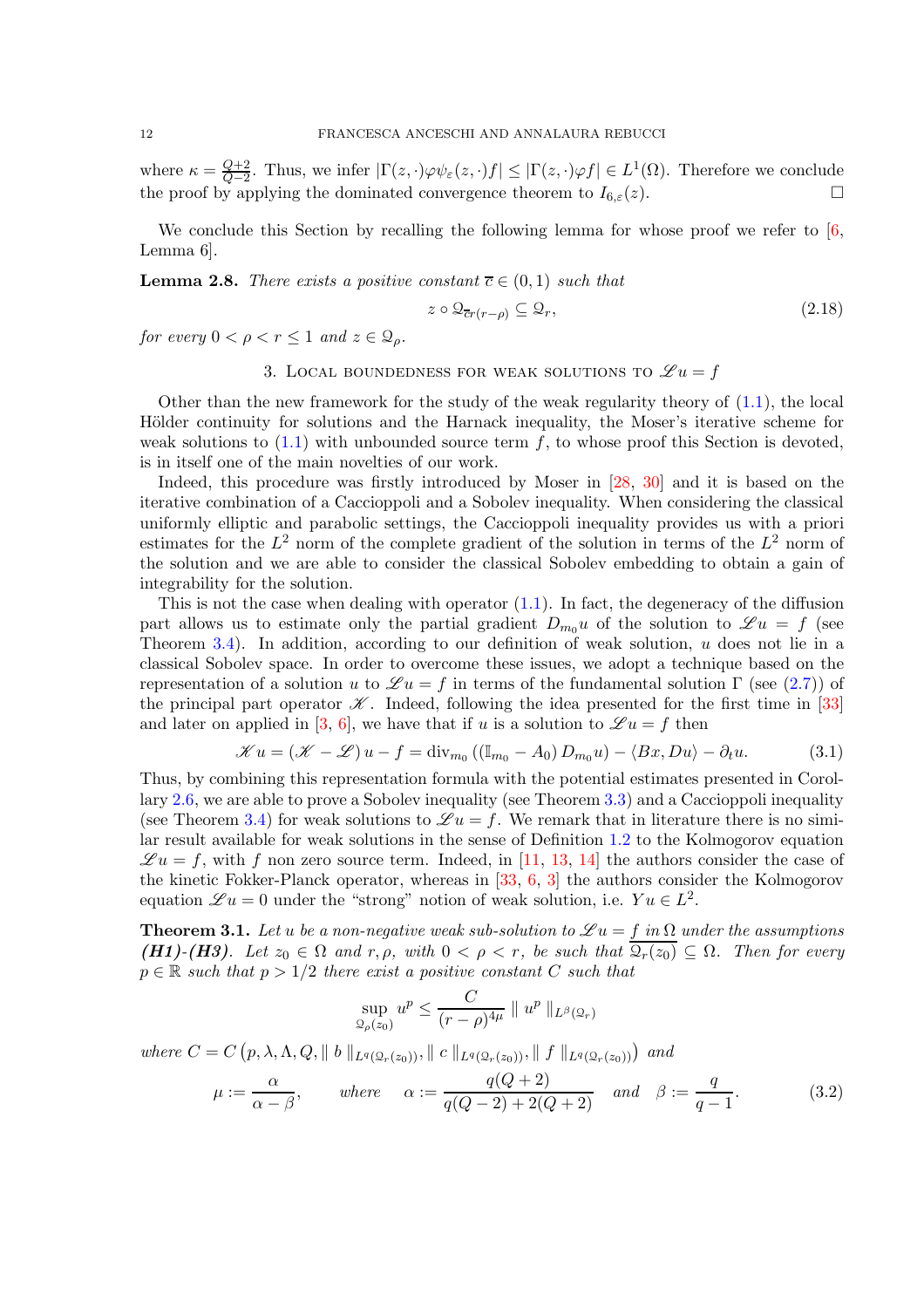where $\kappa = \frac{Q+2}{Q-2}$. Thus, we infer $|\Gamma(z,\cdot)\varphi\psi_\varepsilon(z,\cdot)f| \leq |\Gamma(z,\cdot)\varphi f| \in L^1(\Omega)$. Therefore we conclude the proof by applying the dominated convergence theorem to $I_{6,\varepsilon}(z)$. $\square$

We conclude this Section by recalling the following lemma for whose proof we refer to [6, Lemma 6].

**Lemma 2.8.** *There exists a positive constant $\overline{c} \in (0,1)$ such that*

$$z \circ \mathcal{Q}_{\overline{c}r(r-\rho)} \subseteq \mathcal{Q}_r, \tag{2.18}$$

*for every $0 < \rho < r \leq 1$ and $z \in \mathcal{Q}_\rho$.*

## 3. Local boundedness for weak solutions to $\mathscr{L}u = f$

Other than the new framework for the study of the weak regularity theory of (1.1), the local Hölder continuity for solutions and the Harnack inequality, the Moser's iterative scheme for weak solutions to (1.1) with unbounded source term $f$, to whose proof this Section is devoted, is in itself one of the main novelties of our work.

Indeed, this procedure was firstly introduced by Moser in [28, 30] and it is based on the iterative combination of a Caccioppoli and a Sobolev inequality. When considering the classical uniformly elliptic and parabolic settings, the Caccioppoli inequality provides us with a priori estimates for the $L^2$ norm of the complete gradient of the solution in terms of the $L^2$ norm of the solution and we are able to consider the classical Sobolev embedding to obtain a gain of integrability for the solution.

This is not the case when dealing with operator (1.1). In fact, the degeneracy of the diffusion part allows us to estimate only the partial gradient $D_{m_0}u$ of the solution to $\mathscr{L}u = f$ (see Theorem 3.4). In addition, according to our definition of weak solution, $u$ does not lie in a classical Sobolev space. In order to overcome these issues, we adopt a technique based on the representation of a solution $u$ to $\mathscr{L}u = f$ in terms of the fundamental solution $\Gamma$ (see (2.7)) of the principal part operator $\mathscr{K}$. Indeed, following the idea presented for the first time in [33] and later on applied in [3, 6], we have that if $u$ is a solution to $\mathscr{L}u = f$ then

$$\mathscr{K}u = (\mathscr{K} - \mathscr{L})\,u - f = \mathrm{div}_{m_0}\left(\left(\mathbb{I}_{m_0} - A_0\right) D_{m_0}u\right) - \langle Bx, Du\rangle - \partial_t u. \tag{3.1}$$

Thus, by combining this representation formula with the potential estimates presented in Corollary 2.6, we are able to prove a Sobolev inequality (see Theorem 3.3) and a Caccioppoli inequality (see Theorem 3.4) for weak solutions to $\mathscr{L}u = f$. We remark that in literature there is no similar result available for weak solutions in the sense of Definition 1.2 to the Kolmogorov equation $\mathscr{L}u = f$, with $f$ non zero source term. Indeed, in [11, 13, 14] the authors consider the case of the kinetic Fokker-Planck operator, whereas in [33, 6, 3] the authors consider the Kolmogorov equation $\mathscr{L}u = 0$ under the "strong" notion of weak solution, i.e. $Yu \in L^2$.

**Theorem 3.1.** *Let $u$ be a non-negative weak sub-solution to $\mathscr{L}u = f$ in $\Omega$ under the assumptions **(H1)**-**(H3)**. Let $z_0 \in \Omega$ and $r, \rho$, with $0 < \rho < r$, be such that $\overline{\mathcal{Q}_r(z_0)} \subseteq \Omega$. Then for every $p \in \mathbb{R}$ such that $p > 1/2$ there exist a positive constant $C$ such that*

$$\sup_{\mathcal{Q}_\rho(z_0)} u^p \leq \frac{C}{(r-\rho)^{4\mu}} \parallel u^p \parallel_{L^\beta(\mathcal{Q}_r)}$$

*where $C = C\left(p, \lambda, \Lambda, Q, \parallel b \parallel_{L^q(\mathcal{Q}_r(z_0))}, \parallel c \parallel_{L^q(\mathcal{Q}_r(z_0))}, \parallel f \parallel_{L^q(\mathcal{Q}_r(z_0))}\right)$ and*

$$\mu := \frac{\alpha}{\alpha - \beta}, \qquad \textit{where} \quad \alpha := \frac{q(Q+2)}{q(Q-2) + 2(Q+2)} \quad \textit{and} \quad \beta := \frac{q}{q-1}. \tag{3.2}$$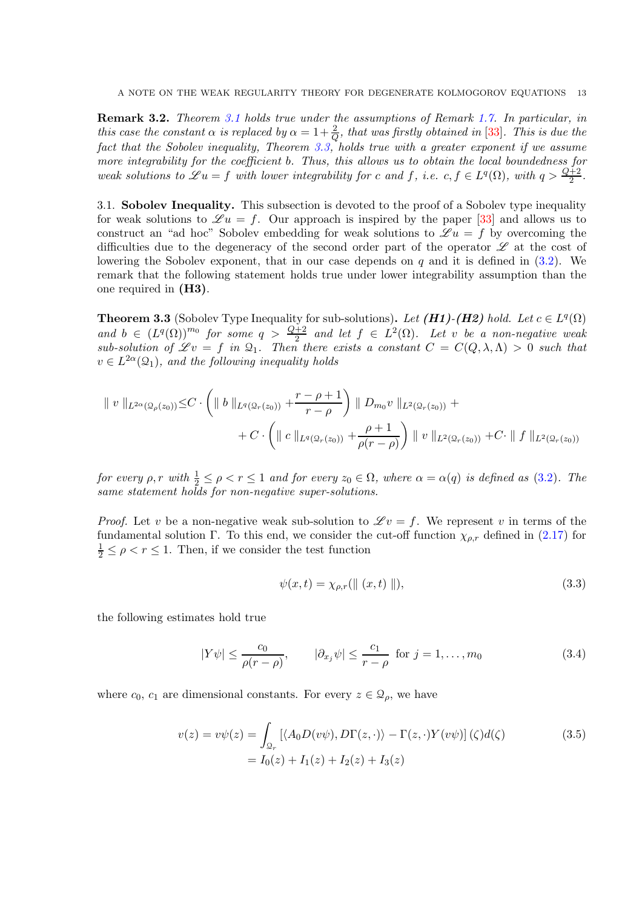**Remark 3.2.** *Theorem 3.1 holds true under the assumptions of Remark 1.7. In particular, in this case the constant $\alpha$ is replaced by $\alpha = 1 + \frac{2}{Q}$, that was firstly obtained in [33]. This is due the fact that the Sobolev inequality, Theorem 3.3, holds true with a greater exponent if we assume more integrability for the coefficient $b$. Thus, this allows us to obtain the local boundedness for weak solutions to $\mathscr{L}u = f$ with lower integrability for $c$ and $f$, i.e. $c, f \in L^q(\Omega)$, with $q > \frac{Q+2}{2}$.*

3.1. **Sobolev Inequality.** This subsection is devoted to the proof of a Sobolev type inequality for weak solutions to $\mathscr{L}u = f$. Our approach is inspired by the paper [33] and allows us to construct an "ad hoc" Sobolev embedding for weak solutions to $\mathscr{L}u = f$ by overcoming the difficulties due to the degeneracy of the second order part of the operator $\mathscr{L}$ at the cost of lowering the Sobolev exponent, that in our case depends on $q$ and it is defined in (3.2). We remark that the following statement holds true under lower integrability assumption than the one required in **(H3)**.

**Theorem 3.3** (Sobolev Type Inequality for sub-solutions)**.** *Let **(H1)-(H2)** hold. Let $c \in L^q(\Omega)$ and $b \in (L^q(\Omega))^{m_0}$ for some $q > \frac{Q+2}{2}$ and let $f \in L^2(\Omega)$. Let $v$ be a non-negative weak sub-solution of $\mathscr{L}v = f$ in $\mathcal{Q}_1$. Then there exists a constant $C = C(Q, \lambda, \Lambda) > 0$ such that $v \in L^{2\alpha}(\mathcal{Q}_1)$, and the following inequality holds*

$$
\begin{aligned}
\| v \|_{L^{2\alpha}(\mathcal{Q}_\rho(z_0))} \leq & C \cdot \left( \| b \|_{L^q(\mathcal{Q}_r(z_0))} + \frac{r - \rho + 1}{r - \rho} \right) \| D_{m_0} v \|_{L^2(\mathcal{Q}_r(z_0))} + \\
& + C \cdot \left( \| c \|_{L^q(\mathcal{Q}_r(z_0))} + \frac{\rho + 1}{\rho(r - \rho)} \right) \| v \|_{L^2(\mathcal{Q}_r(z_0))} + C \cdot \| f \|_{L^2(\mathcal{Q}_r(z_0))}
\end{aligned}
$$

*for every $\rho, r$ with $\frac{1}{2} \leq \rho < r \leq 1$ and for every $z_0 \in \Omega$, where $\alpha = \alpha(q)$ is defined as (3.2). The same statement holds for non-negative super-solutions.*

*Proof.* Let $v$ be a non-negative weak sub-solution to $\mathscr{L}v = f$. We represent $v$ in terms of the fundamental solution $\Gamma$. To this end, we consider the cut-off function $\chi_{\rho,r}$ defined in (2.17) for $\frac{1}{2} \leq \rho < r \leq 1$. Then, if we consider the test function

$$
\psi(x, t) = \chi_{\rho,r}(\| (x, t) \|), \tag{3.3}
$$

the following estimates hold true

$$
|Y\psi| \leq \frac{c_0}{\rho(r - \rho)}, \qquad |\partial_{x_j}\psi| \leq \frac{c_1}{r - \rho} \text{ for } j = 1, \ldots, m_0 \tag{3.4}
$$

where $c_0$, $c_1$ are dimensional constants. For every $z \in \mathcal{Q}_\rho$, we have

$$
\begin{aligned}
v(z) = v\psi(z) &= \int_{\mathcal{Q}_r} \left[ \langle A_0 D(v\psi), D\Gamma(z, \cdot) \rangle - \Gamma(z, \cdot) Y(v\psi) \right] (\zeta) d(\zeta) \\
&= I_0(z) + I_1(z) + I_2(z) + I_3(z)
\end{aligned} \tag{3.5}
$$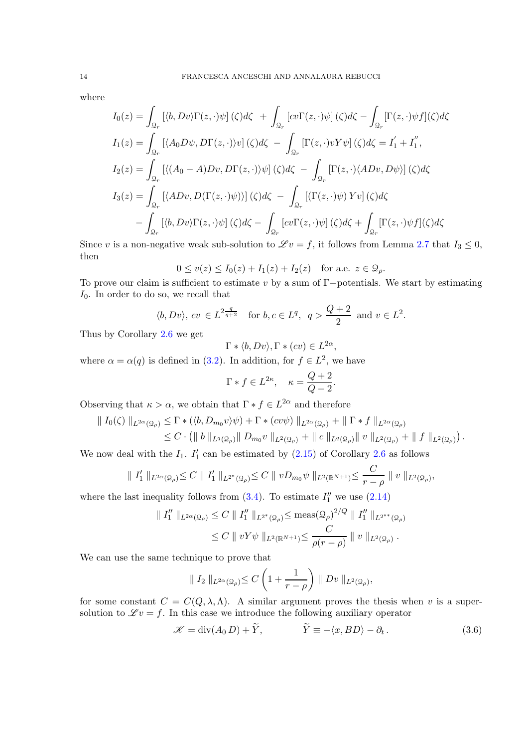where

$$
\begin{aligned}
I_0(z) &= \int_{\mathcal{Q}_r} \left[\langle b, Dv\rangle \Gamma(z,\cdot)\psi\right](\zeta) d\zeta \; + \int_{\mathcal{Q}_r} \left[cv\Gamma(z,\cdot)\psi\right](\zeta) d\zeta - \int_{\mathcal{Q}_r} [\Gamma(z,\cdot)\psi f](\zeta) d\zeta \\
I_1(z) &= \int_{\mathcal{Q}_r} \left[\langle A_0 D\psi, D\Gamma(z,\cdot)\rangle v\right](\zeta) d\zeta \; - \int_{\mathcal{Q}_r} \left[\Gamma(z,\cdot) v Y \psi\right](\zeta) d\zeta = I_1^{'} + I_1^{''}, \\
I_2(z) &= \int_{\mathcal{Q}_r} \left[\langle (A_0 - A) Dv, D\Gamma(z,\cdot)\rangle \psi\right](\zeta) d\zeta \; - \int_{\mathcal{Q}_r} \left[\Gamma(z,\cdot)\langle ADv, D\psi\rangle\right](\zeta) d\zeta \\
I_3(z) &= \int_{\mathcal{Q}_r} \left[\langle ADv, D(\Gamma(z,\cdot)\psi)\rangle\right](\zeta) d\zeta \; - \int_{\mathcal{Q}_r} \left[(\Gamma(z,\cdot)\psi)\, Yv\right](\zeta) d\zeta \\
&\quad - \int_{\mathcal{Q}_r} \left[\langle b, Dv\rangle \Gamma(z,\cdot)\psi\right](\zeta) d\zeta - \int_{\mathcal{Q}_r} \left[cv\Gamma(z,\cdot)\psi\right](\zeta) d\zeta + \int_{\mathcal{Q}_r} [\Gamma(z,\cdot)\psi f](\zeta) d\zeta
\end{aligned}
$$

Since $v$ is a non-negative weak sub-solution to $\mathscr{L} v = f$, it follows from Lemma 2.7 that $I_3 \leq 0$, then

$$
0 \leq v(z) \leq I_0(z) + I_1(z) + I_2(z) \quad \text{for a.e. } z \in \mathcal{Q}_\rho.
$$

To prove our claim is sufficient to estimate $v$ by a sum of $\Gamma-$potentials. We start by estimating $I_0$. In order to do so, we recall that

$$
\langle b, Dv\rangle,\, cv \, \in L^{2\frac{q}{q+2}} \quad \text{for } b, c \in L^q, \;\; q > \frac{Q+2}{2} \;\text{ and } v \in L^2.
$$

Thus by Corollary 2.6 we get

$$
\Gamma * \langle b, Dv\rangle, \Gamma * (cv) \in L^{2\alpha},
$$

where $\alpha = \alpha(q)$ is defined in (3.2). In addition, for $f \in L^2$, we have

$$
\Gamma * f \in L^{2\kappa}, \quad \kappa = \frac{Q+2}{Q-2}.
$$

Observing that $\kappa > \alpha$, we obtain that $\Gamma * f \in L^{2\alpha}$ and therefore

$$
\begin{aligned}
\parallel I_0(\zeta) \parallel_{L^{2\alpha}(\mathcal{Q}_\rho)} &\leq \Gamma * (\langle b, D_{m_0} v\rangle \psi) + \Gamma * (cv\psi) \parallel_{L^{2\alpha}(\mathcal{Q}_\rho)} + \parallel \Gamma * f \parallel_{L^{2\alpha}(\mathcal{Q}_\rho)} \\
&\leq C \cdot \left( \parallel b \parallel_{L^q(\mathcal{Q}_\rho)} \parallel D_{m_0} v \parallel_{L^2(\mathcal{Q}_\rho)} + \parallel c \parallel_{L^q(\mathcal{Q}_\rho)} \parallel v \parallel_{L^2(\mathcal{Q}_\rho)} + \parallel f \parallel_{L^2(\mathcal{Q}_\rho)} \right).
\end{aligned}
$$

We now deal with the $I_1$. $I_1^{'}$ can be estimated by (2.15) of Corollary 2.6 as follows

$$
\parallel I_1^{'} \parallel_{L^{2\alpha}(\mathcal{Q}_\rho)} \leq C \parallel I_1^{'} \parallel_{L^{2^*}(\mathcal{Q}_\rho)} \leq C \parallel v D_{m_0} \psi \parallel_{L^2(\mathbb{R}^{N+1})} \leq \frac{C}{r-\rho} \parallel v \parallel_{L^2(\mathcal{Q}_\rho)},
$$

where the last inequality follows from (3.4). To estimate $I_1^{''}$ we use (2.14)

$$
\begin{aligned}
\parallel I_1^{''} \parallel_{L^{2\alpha}(\mathcal{Q}_\rho)} &\leq C \parallel I_1^{''} \parallel_{L^{2^*}(\mathcal{Q}_\rho)} \leq \text{meas}(\mathcal{Q}_\rho)^{2/Q} \parallel I_1^{''} \parallel_{L^{2^{**}}(\mathcal{Q}_\rho)} \\
&\leq C \parallel vY\psi \parallel_{L^2(\mathbb{R}^{N+1})} \leq \frac{C}{\rho(r-\rho)} \parallel v \parallel_{L^2(\mathcal{Q}_\rho)}.
\end{aligned}
$$

We can use the same technique to prove that

$$
\parallel I_2 \parallel_{L^{2\alpha}(\mathcal{Q}_\rho)} \leq C \left(1 + \frac{1}{r-\rho}\right) \parallel Dv \parallel_{L^2(\mathcal{Q}_\rho)},
$$

for some constant $C = C(Q, \lambda, \Lambda)$. A similar argument proves the thesis when $v$ is a super-solution to $\mathscr{L} v = f$. In this case we introduce the following auxiliary operator

$$
\mathscr{K} = \text{div}(A_0\, D) + \widetilde{Y}, \qquad\qquad \widetilde{Y} \equiv -\langle x, BD\rangle - \partial_t\,. \tag{3.6}
$$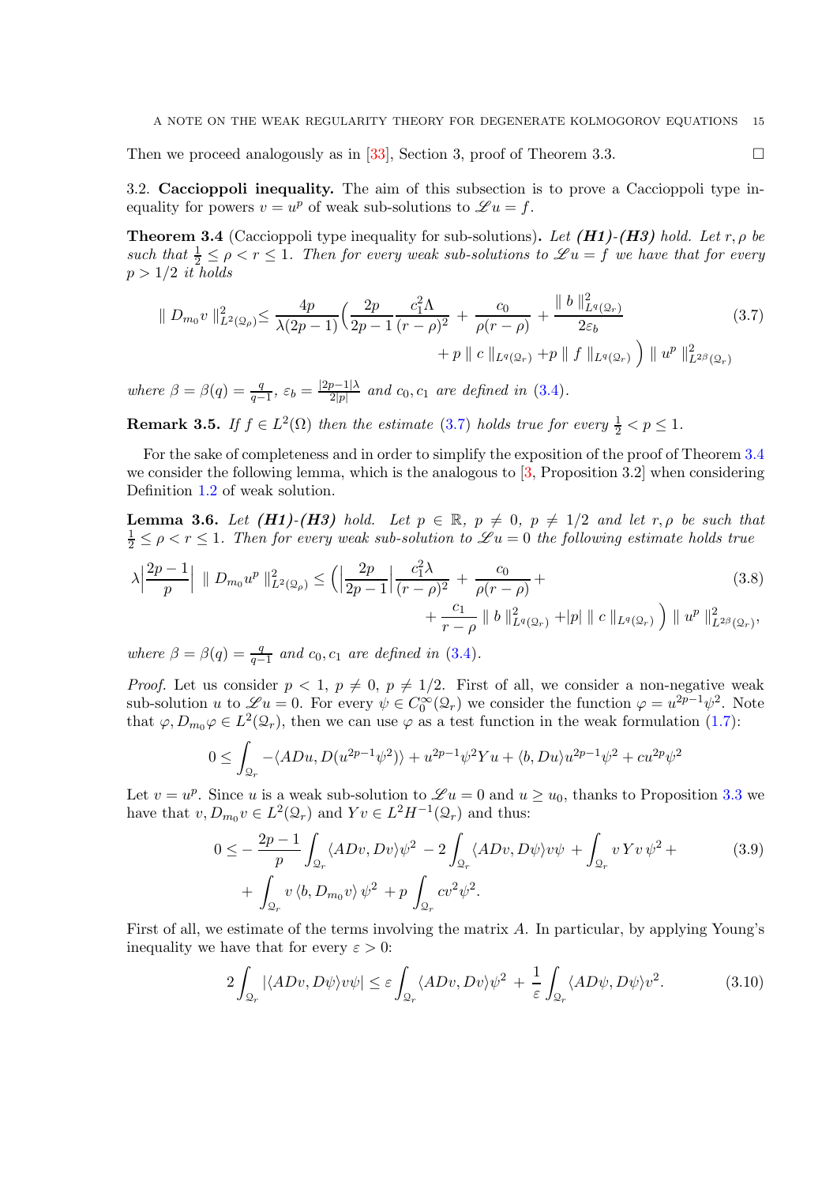Then we proceed analogously as in [33], Section 3, proof of Theorem 3.3. $\square$

3.2. **Caccioppoli inequality.** The aim of this subsection is to prove a Caccioppoli type inequality for powers $v = u^p$ of weak sub-solutions to $\mathscr{L}u = f$.

**Theorem 3.4** (Caccioppoli type inequality for sub-solutions)**.** *Let **(H1)**-**(H3)** hold. Let $r, \rho$ be such that $\frac{1}{2} \leq \rho < r \leq 1$. Then for every weak sub-solutions to $\mathscr{L}u = f$ we have that for every $p > 1/2$ it holds*

$$
\begin{aligned}
\parallel D_{m_0} v \parallel^2_{L^2(\mathcal{Q}_\rho)} \leq \frac{4p}{\lambda(2p-1)} \Big( \frac{2p}{2p-1} \frac{c_1^2 \Lambda}{(r-\rho)^2} + \frac{c_0}{\rho(r-\rho)} + \frac{\parallel b \parallel^2_{L^q(\mathcal{Q}_r)}}{2\varepsilon_b} \\
+ p \parallel c \parallel_{L^q(\mathcal{Q}_r)} + p \parallel f \parallel_{L^q(\mathcal{Q}_r)} \Big) \parallel u^p \parallel^2_{L^{2\beta}(\mathcal{Q}_r)}
\end{aligned}
\tag{3.7}
$$

*where $\beta = \beta(q) = \frac{q}{q-1}$, $\varepsilon_b = \frac{|2p-1|\lambda}{2|p|}$ and $c_0, c_1$ are defined in (3.4).*

**Remark 3.5.** *If $f \in L^2(\Omega)$ then the estimate (3.7) holds true for every $\frac{1}{2} < p \leq 1$.*

For the sake of completeness and in order to simplify the exposition of the proof of Theorem 3.4 we consider the following lemma, which is the analogous to [3, Proposition 3.2] when considering Definition 1.2 of weak solution.

**Lemma 3.6.** *Let **(H1)**-**(H3)** hold. Let $p \in \mathbb{R}$, $p \neq 0$, $p \neq 1/2$ and let $r, \rho$ be such that $\frac{1}{2} \leq \rho < r \leq 1$. Then for every weak sub-solution to $\mathscr{L}u = 0$ the following estimate holds true*

$$
\begin{aligned}
\lambda \Big| \frac{2p-1}{p} \Big| \parallel D_{m_0} u^p \parallel^2_{L^2(\mathcal{Q}_\rho)} \leq \Big( \Big| \frac{2p}{2p-1} \Big| \frac{c_1^2 \lambda}{(r-\rho)^2} + \frac{c_0}{\rho(r-\rho)} + \\
+ \frac{c_1}{r-\rho} \parallel b \parallel^2_{L^q(\mathcal{Q}_r)} + |p| \parallel c \parallel_{L^q(\mathcal{Q}_r)} \Big) \parallel u^p \parallel^2_{L^{2\beta}(\mathcal{Q}_r)},
\end{aligned}
\tag{3.8}
$$

*where $\beta = \beta(q) = \frac{q}{q-1}$ and $c_0, c_1$ are defined in (3.4).*

*Proof.* Let us consider $p < 1$, $p \neq 0$, $p \neq 1/2$. First of all, we consider a non-negative weak sub-solution $u$ to $\mathscr{L}u = 0$. For every $\psi \in C_0^\infty(\mathcal{Q}_r)$ we consider the function $\varphi = u^{2p-1}\psi^2$. Note that $\varphi, D_{m_0}\varphi \in L^2(\mathcal{Q}_r)$, then we can use $\varphi$ as a test function in the weak formulation (1.7):

$$
0 \leq \int_{\mathcal{Q}_r} -\langle ADu, D(u^{2p-1}\psi^2) \rangle + u^{2p-1}\psi^2 Yu + \langle b, Du \rangle u^{2p-1}\psi^2 + cu^{2p}\psi^2
$$

Let $v = u^p$. Since $u$ is a weak sub-solution to $\mathscr{L}u = 0$ and $u \geq u_0$, thanks to Proposition 3.3 we have that $v, D_{m_0}v \in L^2(\mathcal{Q}_r)$ and $Yv \in L^2 H^{-1}(\mathcal{Q}_r)$ and thus:

$$
\begin{aligned}
0 \leq -\frac{2p-1}{p} \int_{\mathcal{Q}_r} \langle ADv, Dv \rangle \psi^2 - 2 \int_{\mathcal{Q}_r} \langle ADv, D\psi \rangle v\psi + \int_{\mathcal{Q}_r} v\, Yv\, \psi^2 + \\
+ \int_{\mathcal{Q}_r} v \, \langle b, D_{m_0} v \rangle \, \psi^2 + p \int_{\mathcal{Q}_r} cv^2\psi^2.
\end{aligned}
\tag{3.9}
$$

First of all, we estimate of the terms involving the matrix $A$. In particular, by applying Young's inequality we have that for every $\varepsilon > 0$:

$$
2 \int_{\mathcal{Q}_r} |\langle ADv, D\psi \rangle v\psi| \leq \varepsilon \int_{\mathcal{Q}_r} \langle ADv, Dv \rangle \psi^2 + \frac{1}{\varepsilon} \int_{\mathcal{Q}_r} \langle AD\psi, D\psi \rangle v^2.
\tag{3.10}
$$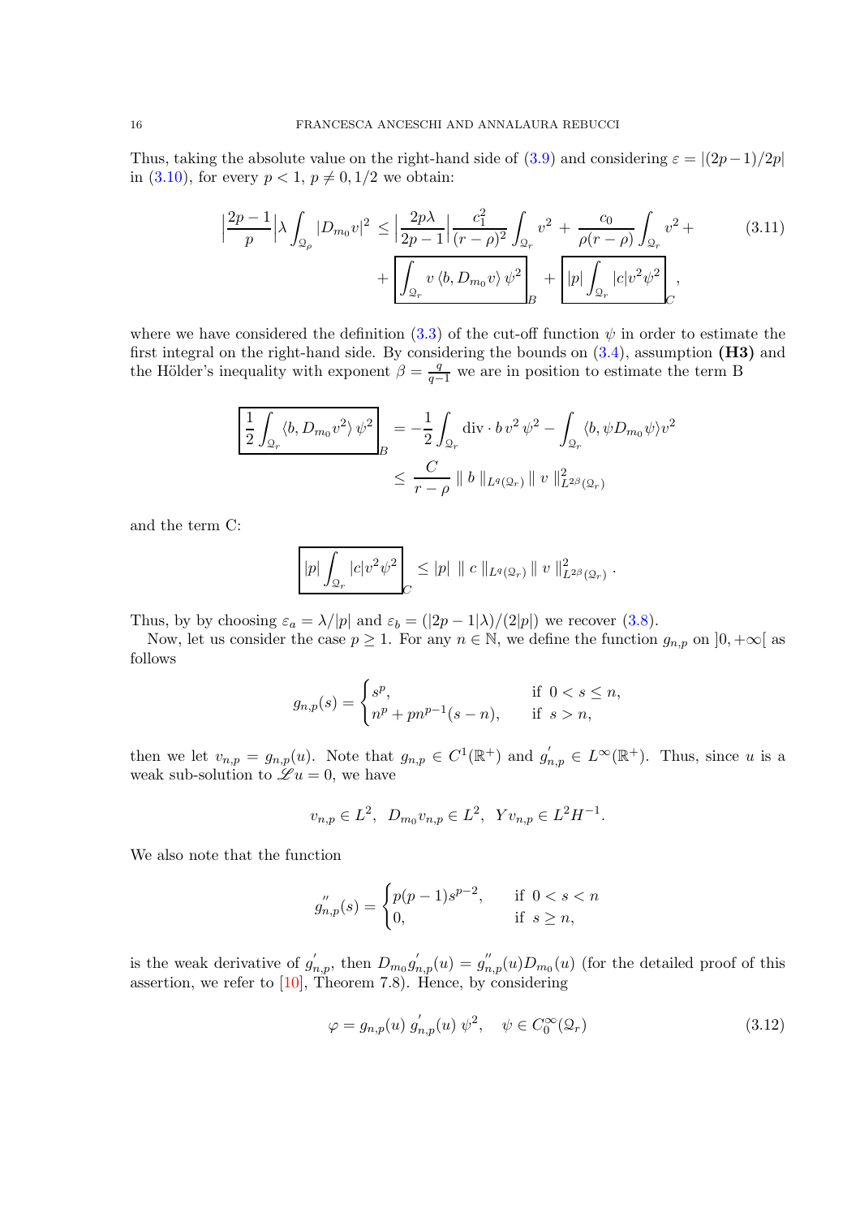Thus, taking the absolute value on the right-hand side of (3.9) and considering $\varepsilon = |(2p-1)/2p|$ in (3.10), for every $p < 1$, $p \neq 0, 1/2$ we obtain:

$$
\Big|\frac{2p-1}{p}\Big|\lambda \int_{\mathcal{Q}_\rho} |D_{m_0} v|^2 \leq \Big|\frac{2p\lambda}{2p-1}\Big| \frac{c_1^2}{(r-\rho)^2} \int_{\mathcal{Q}_r} v^2 + \frac{c_0}{\rho(r-\rho)} \int_{\mathcal{Q}_r} v^2 + \\
+ \underbrace{\boxed{\int_{\mathcal{Q}_r} v \, \langle b, D_{m_0} v \rangle \, \psi^2}}_{B} + \underbrace{\boxed{|p| \int_{\mathcal{Q}_r} |c| v^2 \psi^2}}_{C}, \tag{3.11}
$$

where we have considered the definition (3.3) of the cut-off function $\psi$ in order to estimate the first integral on the right-hand side. By considering the bounds on (3.4), assumption **(H3)** and the Hölder's inequality with exponent $\beta = \frac{q}{q-1}$ we are in position to estimate the term B

$$
\underbrace{\boxed{\frac{1}{2} \int_{\mathcal{Q}_r} \langle b, D_{m_0} v^2 \rangle \, \psi^2}}_{B} = -\frac{1}{2} \int_{\mathcal{Q}_r} \text{div} \cdot b \, v^2 \, \psi^2 - \int_{\mathcal{Q}_r} \langle b, \psi D_{m_0} \psi \rangle v^2 \\
\leq \frac{C}{r-\rho} \parallel b \parallel_{L^q(\mathcal{Q}_r)} \parallel v \parallel^2_{L^{2\beta}(\mathcal{Q}_r)}
$$

and the term C:

$$
\underbrace{\boxed{|p| \int_{\mathcal{Q}_r} |c| v^2 \psi^2}}_{C} \leq |p| \, \parallel c \parallel_{L^q(\mathcal{Q}_r)} \parallel v \parallel^2_{L^{2\beta}(\mathcal{Q}_r)}.
$$

Thus, by by choosing $\varepsilon_a = \lambda/|p|$ and $\varepsilon_b = (|2p-1|\lambda)/(2|p|)$ we recover (3.8).

Now, let us consider the case $p \geq 1$. For any $n \in \mathbb{N}$, we define the function $g_{n,p}$ on $]0, +\infty[$ as follows

$$
g_{n,p}(s) = \begin{cases} s^p, & \text{if } 0 < s \leq n, \\ n^p + p n^{p-1}(s-n), & \text{if } s > n, \end{cases}
$$

then we let $v_{n,p} = g_{n,p}(u)$. Note that $g_{n,p} \in C^1(\mathbb{R}^+)$ and $g'_{n,p} \in L^\infty(\mathbb{R}^+)$. Thus, since $u$ is a weak sub-solution to $\mathscr{L} u = 0$, we have

$$
v_{n,p} \in L^2, \;\; D_{m_0} v_{n,p} \in L^2, \;\; Y v_{n,p} \in L^2 H^{-1}.
$$

We also note that the function

$$
g''_{n,p}(s) = \begin{cases} p(p-1)s^{p-2}, & \text{if } 0 < s < n \\ 0, & \text{if } s \geq n, \end{cases}
$$

is the weak derivative of $g'_{n,p}$, then $D_{m_0} g'_{n,p}(u) = g''_{n,p}(u) D_{m_0}(u)$ (for the detailed proof of this assertion, we refer to [10], Theorem 7.8). Hence, by considering

$$
\varphi = g_{n,p}(u) \, g'_{n,p}(u) \, \psi^2, \quad \psi \in C_0^\infty(\mathcal{Q}_r) \tag{3.12}
$$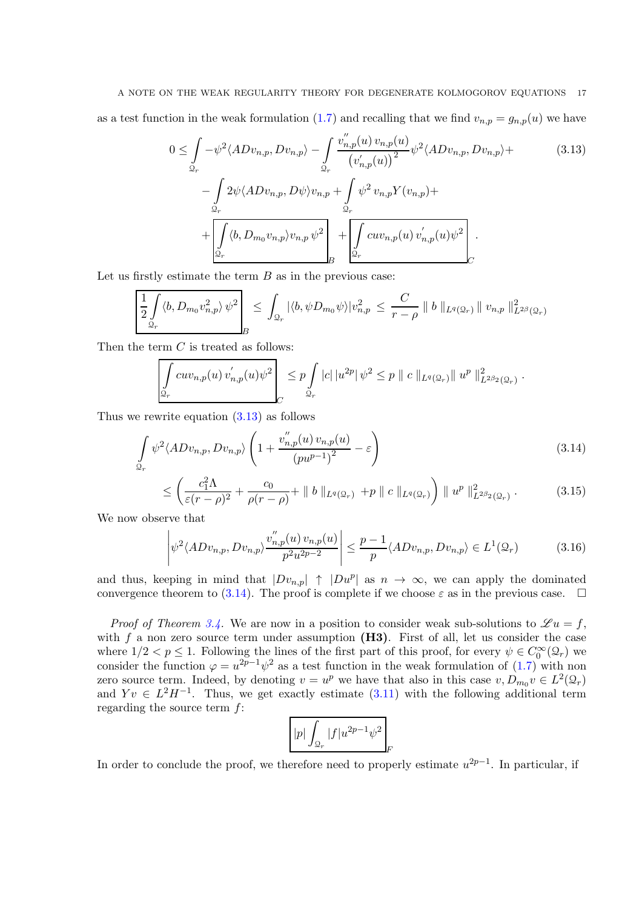as a test function in the weak formulation (1.7) and recalling that we find $v_{n,p} = g_{n,p}(u)$ we have

$$
\begin{aligned}
0 \leq & \int_{\mathcal{Q}_r} -\psi^2 \langle A D v_{n,p}, D v_{n,p} \rangle - \int_{\mathcal{Q}_r} \frac{v''_{n,p}(u)\, v_{n,p}(u)}{\left(v'_{n,p}(u)\right)^2} \psi^2 \langle A D v_{n,p}, D v_{n,p} \rangle + \\
& - \int_{\mathcal{Q}_r} 2\psi \langle A D v_{n,p}, D\psi \rangle v_{n,p} + \int_{\mathcal{Q}_r} \psi^2 \, v_{n,p} Y(v_{n,p}) + \\
& + \boxed{\int_{\mathcal{Q}_r} \langle b, D_{m_0} v_{n,p} \rangle v_{n,p} \, \psi^2}_{B} + \boxed{\int_{\mathcal{Q}_r} c u v_{n,p}(u) \, v'_{n,p}(u) \psi^2}_{C} .
\end{aligned}
\tag{3.13}
$$

Let us firstly estimate the term $B$ as in the previous case:

$$
\boxed{\frac{1}{2} \int_{\mathcal{Q}_r} \langle b, D_{m_0} v_{n,p}^2 \rangle \, \psi^2}_{B} \leq \int_{\mathcal{Q}_r} |\langle b, \psi D_{m_0} \psi \rangle| v_{n,p}^2 \leq \frac{C}{r - \rho} \parallel b \parallel_{L^q(\mathcal{Q}_r)} \parallel v_{n,p} \parallel^2_{L^{2\beta}(\mathcal{Q}_r)}
$$

Then the term $C$ is treated as follows:

$$
\boxed{\int_{\mathcal{Q}_r} c u v_{n,p}(u) \, v'_{n,p}(u) \psi^2}_{C} \leq p \int_{\mathcal{Q}_r} |c| \, |u^{2p}| \, \psi^2 \leq p \parallel c \parallel_{L^q(\mathcal{Q}_r)} \parallel u^p \parallel^2_{L^{2\beta_2}(\mathcal{Q}_r)} .
$$

Thus we rewrite equation (3.13) as follows

$$
\int_{\mathcal{Q}_r} \psi^2 \langle A D v_{n,p}, D v_{n,p} \rangle \left( 1 + \frac{v''_{n,p}(u) \, v_{n,p}(u)}{\left(p u^{p-1}\right)^2} - \varepsilon \right) \tag{3.14}
$$

$$
\leq \left( \frac{c_1^2 \Lambda}{\varepsilon (r - \rho)^2} + \frac{c_0}{\rho (r - \rho)} + \parallel b \parallel_{L^q(\mathcal{Q}_r)} + p \parallel c \parallel_{L^q(\mathcal{Q}_r)} \right) \parallel u^p \parallel^2_{L^{2\beta_2}(\mathcal{Q}_r)} . \tag{3.15}
$$

We now observe that

$$
\left| \psi^2 \langle A D v_{n,p}, D v_{n,p} \rangle \frac{v''_{n,p}(u) \, v_{n,p}(u)}{p^2 u^{2p-2}} \right| \leq \frac{p-1}{p} \langle A D v_{n,p}, D v_{n,p} \rangle \in L^1(\mathcal{Q}_r) \tag{3.16}
$$

and thus, keeping in mind that $|D v_{n,p}| \uparrow |D u^p|$ as $n \to \infty$, we can apply the dominated convergence theorem to (3.14). The proof is complete if we choose $\varepsilon$ as in the previous case. $\square$

*Proof of Theorem 3.4.* We are now in a position to consider weak sub-solutions to $\mathscr{L} u = f$, with $f$ a non zero source term under assumption **(H3)**. First of all, let us consider the case where $1/2 < p \leq 1$. Following the lines of the first part of this proof, for every $\psi \in C_0^\infty(\mathcal{Q}_r)$ we consider the function $\varphi = u^{2p-1} \psi^2$ as a test function in the weak formulation of (1.7) with non zero source term. Indeed, by denoting $v = u^p$ we have that also in this case $v, D_{m_0} v \in L^2(\mathcal{Q}_r)$ and $Y v \in L^2 H^{-1}$. Thus, we get exactly estimate (3.11) with the following additional term regarding the source term $f$:

$$
\boxed{|p| \int_{\mathcal{Q}_r} |f| u^{2p-1} \psi^2}_{F}
$$

In order to conclude the proof, we therefore need to properly estimate $u^{2p-1}$. In particular, if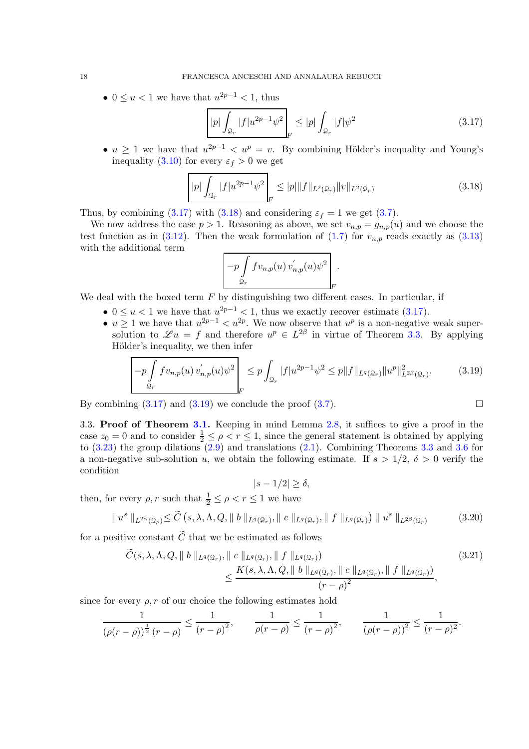- $0 \le u < 1$ we have that $u^{2p-1} < 1$, thus

$$\boxed{|p| \int_{\mathcal{Q}_r} |f| u^{2p-1} \psi^2}_F \le |p| \int_{\mathcal{Q}_r} |f| \psi^2 \tag{3.17}$$

- $u \ge 1$ we have that $u^{2p-1} < u^p = v$. By combining Hölder's inequality and Young's inequality (3.10) for every $\varepsilon_f > 0$ we get

$$\boxed{|p| \int_{\mathcal{Q}_r} |f| u^{2p-1} \psi^2}_F \le |p| \|f\|_{L^2(\mathcal{Q}_r)} \|v\|_{L^2(\mathcal{Q}_r)} \tag{3.18}$$

Thus, by combining (3.17) with (3.18) and considering $\varepsilon_f = 1$ we get (3.7).

We now address the case $p > 1$. Reasoning as above, we set $v_{n,p} = g_{n,p}(u)$ and we choose the test function as in (3.12). Then the weak formulation of (1.7) for $v_{n,p}$ reads exactly as (3.13) with the additional term

$$\boxed{-p \int_{\mathcal{Q}_r} f v_{n,p}(u) \, v_{n,p}'(u) \psi^2}_F .$$

We deal with the boxed term $F$ by distinguishing two different cases. In particular, if

- $0 \le u < 1$ we have that $u^{2p-1} < 1$, thus we exactly recover estimate (3.17).
- $u \ge 1$ we have that $u^{2p-1} < u^{2p}$. We now observe that $u^p$ is a non-negative weak super-solution to $\mathscr{L} u = f$ and therefore $u^p \in L^{2\beta}$ in virtue of Theorem 3.3. By applying Hölder's inequality, we then infer

$$\boxed{-p \int_{\mathcal{Q}_r} f v_{n,p}(u) \, v_{n,p}'(u) \psi^2}_F \le p \int_{\mathcal{Q}_r} |f| u^{2p-1} \psi^2 \le p \|f\|_{L^q(\mathcal{Q}_r)} \|u^p\|^2_{L^{2\beta}(\mathcal{Q}_r)}. \tag{3.19}$$

By combining (3.17) and (3.19) we conclude the proof (3.7). $\square$

**3.3. Proof of Theorem 3.1.** Keeping in mind Lemma 2.8, it suffices to give a proof in the case $z_0 = 0$ and to consider $\frac{1}{2} \le \rho < r \le 1$, since the general statement is obtained by applying to (3.23) the group dilations (2.9) and translations (2.1). Combining Theorems 3.3 and 3.6 for a non-negative sub-solution $u$, we obtain the following estimate. If $s > 1/2$, $\delta > 0$ verify the condition

$$|s - 1/2| \ge \delta,$$

then, for every $\rho, r$ such that $\frac{1}{2} \le \rho < r \le 1$ we have

$$\| u^s \|_{L^{2\alpha}(\mathcal{Q}_\rho)} \le \widetilde{C} \left( s, \lambda, \Lambda, Q, \| b \|_{L^q(\mathcal{Q}_r)}, \| c \|_{L^q(\mathcal{Q}_r)}, \| f \|_{L^q(\mathcal{Q}_r)} \right) \| u^s \|_{L^{2\beta}(\mathcal{Q}_r)} \tag{3.20}$$

for a positive constant $\widetilde{C}$ that we be estimated as follows

$$\begin{aligned} &\widetilde{C}(s, \lambda, \Lambda, Q, \| b \|_{L^q(\mathcal{Q}_r)}, \| c \|_{L^q(\mathcal{Q}_r)}, \| f \|_{L^q(\mathcal{Q}_r)}) \\ &\qquad\qquad \le \frac{K(s, \lambda, \Lambda, Q, \| b \|_{L^q(\mathcal{Q}_r)}, \| c \|_{L^q(\mathcal{Q}_r)}, \| f \|_{L^q(\mathcal{Q}_r)})}{(r-\rho)^2}, \end{aligned} \tag{3.21}$$

since for every $\rho, r$ of our choice the following estimates hold

$$\frac{1}{(\rho(r-\rho))^{\frac{1}{2}} (r-\rho)} \le \frac{1}{(r-\rho)^2}, \qquad \frac{1}{\rho(r-\rho)} \le \frac{1}{(r-\rho)^2}, \qquad \frac{1}{(\rho(r-\rho))^2} \le \frac{1}{(r-\rho)^2}.$$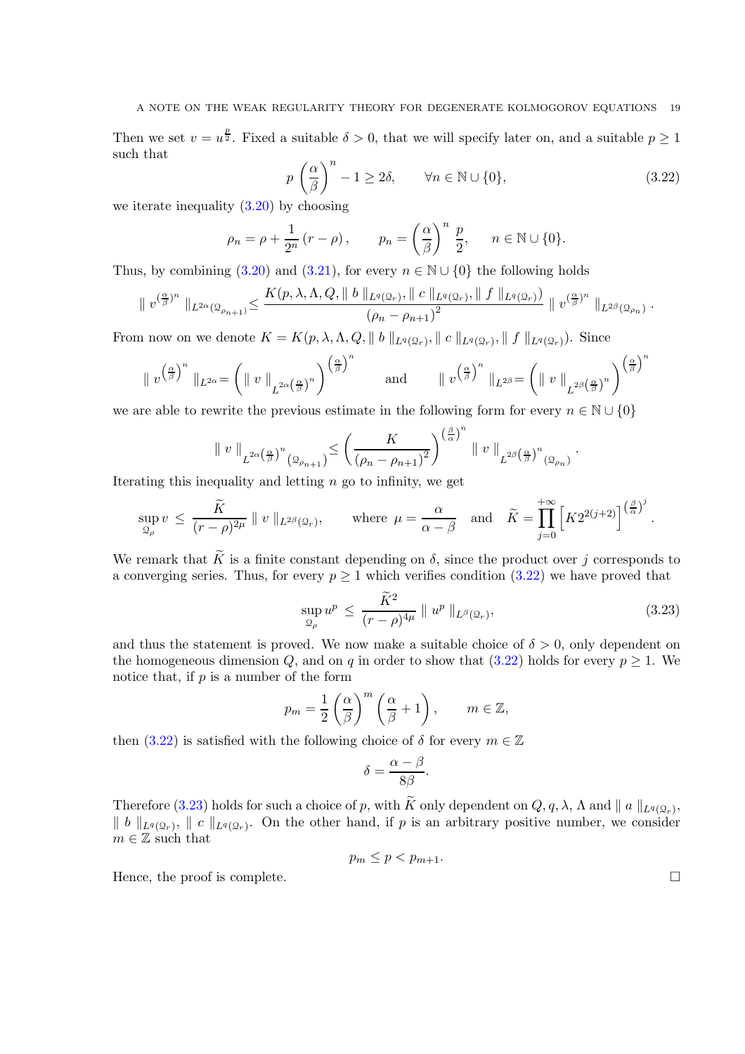Then we set $v = u^{\frac{p}{2}}$. Fixed a suitable $\delta > 0$, that we will specify later on, and a suitable $p \geq 1$ such that

$$p \left( \frac{\alpha}{\beta} \right)^n - 1 \geq 2\delta, \qquad \forall n \in \mathbb{N} \cup \{0\}, \tag{3.22}$$

we iterate inequality (3.20) by choosing

$$\rho_n = \rho + \frac{1}{2^n} \left( r - \rho \right), \qquad p_n = \left( \frac{\alpha}{\beta} \right)^n \frac{p}{2}, \qquad n \in \mathbb{N} \cup \{0\}.$$

Thus, by combining (3.20) and (3.21), for every $n \in \mathbb{N} \cup \{0\}$ the following holds

$$\parallel v^{(\frac{\alpha}{\beta})^n} \parallel_{L^{2\alpha}(\mathcal{Q}_{\rho_{n+1}})} \leq \frac{K(p, \lambda, \Lambda, Q, \parallel b \parallel_{L^q(\mathcal{Q}_r)}, \parallel c \parallel_{L^q(\mathcal{Q}_r)}, \parallel f \parallel_{L^q(\mathcal{Q}_r)})}{(\rho_n - \rho_{n+1})^2} \parallel v^{(\frac{\alpha}{\beta})^n} \parallel_{L^{2\beta}(\mathcal{Q}_{\rho_n})}.$$

From now on we denote $K = K(p, \lambda, \Lambda, Q, \parallel b \parallel_{L^q(\mathcal{Q}_r)}, \parallel c \parallel_{L^q(\mathcal{Q}_r)}, \parallel f \parallel_{L^q(\mathcal{Q}_r)})$. Since

$$\parallel v^{\left(\frac{\alpha}{\beta}\right)^n} \parallel_{L^{2\alpha}} = \left( \parallel v \parallel_{L^{2\alpha\left(\frac{\alpha}{\beta}\right)^n}} \right)^{\left(\frac{\alpha}{\beta}\right)^n} \qquad \text{and} \qquad \parallel v^{\left(\frac{\alpha}{\beta}\right)^n} \parallel_{L^{2\beta}} = \left( \parallel v \parallel_{L^{2\beta\left(\frac{\alpha}{\beta}\right)^n}} \right)^{\left(\frac{\alpha}{\beta}\right)^n}$$

we are able to rewrite the previous estimate in the following form for every $n \in \mathbb{N} \cup \{0\}$

$$\parallel v \parallel_{L^{2\alpha\left(\frac{\alpha}{\beta}\right)^n}(\mathcal{Q}_{\rho_{n+1}})} \leq \left( \frac{K}{\left(\rho_n - \rho_{n+1}\right)^2} \right)^{\left(\frac{\beta}{\alpha}\right)^n} \parallel v \parallel_{L^{2\beta\left(\frac{\alpha}{\beta}\right)^n}(\mathcal{Q}_{\rho_n})}.$$

Iterating this inequality and letting $n$ go to infinity, we get

$$\sup_{\mathcal{Q}_\rho} v \leq \frac{\widetilde{K}}{(r - \rho)^{2\mu}} \parallel v \parallel_{L^{2\beta}(\mathcal{Q}_r)}, \qquad \text{where } \mu = \frac{\alpha}{\alpha - \beta} \quad \text{and} \quad \widetilde{K} = \prod_{j=0}^{+\infty} \left[ K 2^{2(j+2)} \right]^{\left(\frac{\beta}{\alpha}\right)^j}.$$

We remark that $\widetilde{K}$ is a finite constant depending on $\delta$, since the product over $j$ corresponds to a converging series. Thus, for every $p \geq 1$ which verifies condition (3.22) we have proved that

$$\sup_{\mathcal{Q}_\rho} u^p \leq \frac{\widetilde{K}^2}{(r - \rho)^{4\mu}} \parallel u^p \parallel_{L^\beta(\mathcal{Q}_r)}, \tag{3.23}$$

and thus the statement is proved. We now make a suitable choice of $\delta > 0$, only dependent on the homogeneous dimension $Q$, and on $q$ in order to show that (3.22) holds for every $p \geq 1$. We notice that, if $p$ is a number of the form

$$p_m = \frac{1}{2} \left( \frac{\alpha}{\beta} \right)^m \left( \frac{\alpha}{\beta} + 1 \right), \qquad m \in \mathbb{Z},$$

then (3.22) is satisfied with the following choice of $\delta$ for every $m \in \mathbb{Z}$

$$\delta = \frac{\alpha - \beta}{8\beta}.$$

Therefore (3.23) holds for such a choice of $p$, with $\widetilde{K}$ only dependent on $Q, q, \lambda, \Lambda$ and $\parallel a \parallel_{L^q(\mathcal{Q}_r)}$, $\parallel b \parallel_{L^q(\mathcal{Q}_r)}$, $\parallel c \parallel_{L^q(\mathcal{Q}_r)}$. On the other hand, if $p$ is an arbitrary positive number, we consider $m \in \mathbb{Z}$ such that

$$p_m \leq p < p_{m+1}.$$

Hence, the proof is complete. $\square$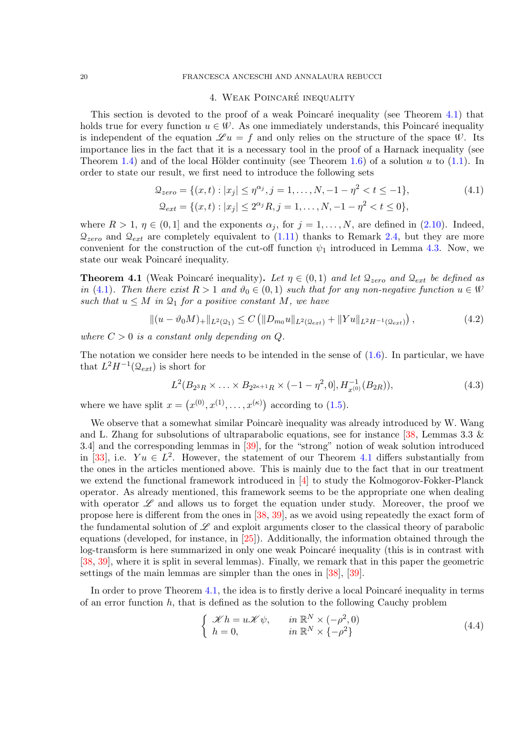## 4. Weak Poincaré inequality

This section is devoted to the proof of a weak Poincaré inequality (see Theorem 4.1) that holds true for every function $u \in \mathcal{W}$. As one immediately understands, this Poincaré inequality is independent of the equation $\mathscr{L} u = f$ and only relies on the structure of the space $\mathcal{W}$. Its importance lies in the fact that it is a necessary tool in the proof of a Harnack inequality (see Theorem 1.4) and of the local Hölder continuity (see Theorem 1.6) of a solution $u$ to (1.1). In order to state our result, we first need to introduce the following sets

$$
\begin{aligned}
\mathcal{Q}_{zero} &= \{(x,t) : |x_j| \le \eta^{\alpha_j}, j = 1, \dots, N, -1-\eta^2 < t \le -1\}, \\
\mathcal{Q}_{ext} &= \{(x,t) : |x_j| \le 2^{\alpha_j} R, j = 1, \dots, N, -1-\eta^2 < t \le 0\},
\end{aligned}
\tag{4.1}
$$

where $R > 1$, $\eta \in (0,1]$ and the exponents $\alpha_j$, for $j = 1, \dots, N$, are defined in (2.10). Indeed, $\mathcal{Q}_{zero}$ and $\mathcal{Q}_{ext}$ are completely equivalent to (1.11) thanks to Remark 2.4, but they are more convenient for the construction of the cut-off function $\psi_1$ introduced in Lemma 4.3. Now, we state our weak Poincaré inequality.

**Theorem 4.1** (Weak Poincaré inequality)**.** *Let $\eta \in (0,1)$ and let $\mathcal{Q}_{zero}$ and $\mathcal{Q}_{ext}$ be defined as in (4.1). Then there exist $R > 1$ and $\vartheta_0 \in (0,1)$ such that for any non-negative function $u \in \mathcal{W}$ such that $u \le M$ in $\mathcal{Q}_1$ for a positive constant $M$, we have*

$$
\| (u - \vartheta_0 M)_+ \|_{L^2(\mathcal{Q}_1)} \le C \left( \| D_{m_0} u \|_{L^2(\mathcal{Q}_{ext})} + \| Y u \|_{L^2 H^{-1}(\mathcal{Q}_{ext})} \right),
\tag{4.2}
$$

*where $C > 0$ is a constant only depending on $Q$.*

The notation we consider here needs to be intended in the sense of (1.6). In particular, we have that $L^2 H^{-1}(\mathcal{Q}_{ext})$ is short for

$$
L^2(B_{2^3 R} \times \ldots \times B_{2^{2\kappa+1} R} \times (-1-\eta^2, 0], H^{-1}_{x^{(0)}}(B_{2R})),
\tag{4.3}
$$

where we have split $x = \left( x^{(0)}, x^{(1)}, \dots, x^{(\kappa)} \right)$ according to (1.5).

We observe that a somewhat similar Poincarè inequality was already introduced by W. Wang and L. Zhang for subsolutions of ultraparabolic equations, see for instance [38, Lemmas 3.3 & 3.4] and the corresponding lemmas in [39], for the "strong" notion of weak solution introduced in [33], i.e. $Yu \in L^2$. However, the statement of our Theorem 4.1 differs substantially from the ones in the articles mentioned above. This is mainly due to the fact that in our treatment we extend the functional framework introduced in [4] to study the Kolmogorov-Fokker-Planck operator. As already mentioned, this framework seems to be the appropriate one when dealing with operator $\mathscr{L}$ and allows us to forget the equation under study. Moreover, the proof we propose here is different from the ones in [38, 39], as we avoid using repeatedly the exact form of the fundamental solution of $\mathscr{L}$ and exploit arguments closer to the classical theory of parabolic equations (developed, for instance, in [25]). Additionally, the information obtained through the log-transform is here summarized in only one weak Poincaré inequality (this is in contrast with [38, 39], where it is split in several lemmas). Finally, we remark that in this paper the geometric settings of the main lemmas are simpler than the ones in [38], [39].

In order to prove Theorem 4.1, the idea is to firstly derive a local Poincaré inequality in terms of an error function $h$, that is defined as the solution to the following Cauchy problem

$$
\begin{cases}
\mathscr{K} h = u \mathscr{K} \psi, & \text{in } \mathbb{R}^N \times (-\rho^2, 0) \\
h = 0, & \text{in } \mathbb{R}^N \times \{-\rho^2\}
\end{cases}
\tag{4.4}
$$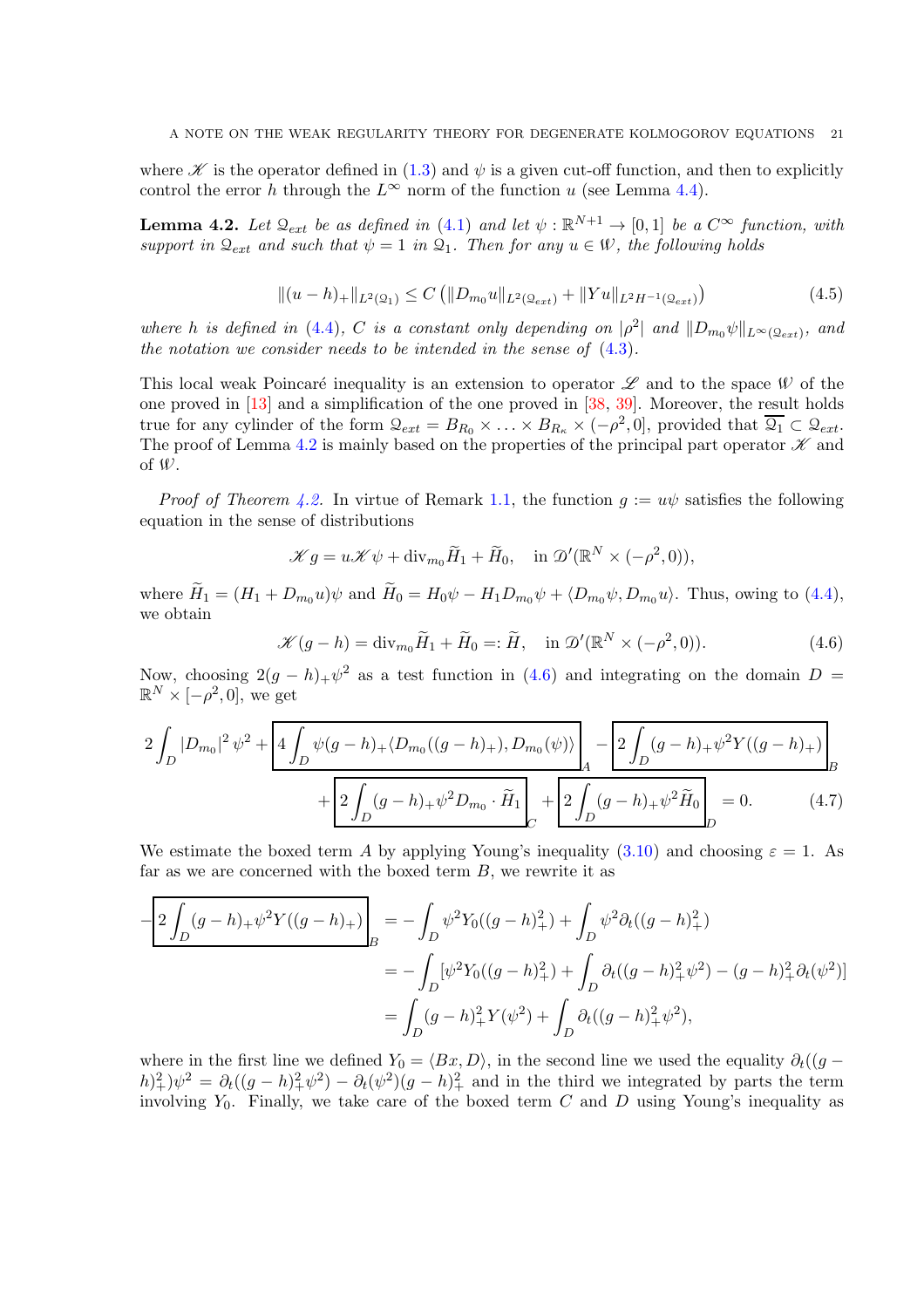where $\mathscr{K}$ is the operator defined in (1.3) and $\psi$ is a given cut-off function, and then to explicitly control the error $h$ through the $L^\infty$ norm of the function $u$ (see Lemma 4.4).

**Lemma 4.2.** *Let $\mathcal{Q}_{ext}$ be as defined in (4.1) and let $\psi : \mathbb{R}^{N+1} \to [0,1]$ be a $C^\infty$ function, with support in $\mathcal{Q}_{ext}$ and such that $\psi = 1$ in $\mathcal{Q}_1$. Then for any $u \in \mathcal{W}$, the following holds*

$$\|(u-h)_+\|_{L^2(\mathcal{Q}_1)} \leq C\left(\|D_{m_0}u\|_{L^2(\mathcal{Q}_{ext})} + \|Yu\|_{L^2H^{-1}(\mathcal{Q}_{ext})}\right) \tag{4.5}$$

*where $h$ is defined in (4.4), $C$ is a constant only depending on $|\rho^2|$ and $\|D_{m_0}\psi\|_{L^\infty(\mathcal{Q}_{ext})}$, and the notation we consider needs to be intended in the sense of (4.3).*

This local weak Poincaré inequality is an extension to operator $\mathscr{L}$ and to the space $\mathcal{W}$ of the one proved in [13] and a simplification of the one proved in [38, 39]. Moreover, the result holds true for any cylinder of the form $\mathcal{Q}_{ext} = B_{R_0} \times \ldots \times B_{R_\kappa} \times (-\rho^2, 0]$, provided that $\overline{\mathcal{Q}_1} \subset \mathcal{Q}_{ext}$. The proof of Lemma 4.2 is mainly based on the properties of the principal part operator $\mathscr{K}$ and of $\mathcal{W}$.

*Proof of Theorem 4.2.* In virtue of Remark 1.1, the function $g := u\psi$ satisfies the following equation in the sense of distributions

$$\mathscr{K}g = u\mathscr{K}\psi + \text{div}_{m_0}\widetilde{H}_1 + \widetilde{H}_0, \quad \text{in } \mathscr{D}'(\mathbb{R}^N \times (-\rho^2, 0)),$$

where $\widetilde{H}_1 = (H_1 + D_{m_0}u)\psi$ and $\widetilde{H}_0 = H_0\psi - H_1 D_{m_0}\psi + \langle D_{m_0}\psi, D_{m_0}u\rangle$. Thus, owing to (4.4), we obtain

$$\mathscr{K}(g-h) = \text{div}_{m_0}\widetilde{H}_1 + \widetilde{H}_0 =: \widetilde{H}, \quad \text{in } \mathscr{D}'(\mathbb{R}^N \times (-\rho^2, 0)). \tag{4.6}$$

Now, choosing $2(g-h)_+\psi^2$ as a test function in (4.6) and integrating on the domain $D = \mathbb{R}^N \times [-\rho^2, 0]$, we get

$$2\int_D |D_{m_0}|^2\,\psi^2 + \underbrace{\boxed{4\int_D \psi(g-h)_+\langle D_{m_0}((g-h)_+), D_{m_0}(\psi)\rangle}}_{A} - \underbrace{\boxed{2\int_D (g-h)_+\psi^2 Y((g-h)_+)}}_{B}$$
$$+ \underbrace{\boxed{2\int_D (g-h)_+\psi^2 D_{m_0}\cdot \widetilde{H}_1}}_{C} + \underbrace{\boxed{2\int_D (g-h)_+\psi^2\widetilde{H}_0}}_{D} = 0. \tag{4.7}$$

We estimate the boxed term $A$ by applying Young's inequality (3.10) and choosing $\varepsilon = 1$. As far as we are concerned with the boxed term $B$, we rewrite it as

$$\begin{aligned}
-\underbrace{\boxed{2\int_D (g-h)_+\psi^2 Y((g-h)_+)}}_{B} &= -\int_D \psi^2 Y_0((g-h)_+^2) + \int_D \psi^2\partial_t((g-h)_+^2) \\
&= -\int_D [\psi^2 Y_0((g-h)_+^2) + \int_D \partial_t((g-h)_+^2\psi^2) - (g-h)_+^2\partial_t(\psi^2)] \\
&= \int_D (g-h)_+^2 Y(\psi^2) + \int_D \partial_t((g-h)_+^2\psi^2),
\end{aligned}$$

where in the first line we defined $Y_0 = \langle Bx, D\rangle$, in the second line we used the equality $\partial_t((g-h)_+^2)\psi^2 = \partial_t((g-h)_+^2\psi^2) - \partial_t(\psi^2)(g-h)_+^2$ and in the third we integrated by parts the term involving $Y_0$. Finally, we take care of the boxed term $C$ and $D$ using Young's inequality as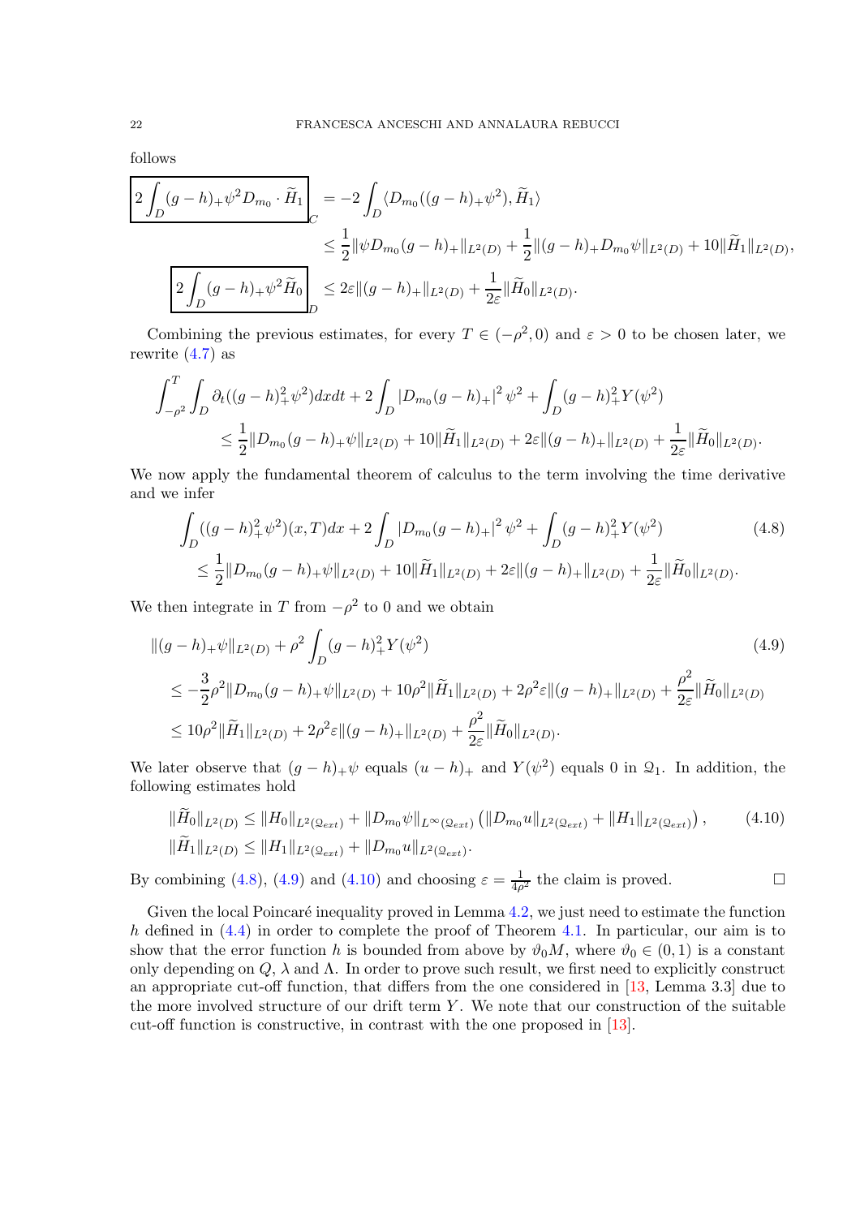follows

$$
\boxed{2\int_D (g-h)_+\psi^2 D_{m_0}\cdot \widetilde{H}_1}_C = -2\int_D \langle D_{m_0}((g-h)_+\psi^2), \widetilde{H}_1\rangle
$$

$$
\leq \frac{1}{2}\|\psi D_{m_0}(g-h)_+\|_{L^2(D)} + \frac{1}{2}\|(g-h)_+ D_{m_0}\psi\|_{L^2(D)} + 10\|\widetilde{H}_1\|_{L^2(D)},
$$

$$
\boxed{2\int_D (g-h)_+\psi^2 \widetilde{H}_0}_D \leq 2\varepsilon\|(g-h)_+\|_{L^2(D)} + \frac{1}{2\varepsilon}\|\widetilde{H}_0\|_{L^2(D)}.
$$

Combining the previous estimates, for every $T\in(-\rho^2,0)$ and $\varepsilon>0$ to be chosen later, we rewrite (4.7) as

$$
\int_{-\rho^2}^{T}\int_D \partial_t((g-h)_+^2\psi^2)dxdt + 2\int_D |D_{m_0}(g-h)_+|^2\psi^2 + \int_D (g-h)_+^2 Y(\psi^2)
$$
$$
\leq \frac{1}{2}\|D_{m_0}(g-h)_+\psi\|_{L^2(D)} + 10\|\widetilde{H}_1\|_{L^2(D)} + 2\varepsilon\|(g-h)_+\|_{L^2(D)} + \frac{1}{2\varepsilon}\|\widetilde{H}_0\|_{L^2(D)}.
$$

We now apply the fundamental theorem of calculus to the term involving the time derivative and we infer

$$
\int_D ((g-h)_+^2\psi^2)(x,T)dx + 2\int_D |D_{m_0}(g-h)_+|^2\psi^2 + \int_D (g-h)_+^2 Y(\psi^2) \tag{4.8}
$$
$$
\leq \frac{1}{2}\|D_{m_0}(g-h)_+\psi\|_{L^2(D)} + 10\|\widetilde{H}_1\|_{L^2(D)} + 2\varepsilon\|(g-h)_+\|_{L^2(D)} + \frac{1}{2\varepsilon}\|\widetilde{H}_0\|_{L^2(D)}.
$$

We then integrate in $T$ from $-\rho^2$ to $0$ and we obtain

$$
\|(g-h)_+\psi\|_{L^2(D)} + \rho^2\int_D (g-h)_+^2 Y(\psi^2) \tag{4.9}
$$
$$
\leq -\frac{3}{2}\rho^2\|D_{m_0}(g-h)_+\psi\|_{L^2(D)} + 10\rho^2\|\widetilde{H}_1\|_{L^2(D)} + 2\rho^2\varepsilon\|(g-h)_+\|_{L^2(D)} + \frac{\rho^2}{2\varepsilon}\|\widetilde{H}_0\|_{L^2(D)}
$$
$$
\leq 10\rho^2\|\widetilde{H}_1\|_{L^2(D)} + 2\rho^2\varepsilon\|(g-h)_+\|_{L^2(D)} + \frac{\rho^2}{2\varepsilon}\|\widetilde{H}_0\|_{L^2(D)}.
$$

We later observe that $(g-h)_+\psi$ equals $(u-h)_+$ and $Y(\psi^2)$ equals $0$ in $\mathcal{Q}_1$. In addition, the following estimates hold

$$
\|\widetilde{H}_0\|_{L^2(D)} \leq \|H_0\|_{L^2(\mathcal{Q}_{ext})} + \|D_{m_0}\psi\|_{L^\infty(\mathcal{Q}_{ext})}\left(\|D_{m_0}u\|_{L^2(\mathcal{Q}_{ext})} + \|H_1\|_{L^2(\mathcal{Q}_{ext})}\right), \tag{4.10}
$$
$$
\|\widetilde{H}_1\|_{L^2(D)} \leq \|H_1\|_{L^2(\mathcal{Q}_{ext})} + \|D_{m_0}u\|_{L^2(\mathcal{Q}_{ext})}.
$$

By combining (4.8), (4.9) and (4.10) and choosing $\varepsilon = \frac{1}{4\rho^2}$ the claim is proved. □

Given the local Poincaré inequality proved in Lemma 4.2, we just need to estimate the function $h$ defined in (4.4) in order to complete the proof of Theorem 4.1. In particular, our aim is to show that the error function $h$ is bounded from above by $\vartheta_0 M$, where $\vartheta_0\in(0,1)$ is a constant only depending on $Q$, $\lambda$ and $\Lambda$. In order to prove such result, we first need to explicitly construct an appropriate cut-off function, that differs from the one considered in [13, Lemma 3.3] due to the more involved structure of our drift term $Y$. We note that our construction of the suitable cut-off function is constructive, in contrast with the one proposed in [13].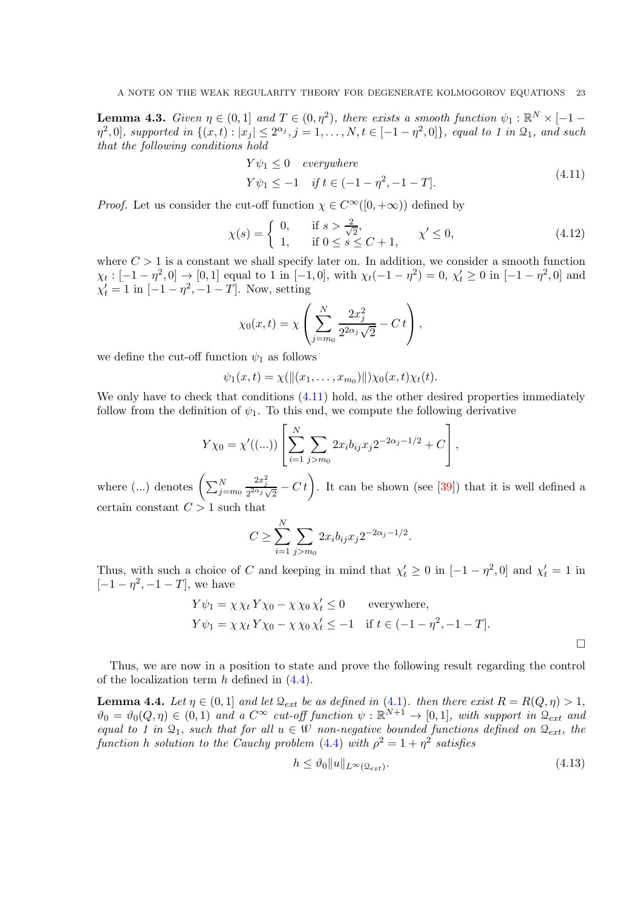**Lemma 4.3.** *Given $\eta \in (0, 1]$ and $T \in (0, \eta^2)$, there exists a smooth function $\psi_1 : \mathbb{R}^N \times [-1 - \eta^2, 0]$, supported in $\{(x, t) : |x_j| \le 2^{\alpha_j}, j = 1, \dots, N, t \in [-1 - \eta^2, 0]\}$, equal to 1 in $\mathcal{Q}_1$, and such that the following conditions hold*

$$
\begin{aligned}
&Y\psi_1 \le 0 \quad \textit{everywhere} \\
&Y\psi_1 \le -1 \quad \textit{if } t \in (-1 - \eta^2, -1 - T].
\end{aligned}
\tag{4.11}
$$

*Proof.* Let us consider the cut-off function $\chi \in C^\infty([0, +\infty))$ defined by

$$
\chi(s) = \begin{cases} 0, & \text{if } s > \frac{2}{\sqrt{2}}, \\ 1, & \text{if } 0 \le s \le C + 1, \end{cases} \qquad \chi' \le 0,
\tag{4.12}
$$

where $C > 1$ is a constant we shall specify later on. In addition, we consider a smooth function $\chi_t : [-1 - \eta^2, 0] \to [0, 1]$ equal to 1 in $[-1, 0]$, with $\chi_t(-1 - \eta^2) = 0$, $\chi_t' \ge 0$ in $[-1 - \eta^2, 0]$ and $\chi_t' = 1$ in $[-1 - \eta^2, -1 - T]$. Now, setting

$$
\chi_0(x, t) = \chi\left(\sum_{j=m_0}^{N} \frac{2x_j^2}{2^{2\alpha_j}\sqrt{2}} - C\,t\right),
$$

we define the cut-off function $\psi_1$ as follows

$$
\psi_1(x, t) = \chi(\|(x_1, \dots, x_{m_0})\|)\chi_0(x, t)\chi_t(t).
$$

We only have to check that conditions (4.11) hold, as the other desired properties immediately follow from the definition of $\psi_1$. To this end, we compute the following derivative

$$
Y\chi_0 = \chi'((\ldots))\left[\sum_{i=1}^{N}\sum_{j>m_0} 2x_i b_{ij} x_j 2^{-2\alpha_j - 1/2} + C\right],
$$

where $(\ldots)$ denotes $\left(\sum_{j=m_0}^{N} \frac{2x_j^2}{2^{2\alpha_j}\sqrt{2}} - C\,t\right)$. It can be shown (see [39]) that it is well defined a certain constant $C > 1$ such that

$$
C \ge \sum_{i=1}^{N}\sum_{j>m_0} 2x_i b_{ij} x_j 2^{-2\alpha_j - 1/2}.
$$

Thus, with such a choice of $C$ and keeping in mind that $\chi_t' \ge 0$ in $[-1 - \eta^2, 0]$ and $\chi_t' = 1$ in $[-1 - \eta^2, -1 - T]$, we have

$$
\begin{aligned}
&Y\psi_1 = \chi\,\chi_t\,Y\chi_0 - \chi\,\chi_0\,\chi_t' \le 0 \qquad \text{everywhere}, \\
&Y\psi_1 = \chi\,\chi_t\,Y\chi_0 - \chi\,\chi_0\,\chi_t' \le -1 \quad \text{if } t \in (-1 - \eta^2, -1 - T].
\end{aligned}
$$

$\square$

Thus, we are now in a position to state and prove the following result regarding the control of the localization term $h$ defined in (4.4).

**Lemma 4.4.** *Let $\eta \in (0, 1]$ and let $\mathcal{Q}_{ext}$ be as defined in (4.1). then there exist $R = R(Q, \eta) > 1$, $\vartheta_0 = \vartheta_0(Q, \eta) \in (0, 1)$ and a $C^\infty$ cut-off function $\psi : \mathbb{R}^{N+1} \to [0, 1]$, with support in $\mathcal{Q}_{ext}$ and equal to 1 in $\mathcal{Q}_1$, such that for all $u \in \mathcal{W}$ non-negative bounded functions defined on $\mathcal{Q}_{ext}$, the function $h$ solution to the Cauchy problem (4.4) with $\rho^2 = 1 + \eta^2$ satisfies*

$$
h \le \vartheta_0 \|u\|_{L^\infty(\mathcal{Q}_{ext})}.
\tag{4.13}
$$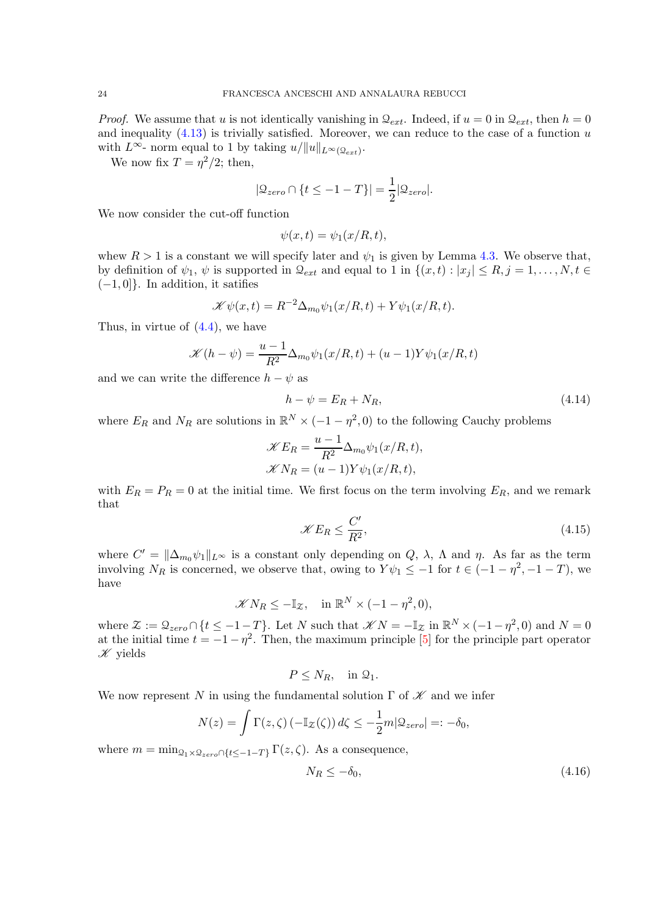*Proof.* We assume that $u$ is not identically vanishing in $\mathcal{Q}_{ext}$. Indeed, if $u = 0$ in $\mathcal{Q}_{ext}$, then $h = 0$ and inequality (4.13) is trivially satisfied. Moreover, we can reduce to the case of a function $u$ with $L^\infty$- norm equal to 1 by taking $u/\|u\|_{L^\infty(\mathcal{Q}_{ext})}$.

We now fix $T = \eta^2/2$; then,

$$|\mathcal{Q}_{zero} \cap \{t \le -1 - T\}| = \frac{1}{2}|\mathcal{Q}_{zero}|.$$

We now consider the cut-off function

$$\psi(x,t) = \psi_1(x/R, t),$$

whew $R > 1$ is a constant we will specify later and $\psi_1$ is given by Lemma 4.3. We observe that, by definition of $\psi_1$, $\psi$ is supported in $\mathcal{Q}_{ext}$ and equal to 1 in $\{(x,t) : |x_j| \le R, j = 1, \ldots, N, t \in (-1, 0]\}$. In addition, it satifies

$$\mathscr{K}\psi(x,t) = R^{-2}\Delta_{m_0}\psi_1(x/R,t) + Y\psi_1(x/R,t).$$

Thus, in virtue of (4.4), we have

$$\mathscr{K}(h - \psi) = \frac{u-1}{R^2}\Delta_{m_0}\psi_1(x/R,t) + (u-1)Y\psi_1(x/R,t)$$

and we can write the difference $h - \psi$ as

$$h - \psi = E_R + N_R, \tag{4.14}$$

where $E_R$ and $N_R$ are solutions in $\mathbb{R}^N \times (-1-\eta^2, 0)$ to the following Cauchy problems

$$\mathscr{K}E_R = \frac{u-1}{R^2}\Delta_{m_0}\psi_1(x/R,t),$$
$$\mathscr{K}N_R = (u-1)Y\psi_1(x/R,t),$$

with $E_R = P_R = 0$ at the initial time. We first focus on the term involving $E_R$, and we remark that

$$\mathscr{K}E_R \le \frac{C'}{R^2}, \tag{4.15}$$

where $C' = \|\Delta_{m_0}\psi_1\|_{L^\infty}$ is a constant only depending on $Q$, $\lambda$, $\Lambda$ and $\eta$. As far as the term involving $N_R$ is concerned, we observe that, owing to $Y\psi_1 \le -1$ for $t \in (-1-\eta^2, -1-T)$, we have

$$\mathscr{K}N_R \le -\mathbb{I}_{\mathcal{Z}}, \quad \text{in } \mathbb{R}^N \times (-1-\eta^2, 0),$$

where $\mathcal{Z} := \mathcal{Q}_{zero} \cap \{t \le -1 - T\}$. Let $N$ such that $\mathscr{K}N = -\mathbb{I}_{\mathcal{Z}}$ in $\mathbb{R}^N \times (-1-\eta^2, 0)$ and $N = 0$ at the initial time $t = -1-\eta^2$. Then, the maximum principle [5] for the principle part operator $\mathscr{K}$ yields

$$P \le N_R, \quad \text{in } \mathcal{Q}_1.$$

We now represent $N$ in using the fundamental solution $\Gamma$ of $\mathscr{K}$ and we infer

$$N(z) = \int \Gamma(z,\zeta)\left(-\mathbb{I}_{\mathcal{Z}}(\zeta)\right) d\zeta \le -\frac{1}{2}m|\mathcal{Q}_{zero}| =: -\delta_0,$$

where $m = \min_{\mathcal{Q}_1 \times \mathcal{Q}_{zero} \cap \{t \le -1-T\}} \Gamma(z,\zeta)$. As a consequence,

$$N_R \le -\delta_0, \tag{4.16}$$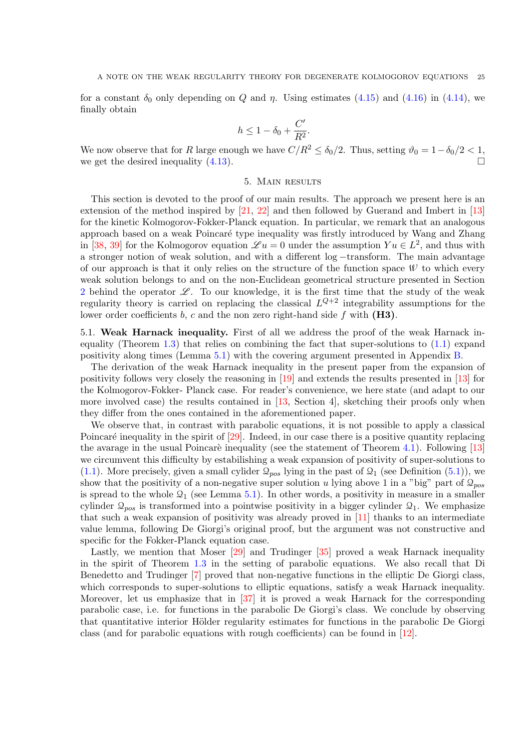for a constant $\delta_0$ only depending on $Q$ and $\eta$. Using estimates (4.15) and (4.16) in (4.14), we finally obtain

$$h \leq 1 - \delta_0 + \frac{C'}{R^2}.$$

We now observe that for $R$ large enough we have $C/R^2 \leq \delta_0/2$. Thus, setting $\vartheta_0 = 1 - \delta_0/2 < 1$, we get the desired inequality (4.13). □

## 5. Main results

This section is devoted to the proof of our main results. The approach we present here is an extension of the method inspired by [21, 22] and then followed by Guerand and Imbert in [13] for the kinetic Kolmogorov-Fokker-Planck equation. In particular, we remark that an analogous approach based on a weak Poincaré type inequality was firstly introduced by Wang and Zhang in [38, 39] for the Kolmogorov equation $\mathscr{L} u = 0$ under the assumption $Yu \in L^2$, and thus with a stronger notion of weak solution, and with a different log −transform. The main advantage of our approach is that it only relies on the structure of the function space $\mathcal{W}$ to which every weak solution belongs to and on the non-Euclidean geometrical structure presented in Section 2 behind the operator $\mathscr{L}$. To our knowledge, it is the first time that the study of the weak regularity theory is carried on replacing the classical $L^{Q+2}$ integrability assumptions for the lower order coefficients $b$, $c$ and the non zero right-hand side $f$ with **(H3)**.

**5.1. Weak Harnack inequality.** First of all we address the proof of the weak Harnack inequality (Theorem 1.3) that relies on combining the fact that super-solutions to (1.1) expand positivity along times (Lemma 5.1) with the covering argument presented in Appendix B.

The derivation of the weak Harnack inequality in the present paper from the expansion of positivity follows very closely the reasoning in [19] and extends the results presented in [13] for the Kolmogorov-Fokker- Planck case. For reader's convenience, we here state (and adapt to our more involved case) the results contained in [13, Section 4], sketching their proofs only when they differ from the ones contained in the aforementioned paper.

We observe that, in contrast with parabolic equations, it is not possible to apply a classical Poincaré inequality in the spirit of [29]. Indeed, in our case there is a positive quantity replacing the avarage in the usual Poincarè inequality (see the statement of Theorem 4.1). Following [13] we circumvent this difficulty by estabilishing a weak expansion of positivity of super-solutions to (1.1). More precisely, given a small cylider $\mathcal{Q}_{pos}$ lying in the past of $\mathcal{Q}_1$ (see Definition (5.1)), we show that the positivity of a non-negative super solution $u$ lying above 1 in a "big" part of $\mathcal{Q}_{pos}$ is spread to the whole $\mathcal{Q}_1$ (see Lemma 5.1). In other words, a positivity in measure in a smaller cylinder $\mathcal{Q}_{pos}$ is transformed into a pointwise positivity in a bigger cylinder $\mathcal{Q}_1$. We emphasize that such a weak expansion of positivity was already proved in [11] thanks to an intermediate value lemma, following De Giorgi's original proof, but the argument was not constructive and specific for the Fokker-Planck equation case.

Lastly, we mention that Moser [29] and Trudinger [35] proved a weak Harnack inequality in the spirit of Theorem 1.3 in the setting of parabolic equations. We also recall that Di Benedetto and Trudinger [7] proved that non-negative functions in the elliptic De Giorgi class, which corresponds to super-solutions to elliptic equations, satisfy a weak Harnack inequality. Moreover, let us emphasize that in [37] it is proved a weak Harnack for the corresponding parabolic case, i.e. for functions in the parabolic De Giorgi's class. We conclude by observing that quantitative interior Hölder regularity estimates for functions in the parabolic De Giorgi class (and for parabolic equations with rough coefficients) can be found in [12].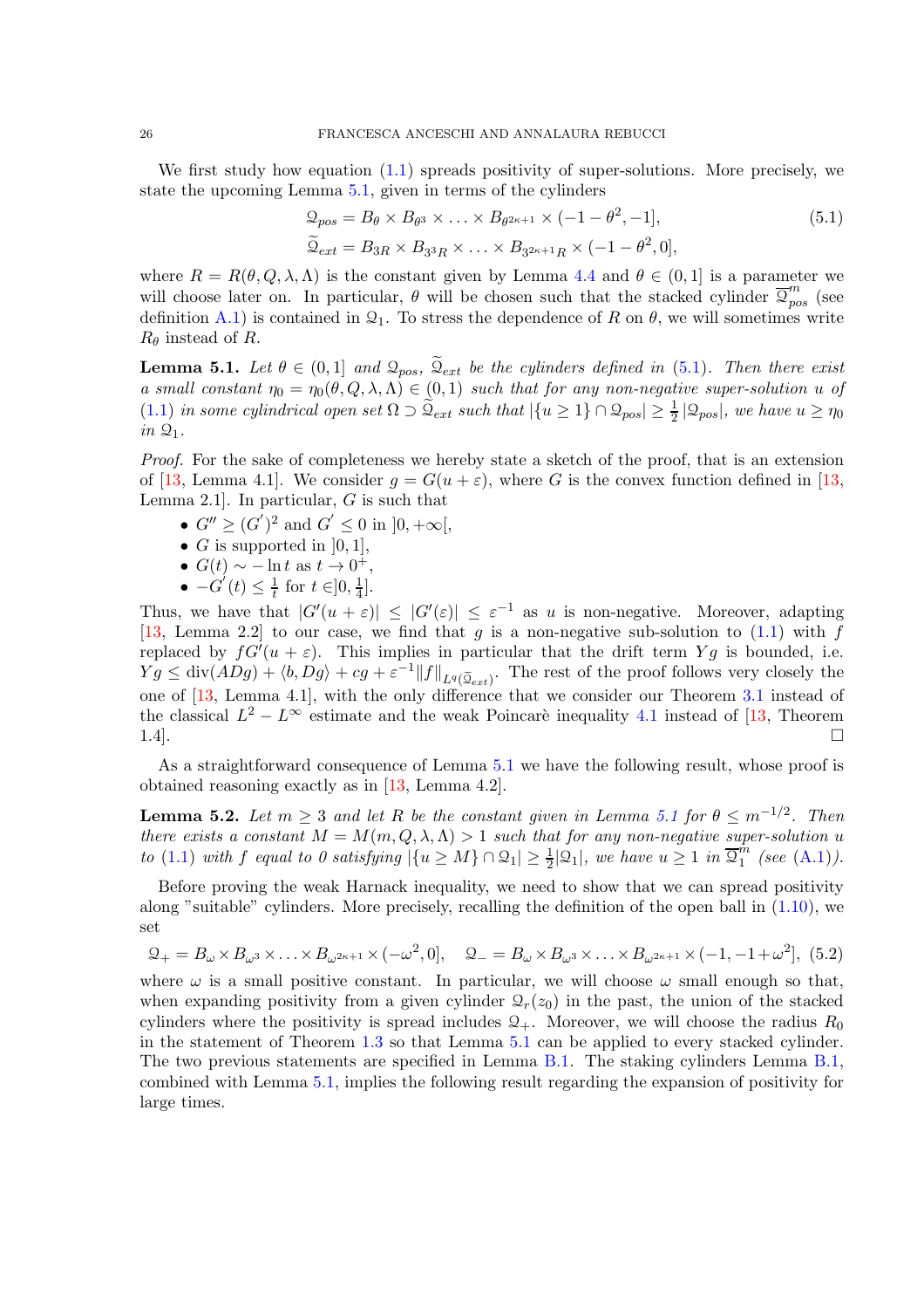We first study how equation (1.1) spreads positivity of super-solutions. More precisely, we state the upcoming Lemma 5.1, given in terms of the cylinders

$$
\begin{aligned}
\mathcal{Q}_{pos} &= B_\theta \times B_{\theta^3} \times \ldots \times B_{\theta^{2\kappa+1}} \times (-1-\theta^2, -1], \\
\widetilde{\mathcal{Q}}_{ext} &= B_{3R} \times B_{3^3 R} \times \ldots \times B_{3^{2\kappa+1}R} \times (-1-\theta^2, 0],
\end{aligned} \tag{5.1}
$$

where $R = R(\theta, Q, \lambda, \Lambda)$ is the constant given by Lemma 4.4 and $\theta \in (0,1]$ is a parameter we will choose later on. In particular, $\theta$ will be chosen such that the stacked cylinder $\overline{\mathcal{Q}}^m_{pos}$ (see definition A.1) is contained in $\mathcal{Q}_1$. To stress the dependence of $R$ on $\theta$, we will sometimes write $R_\theta$ instead of $R$.

**Lemma 5.1.** *Let $\theta \in (0,1]$ and $\mathcal{Q}_{pos}$, $\widetilde{\mathcal{Q}}_{ext}$ be the cylinders defined in (5.1). Then there exist a small constant $\eta_0 = \eta_0(\theta, Q, \lambda, \Lambda) \in (0,1)$ such that for any non-negative super-solution $u$ of (1.1) in some cylindrical open set $\Omega \supset \widetilde{\mathcal{Q}}_{ext}$ such that $|\{u \geq 1\} \cap \mathcal{Q}_{pos}| \geq \frac{1}{2}|\mathcal{Q}_{pos}|$, we have $u \geq \eta_0$ in $\mathcal{Q}_1$.*

*Proof.* For the sake of completeness we hereby state a sketch of the proof, that is an extension of [13, Lemma 4.1]. We consider $g = G(u + \varepsilon)$, where $G$ is the convex function defined in [13, Lemma 2.1]. In particular, $G$ is such that

- $G'' \geq (G')^2$ and $G' \leq 0$ in $]0, +\infty[$,
- $G$ is supported in $]0,1]$,
- $G(t) \sim -\ln t$ as $t \to 0^+$,
- $-G'(t) \leq \frac{1}{t}$ for $t \in ]0, \frac{1}{4}]$.

Thus, we have that $|G'(u+\varepsilon)| \leq |G'(\varepsilon)| \leq \varepsilon^{-1}$ as $u$ is non-negative. Moreover, adapting [13, Lemma 2.2] to our case, we find that $g$ is a non-negative sub-solution to (1.1) with $f$ replaced by $fG'(u+\varepsilon)$. This implies in particular that the drift term $Yg$ is bounded, i.e. $Yg \leq \text{div}(ADg) + \langle b, Dg \rangle + cg + \varepsilon^{-1} \|f\|_{L^q(\widetilde{\mathcal{Q}}_{ext})}$. The rest of the proof follows very closely the one of [13, Lemma 4.1], with the only difference that we consider our Theorem 3.1 instead of the classical $L^2 - L^\infty$ estimate and the weak Poincarè inequality 4.1 instead of [13, Theorem 1.4]. □

As a straightforward consequence of Lemma 5.1 we have the following result, whose proof is obtained reasoning exactly as in [13, Lemma 4.2].

**Lemma 5.2.** *Let $m \geq 3$ and let $R$ be the constant given in Lemma 5.1 for $\theta \leq m^{-1/2}$. Then there exists a constant $M = M(m, Q, \lambda, \Lambda) > 1$ such that for any non-negative super-solution $u$ to (1.1) with $f$ equal to 0 satisfying $|\{u \geq M\} \cap \mathcal{Q}_1| \geq \frac{1}{2}|\mathcal{Q}_1|$, we have $u \geq 1$ in $\overline{\mathcal{Q}}^m_1$ (see (A.1)).*

Before proving the weak Harnack inequality, we need to show that we can spread positivity along "suitable" cylinders. More precisely, recalling the definition of the open ball in (1.10), we set

$$
\mathcal{Q}_+ = B_\omega \times B_{\omega^3} \times \ldots \times B_{\omega^{2\kappa+1}} \times (-\omega^2, 0], \quad \mathcal{Q}_- = B_\omega \times B_{\omega^3} \times \ldots \times B_{\omega^{2\kappa+1}} \times (-1, -1+\omega^2], \tag{5.2}
$$

where $\omega$ is a small positive constant. In particular, we will choose $\omega$ small enough so that, when expanding positivity from a given cylinder $\mathcal{Q}_r(z_0)$ in the past, the union of the stacked cylinders where the positivity is spread includes $\mathcal{Q}_+$. Moreover, we will choose the radius $R_0$ in the statement of Theorem 1.3 so that Lemma 5.1 can be applied to every stacked cylinder. The two previous statements are specified in Lemma B.1. The staking cylinders Lemma B.1, combined with Lemma 5.1, implies the following result regarding the expansion of positivity for large times.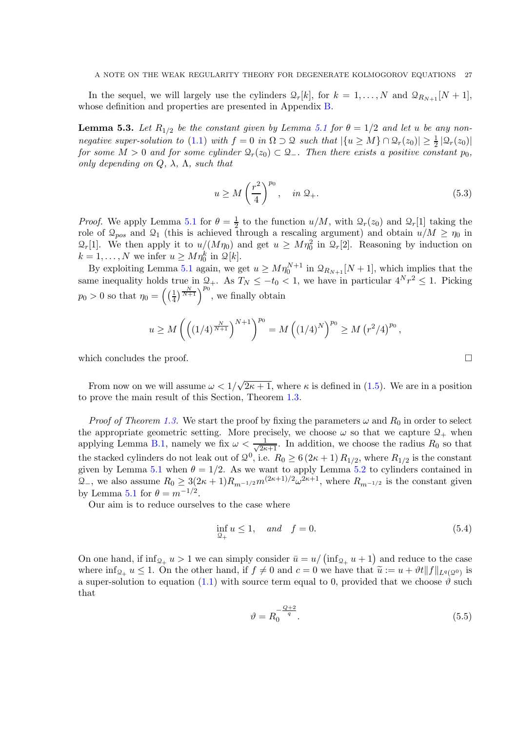In the sequel, we will largely use the cylinders $\mathcal{Q}_r[k]$, for $k = 1, \dots, N$ and $\mathcal{Q}_{R_{N+1}}[N+1]$, whose definition and properties are presented in Appendix B.

**Lemma 5.3.** *Let $R_{1/2}$ be the constant given by Lemma 5.1 for $\theta = 1/2$ and let $u$ be any non-negative super-solution to (1.1) with $f = 0$ in $\Omega \supset \mathcal{Q}$ such that $|\{u \geq M\} \cap \mathcal{Q}_r(z_0)| \geq \frac{1}{2} |\mathcal{Q}_r(z_0)|$ for some $M > 0$ and for some cylinder $\mathcal{Q}_r(z_0) \subset \mathcal{Q}_-$. Then there exists a positive constant $p_0$, only depending on $Q$, $\lambda$, $\Lambda$, such that*

$$u \geq M \left( \frac{r^2}{4} \right)^{p_0}, \quad \text{in } \mathcal{Q}_+. \tag{5.3}$$

*Proof.* We apply Lemma 5.1 for $\theta = \frac{1}{2}$ to the function $u/M$, with $\mathcal{Q}_r(z_0)$ and $\mathcal{Q}_r[1]$ taking the role of $\mathcal{Q}_{pos}$ and $\mathcal{Q}_1$ (this is achieved through a rescaling argument) and obtain $u/M \geq \eta_0$ in $\mathcal{Q}_r[1]$. We then apply it to $u/(M\eta_0)$ and get $u \geq M\eta_0^2$ in $\mathcal{Q}_r[2]$. Reasoning by induction on $k = 1, \dots, N$ we infer $u \geq M\eta_0^k$ in $\mathcal{Q}[k]$.

By exploiting Lemma 5.1 again, we get $u \geq M\eta_0^{N+1}$ in $\mathcal{Q}_{R_{N+1}}[N+1]$, which implies that the same inequality holds true in $\mathcal{Q}_+$. As $T_N \leq -t_0 < 1$, we have in particular $4^N r^2 \leq 1$. Picking $p_0 > 0$ so that $\eta_0 = \left( \left(\frac{1}{4}\right)^{\frac{N}{N+1}} \right)^{p_0}$, we finally obtain

$$u \geq M \left( \left( (1/4)^{\frac{N}{N+1}} \right)^{N+1} \right)^{p_0} = M \left( (1/4)^N \right)^{p_0} \geq M \left( r^2/4 \right)^{p_0},$$

which concludes the proof. $\square$

From now on we will assume $\omega < 1/\sqrt{2\kappa + 1}$, where $\kappa$ is defined in (1.5). We are in a position to prove the main result of this Section, Theorem 1.3.

*Proof of Theorem 1.3.* We start the proof by fixing the parameters $\omega$ and $R_0$ in order to select the appropriate geometric setting. More precisely, we choose $\omega$ so that we capture $\mathcal{Q}_+$ when applying Lemma B.1, namely we fix $\omega < \frac{1}{\sqrt{2\kappa+1}}$. In addition, we choose the radius $R_0$ so that the stacked cylinders do not leak out of $\mathcal{Q}^0$, i.e. $R_0 \geq 6\,(2\kappa + 1)\, R_{1/2}$, where $R_{1/2}$ is the constant given by Lemma 5.1 when $\theta = 1/2$. As we want to apply Lemma 5.2 to cylinders contained in $\mathcal{Q}_-$, we also assume $R_0 \geq 3(2\kappa + 1) R_{m^{-1/2}} m^{(2\kappa+1)/2} \omega^{2\kappa+1}$, where $R_{m^{-1/2}}$ is the constant given by Lemma 5.1 for $\theta = m^{-1/2}$.

Our aim is to reduce ourselves to the case where

$$\inf_{\mathcal{Q}_+} u \leq 1, \quad \textit{and} \quad f = 0. \tag{5.4}$$

On one hand, if $\inf_{\mathcal{Q}_+} u > 1$ we can simply consider $\bar{u} = u / \left( \inf_{\mathcal{Q}_+} u + 1 \right)$ and reduce to the case where $\inf_{\mathcal{Q}_+} u \leq 1$. On the other hand, if $f \neq 0$ and $c = 0$ we have that $\widetilde{u} := u + \vartheta t \|f\|_{L^q(\mathcal{Q}^0)}$ is a super-solution to equation (1.1) with source term equal to 0, provided that we choose $\vartheta$ such that

$$\vartheta = R_0^{-\frac{Q+2}{q}}. \tag{5.5}$$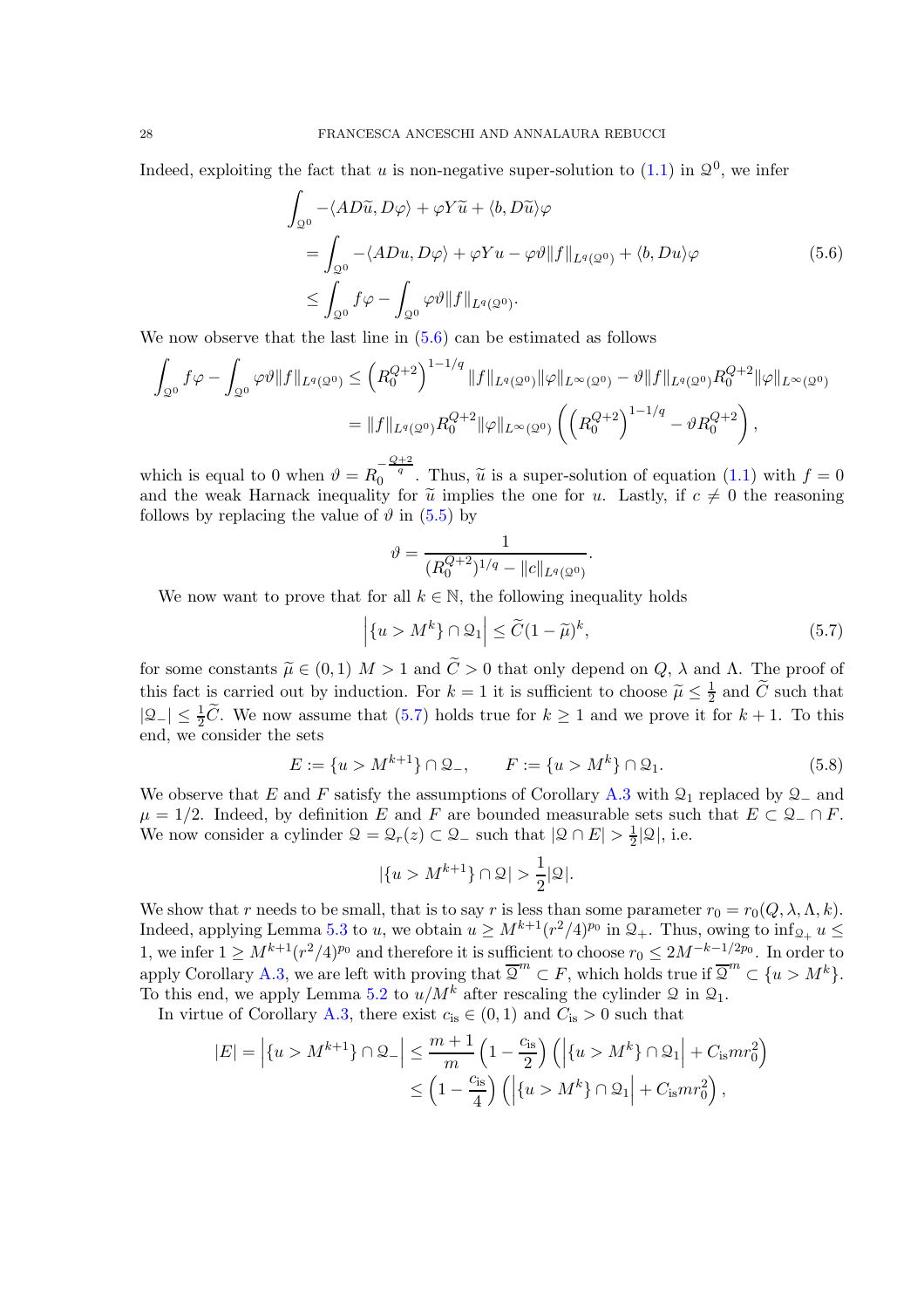Indeed, exploiting the fact that $u$ is non-negative super-solution to (1.1) in $\mathcal{Q}^0$, we infer

$$
\begin{aligned}
&\int_{\mathcal{Q}^0} -\langle AD\widetilde{u}, D\varphi\rangle + \varphi Y\widetilde{u} + \langle b, D\widetilde{u}\rangle\varphi \\
&\qquad = \int_{\mathcal{Q}^0} -\langle ADu, D\varphi\rangle + \varphi Yu - \varphi\vartheta\|f\|_{L^q(\mathcal{Q}^0)} + \langle b, Du\rangle\varphi \\
&\qquad \leq \int_{\mathcal{Q}^0} f\varphi - \int_{\mathcal{Q}^0} \varphi\vartheta\|f\|_{L^q(\mathcal{Q}^0)}.
\end{aligned}
\tag{5.6}
$$

We now observe that the last line in (5.6) can be estimated as follows

$$
\begin{aligned}
\int_{\mathcal{Q}^0} f\varphi - \int_{\mathcal{Q}^0} \varphi\vartheta\|f\|_{L^q(\mathcal{Q}^0)} &\leq \left(R_0^{Q+2}\right)^{1-1/q}\|f\|_{L^q(\mathcal{Q}^0)}\|\varphi\|_{L^\infty(\mathcal{Q}^0)} - \vartheta\|f\|_{L^q(\mathcal{Q}^0)}R_0^{Q+2}\|\varphi\|_{L^\infty(\mathcal{Q}^0)} \\
&= \|f\|_{L^q(\mathcal{Q}^0)}R_0^{Q+2}\|\varphi\|_{L^\infty(\mathcal{Q}^0)}\left(\left(R_0^{Q+2}\right)^{1-1/q} - \vartheta R_0^{Q+2}\right),
\end{aligned}
$$

which is equal to 0 when $\vartheta = R_0^{-\frac{Q+2}{q}}$. Thus, $\widetilde{u}$ is a super-solution of equation (1.1) with $f = 0$ and the weak Harnack inequality for $\widetilde{u}$ implies the one for $u$. Lastly, if $c \neq 0$ the reasoning follows by replacing the value of $\vartheta$ in (5.5) by

$$
\vartheta = \frac{1}{(R_0^{Q+2})^{1/q} - \|c\|_{L^q(\mathcal{Q}^0)}}.
$$

We now want to prove that for all $k \in \mathbb{N}$, the following inequality holds

$$
\left|\{u > M^k\} \cap \mathcal{Q}_1\right| \leq \widetilde{C}(1-\widetilde{\mu})^k, \tag{5.7}
$$

for some constants $\widetilde{\mu} \in (0,1)$ $M > 1$ and $\widetilde{C} > 0$ that only depend on $Q$, $\lambda$ and $\Lambda$. The proof of this fact is carried out by induction. For $k = 1$ it is sufficient to choose $\widetilde{\mu} \leq \frac{1}{2}$ and $\widetilde{C}$ such that $|\mathcal{Q}_-| \leq \frac{1}{2}\widetilde{C}$. We now assume that (5.7) holds true for $k \geq 1$ and we prove it for $k+1$. To this end, we consider the sets

$$
E := \{u > M^{k+1}\} \cap \mathcal{Q}_-, \qquad F := \{u > M^k\} \cap \mathcal{Q}_1. \tag{5.8}
$$

We observe that $E$ and $F$ satisfy the assumptions of Corollary A.3 with $\mathcal{Q}_1$ replaced by $\mathcal{Q}_-$ and $\mu = 1/2$. Indeed, by definition $E$ and $F$ are bounded measurable sets such that $E \subset \mathcal{Q}_- \cap F$. We now consider a cylinder $\mathcal{Q} = \mathcal{Q}_r(z) \subset \mathcal{Q}_-$ such that $|\mathcal{Q} \cap E| > \frac{1}{2}|\mathcal{Q}|$, i.e.

$$
|\{u > M^{k+1}\} \cap \mathcal{Q}| > \frac{1}{2}|\mathcal{Q}|.
$$

We show that $r$ needs to be small, that is to say $r$ is less than some parameter $r_0 = r_0(Q, \lambda, \Lambda, k)$. Indeed, applying Lemma 5.3 to $u$, we obtain $u \geq M^{k+1}(r^2/4)^{p_0}$ in $\mathcal{Q}_+$. Thus, owing to $\inf_{\mathcal{Q}_+} u \leq 1$, we infer $1 \geq M^{k+1}(r^2/4)^{p_0}$ and therefore it is sufficient to choose $r_0 \leq 2M^{-k-1/2p_0}$. In order to apply Corollary A.3, we are left with proving that $\overline{\mathcal{Q}}^m \subset F$, which holds true if $\overline{\mathcal{Q}}^m \subset \{u > M^k\}$. To this end, we apply Lemma 5.2 to $u/M^k$ after rescaling the cylinder $\mathcal{Q}$ in $\mathcal{Q}_1$.

In virtue of Corollary A.3, there exist $c_{\text{is}} \in (0,1)$ and $C_{\text{is}} > 0$ such that

$$
\begin{aligned}
|E| = \left|\{u > M^{k+1}\} \cap \mathcal{Q}_-\right| &\leq \frac{m+1}{m}\left(1 - \frac{c_{\text{is}}}{2}\right)\left(\left|\{u > M^k\} \cap \mathcal{Q}_1\right| + C_{\text{is}} m r_0^2\right) \\
&\leq \left(1 - \frac{c_{\text{is}}}{4}\right)\left(\left|\{u > M^k\} \cap \mathcal{Q}_1\right| + C_{\text{is}} m r_0^2\right),
\end{aligned}
$$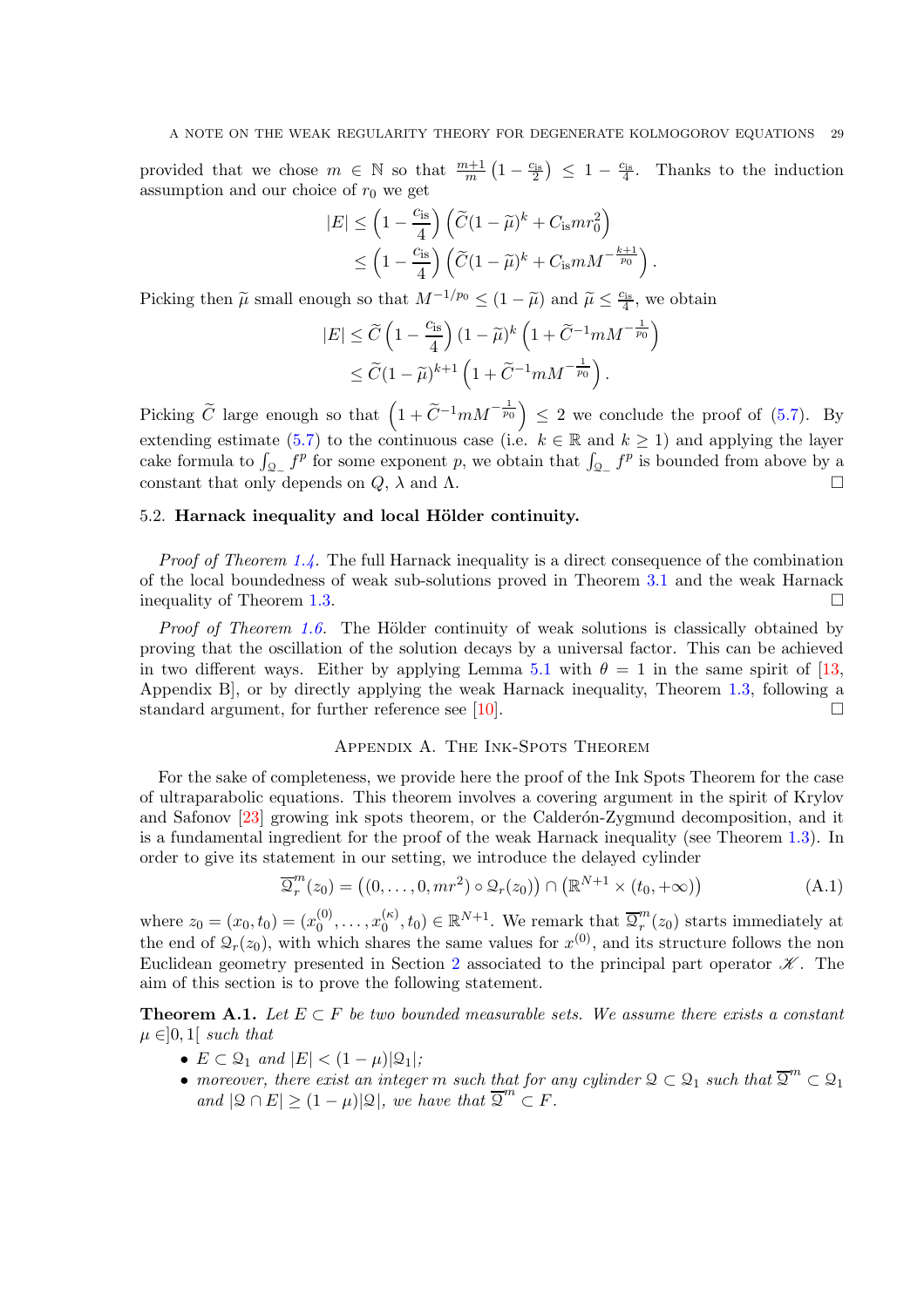provided that we chose $m \in \mathbb{N}$ so that $\frac{m+1}{m}\left(1 - \frac{c_{\text{is}}}{2}\right) \leq 1 - \frac{c_{\text{is}}}{4}$. Thanks to the induction assumption and our choice of $r_0$ we get

$$
\begin{aligned}
|E| &\leq \left(1 - \frac{c_{\text{is}}}{4}\right)\left(\widetilde{C}(1-\widetilde{\mu})^k + C_{\text{is}} m r_0^2\right) \\
&\leq \left(1 - \frac{c_{\text{is}}}{4}\right)\left(\widetilde{C}(1-\widetilde{\mu})^k + C_{\text{is}} m M^{-\frac{k+1}{p_0}}\right).
\end{aligned}
$$

Picking then $\widetilde{\mu}$ small enough so that $M^{-1/p_0} \leq (1-\widetilde{\mu})$ and $\widetilde{\mu} \leq \frac{c_{\text{is}}}{4}$, we obtain

$$
\begin{aligned}
|E| &\leq \widetilde{C}\left(1 - \frac{c_{\text{is}}}{4}\right)(1-\widetilde{\mu})^k \left(1 + \widetilde{C}^{-1} m M^{-\frac{1}{p_0}}\right) \\
&\leq \widetilde{C}(1-\widetilde{\mu})^{k+1}\left(1 + \widetilde{C}^{-1} m M^{-\frac{1}{p_0}}\right).
\end{aligned}
$$

Picking $\widetilde{C}$ large enough so that $\left(1 + \widetilde{C}^{-1} m M^{-\frac{1}{p_0}}\right) \leq 2$ we conclude the proof of (5.7). By extending estimate (5.7) to the continuous case (i.e. $k \in \mathbb{R}$ and $k \geq 1$) and applying the layer cake formula to $\int_{\mathcal{Q}_-} f^p$ for some exponent $p$, we obtain that $\int_{\mathcal{Q}_-} f^p$ is bounded from above by a constant that only depends on $Q$, $\lambda$ and $\Lambda$. □

### 5.2. **Harnack inequality and local Hölder continuity.**

*Proof of Theorem 1.4.* The full Harnack inequality is a direct consequence of the combination of the local boundedness of weak sub-solutions proved in Theorem 3.1 and the weak Harnack inequality of Theorem 1.3. □

*Proof of Theorem 1.6.* The Hölder continuity of weak solutions is classically obtained by proving that the oscillation of the solution decays by a universal factor. This can be achieved in two different ways. Either by applying Lemma 5.1 with $\theta = 1$ in the same spirit of [13, Appendix B], or by directly applying the weak Harnack inequality, Theorem 1.3, following a standard argument, for further reference see [10]. □

## Appendix A. The Ink-Spots Theorem

For the sake of completeness, we provide here the proof of the Ink Spots Theorem for the case of ultraparabolic equations. This theorem involves a covering argument in the spirit of Krylov and Safonov [23] growing ink spots theorem, or the Calderón-Zygmund decomposition, and it is a fundamental ingredient for the proof of the weak Harnack inequality (see Theorem 1.3). In order to give its statement in our setting, we introduce the delayed cylinder

$$
\overline{\mathcal{Q}}^m_r(z_0) = \left((0, \ldots, 0, mr^2) \circ \mathcal{Q}_r(z_0)\right) \cap \left(\mathbb{R}^{N+1} \times (t_0, +\infty)\right) \tag{A.1}
$$

where $z_0 = (x_0, t_0) = (x_0^{(0)}, \ldots, x_0^{(\kappa)}, t_0) \in \mathbb{R}^{N+1}$. We remark that $\overline{\mathcal{Q}}^m_r(z_0)$ starts immediately at the end of $\mathcal{Q}_r(z_0)$, with which shares the same values for $x^{(0)}$, and its structure follows the non Euclidean geometry presented in Section 2 associated to the principal part operator $\mathscr{K}$. The aim of this section is to prove the following statement.

**Theorem A.1.** *Let $E \subset F$ be two bounded measurable sets. We assume there exists a constant $\mu \in ]0, 1[$ such that*

- *$E \subset \mathcal{Q}_1$ and $|E| < (1-\mu)|\mathcal{Q}_1|$;*
- *moreover, there exist an integer $m$ such that for any cylinder $\mathcal{Q} \subset \mathcal{Q}_1$ such that $\overline{\mathcal{Q}}^m \subset \mathcal{Q}_1$ and $|\mathcal{Q} \cap E| \geq (1-\mu)|\mathcal{Q}|$, we have that $\overline{\mathcal{Q}}^m \subset F$.*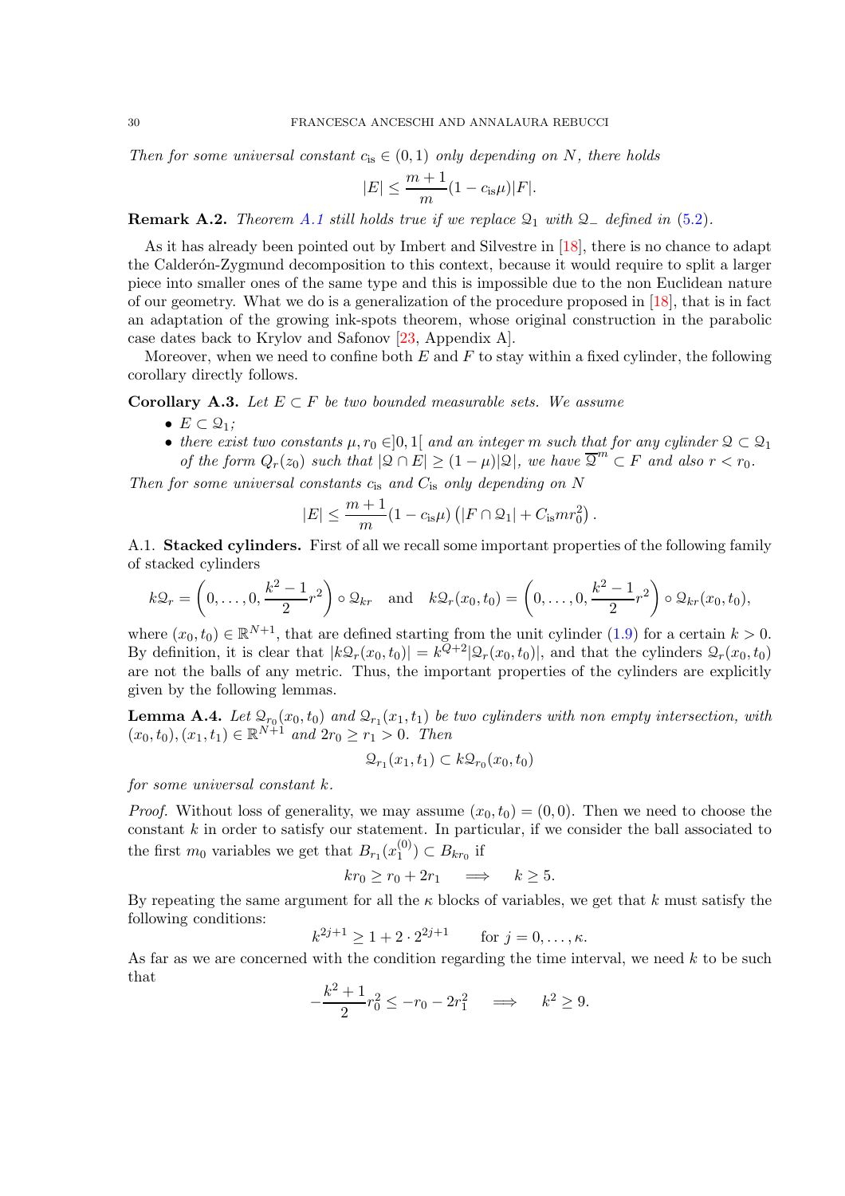*Then for some universal constant $c_{\rm is} \in (0,1)$ only depending on $N$, there holds*

$$|E| \leq \frac{m+1}{m}(1 - c_{\rm is}\mu)|F|.$$

**Remark A.2.** *Theorem A.1 still holds true if we replace $\mathcal{Q}_1$ with $\mathcal{Q}_-$ defined in (5.2).*

As it has already been pointed out by Imbert and Silvestre in [18], there is no chance to adapt the Calderón-Zygmund decomposition to this context, because it would require to split a larger piece into smaller ones of the same type and this is impossible due to the non Euclidean nature of our geometry. What we do is a generalization of the procedure proposed in [18], that is in fact an adaptation of the growing ink-spots theorem, whose original construction in the parabolic case dates back to Krylov and Safonov [23, Appendix A].

Moreover, when we need to confine both $E$ and $F$ to stay within a fixed cylinder, the following corollary directly follows.

**Corollary A.3.** *Let $E \subset F$ be two bounded measurable sets. We assume*

- *$E \subset \mathcal{Q}_1$;*
- *there exist two constants $\mu, r_0 \in ]0,1[$ and an integer $m$ such that for any cylinder $\mathcal{Q} \subset \mathcal{Q}_1$ of the form $Q_r(z_0)$ such that $|\mathcal{Q} \cap E| \geq (1-\mu)|\mathcal{Q}|$, we have $\overline{\mathcal{Q}}^m \subset F$ and also $r < r_0$.*

*Then for some universal constants $c_{\rm is}$ and $C_{\rm is}$ only depending on $N$*

$$|E| \leq \frac{m+1}{m}(1 - c_{\rm is}\mu)\left(|F \cap \mathcal{Q}_1| + C_{\rm is} m r_0^2\right).$$

A.1. **Stacked cylinders.** First of all we recall some important properties of the following family of stacked cylinders

$$k\mathcal{Q}_r = \left(0, \dots, 0, \frac{k^2-1}{2}r^2\right) \circ \mathcal{Q}_{kr} \quad \text{and} \quad k\mathcal{Q}_r(x_0,t_0) = \left(0, \dots, 0, \frac{k^2-1}{2}r^2\right) \circ \mathcal{Q}_{kr}(x_0,t_0),$$

where $(x_0,t_0) \in \mathbb{R}^{N+1}$, that are defined starting from the unit cylinder (1.9) for a certain $k > 0$. By definition, it is clear that $|k\mathcal{Q}_r(x_0,t_0)| = k^{Q+2}|\mathcal{Q}_r(x_0,t_0)|$, and that the cylinders $\mathcal{Q}_r(x_0,t_0)$ are not the balls of any metric. Thus, the important properties of the cylinders are explicitly given by the following lemmas.

**Lemma A.4.** *Let $\mathcal{Q}_{r_0}(x_0,t_0)$ and $\mathcal{Q}_{r_1}(x_1,t_1)$ be two cylinders with non empty intersection, with $(x_0,t_0),(x_1,t_1) \in \mathbb{R}^{N+1}$ and $2r_0 \geq r_1 > 0$. Then*

$$\mathcal{Q}_{r_1}(x_1,t_1) \subset k\mathcal{Q}_{r_0}(x_0,t_0)$$

*for some universal constant $k$.*

*Proof.* Without loss of generality, we may assume $(x_0,t_0) = (0,0)$. Then we need to choose the constant $k$ in order to satisfy our statement. In particular, if we consider the ball associated to the first $m_0$ variables we get that $B_{r_1}(x_1^{(0)}) \subset B_{kr_0}$ if

$$kr_0 \geq r_0 + 2r_1 \quad \Longrightarrow \quad k \geq 5.$$

By repeating the same argument for all the $\kappa$ blocks of variables, we get that $k$ must satisfy the following conditions:

$$k^{2j+1} \geq 1 + 2 \cdot 2^{2j+1} \qquad \text{for } j = 0, \dots, \kappa.$$

As far as we are concerned with the condition regarding the time interval, we need $k$ to be such that

$$-\frac{k^2+1}{2}r_0^2 \leq -r_0 - 2r_1^2 \quad \Longrightarrow \quad k^2 \geq 9.$$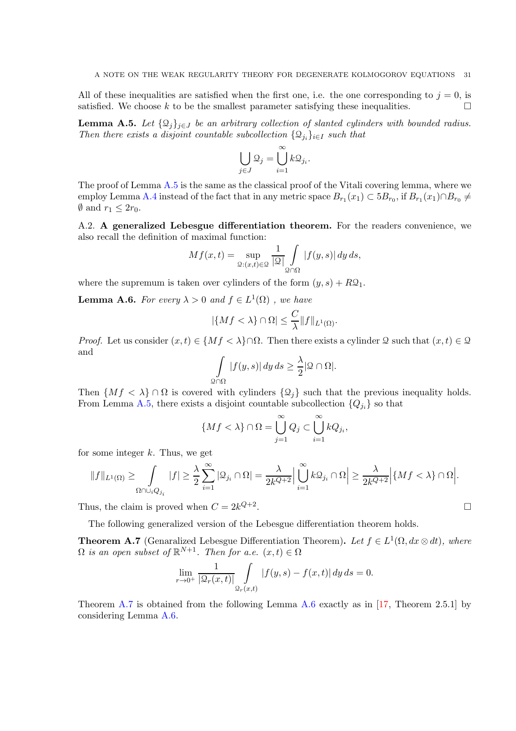All of these inequalities are satisfied when the first one, i.e. the one corresponding to $j = 0$, is satisfied. We choose $k$ to be the smallest parameter satisfying these inequalities. □

**Lemma A.5.** *Let $\{\mathcal{Q}_j\}_{j\in J}$ be an arbitrary collection of slanted cylinders with bounded radius. Then there exists a disjoint countable subcollection $\{\mathcal{Q}_{j_i}\}_{i\in I}$ such that*

$$\bigcup_{j\in J} \mathcal{Q}_j = \bigcup_{i=1}^{\infty} k\mathcal{Q}_{j_i}.$$

The proof of Lemma A.5 is the same as the classical proof of the Vitali covering lemma, where we employ Lemma A.4 instead of the fact that in any metric space $B_{r_1}(x_1) \subset 5B_{r_0}$, if $B_{r_1}(x_1)\cap B_{r_0} \neq \emptyset$ and $r_1 \leq 2r_0$.

A.2. **A generalized Lebesgue differentiation theorem.** For the readers convenience, we also recall the definition of maximal function:

$$Mf(x,t) = \sup_{\mathcal{Q}:(x,t)\in\mathcal{Q}} \frac{1}{|\mathcal{Q}|} \int_{\mathcal{Q}\cap\Omega} |f(y,s)|\, dy\, ds,$$

where the supremum is taken over cylinders of the form $(y,s) + R\mathcal{Q}_1$.

**Lemma A.6.** *For every $\lambda > 0$ and $f \in L^1(\Omega)$ , we have*

$$|\{Mf < \lambda\} \cap \Omega| \leq \frac{C}{\lambda} \|f\|_{L^1(\Omega)}.$$

*Proof.* Let us consider $(x,t) \in \{Mf < \lambda\}\cap\Omega$. Then there exists a cylinder $\mathcal{Q}$ such that $(x,t) \in \mathcal{Q}$ and

$$\int_{\mathcal{Q}\cap\Omega} |f(y,s)|\, dy\, ds \geq \frac{\lambda}{2} |\mathcal{Q}\cap\Omega|.$$

Then $\{Mf < \lambda\} \cap \Omega$ is covered with cylinders $\{\mathcal{Q}_j\}$ such that the previous inequality holds. From Lemma A.5, there exists a disjoint countable subcollection $\{Q_{j_i}\}$ so that

$$\{Mf < \lambda\} \cap \Omega = \bigcup_{j=1}^{\infty} Q_j \subset \bigcup_{i=1}^{\infty} kQ_{j_i},$$

for some integer $k$. Thus, we get

$$\|f\|_{L^1(\Omega)} \geq \int_{\Omega\cap\cup_i Q_{j_i}} |f| \geq \frac{\lambda}{2}\sum_{i=1}^{\infty} |\mathcal{Q}_{j_i}\cap\Omega| = \frac{\lambda}{2k^{Q+2}} \Big| \bigcup_{i=1}^{\infty} k\mathcal{Q}_{j_i} \cap \Omega\Big| \geq \frac{\lambda}{2k^{Q+2}} \Big|\{Mf < \lambda\}\cap\Omega\Big|.$$

Thus, the claim is proved when $C = 2k^{Q+2}$. □

The following generalized version of the Lebesgue differentiation theorem holds.

**Theorem A.7** (Genaralized Lebesgue Differentiation Theorem)**.** *Let $f \in L^1(\Omega, dx\otimes dt)$, where $\Omega$ is an open subset of $\mathbb{R}^{N+1}$. Then for a.e. $(x,t) \in \Omega$*

$$\lim_{r\to 0^+} \frac{1}{|\mathcal{Q}_r(x,t)|} \int_{\mathcal{Q}_r(x,t)} |f(y,s) - f(x,t)|\, dy\, ds = 0.$$

Theorem A.7 is obtained from the following Lemma A.6 exactly as in [17, Theorem 2.5.1] by considering Lemma A.6.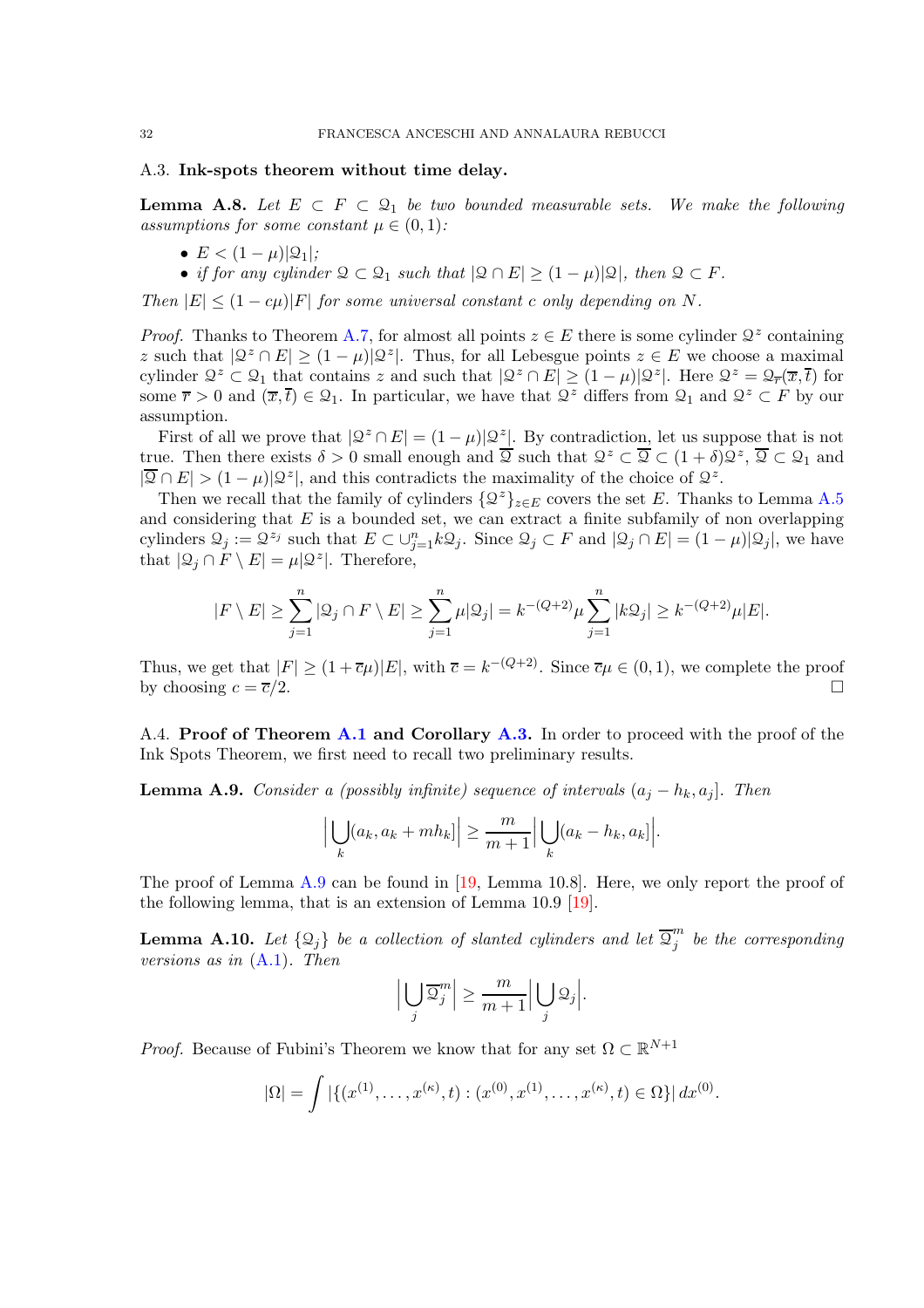### A.3. **Ink-spots theorem without time delay.**

**Lemma A.8.** *Let $E \subset F \subset \mathcal{Q}_1$ be two bounded measurable sets. We make the following assumptions for some constant $\mu \in (0,1)$:*

- *$E < (1-\mu)|\mathcal{Q}_1|$;*
- *if for any cylinder $\mathcal{Q} \subset \mathcal{Q}_1$ such that $|\mathcal{Q} \cap E| \geq (1-\mu)|\mathcal{Q}|$, then $\mathcal{Q} \subset F$.*

*Then $|E| \leq (1 - c\mu)|F|$ for some universal constant $c$ only depending on $N$.*

*Proof.* Thanks to Theorem A.7, for almost all points $z \in E$ there is some cylinder $\mathcal{Q}^z$ containing $z$ such that $|\mathcal{Q}^z \cap E| \geq (1-\mu)|\mathcal{Q}^z|$. Thus, for all Lebesgue points $z \in E$ we choose a maximal cylinder $\mathcal{Q}^z \subset \mathcal{Q}_1$ that contains $z$ and such that $|\mathcal{Q}^z \cap E| \geq (1-\mu)|\mathcal{Q}^z|$. Here $\mathcal{Q}^z = \mathcal{Q}_{\overline{r}}(\overline{x}, \overline{t})$ for some $\overline{r} > 0$ and $(\overline{x}, \overline{t}) \in \mathcal{Q}_1$. In particular, we have that $\mathcal{Q}^z$ differs from $\mathcal{Q}_1$ and $\mathcal{Q}^z \subset F$ by our assumption.

First of all we prove that $|\mathcal{Q}^z \cap E| = (1-\mu)|\mathcal{Q}^z|$. By contradiction, let us suppose that is not true. Then there exists $\delta > 0$ small enough and $\overline{\mathcal{Q}}$ such that $\mathcal{Q}^z \subset \overline{\mathcal{Q}} \subset (1+\delta)\mathcal{Q}^z$, $\overline{\mathcal{Q}} \subset \mathcal{Q}_1$ and $|\overline{\mathcal{Q}} \cap E| > (1-\mu)|\mathcal{Q}^z|$, and this contradicts the maximality of the choice of $\mathcal{Q}^z$.

Then we recall that the family of cylinders $\{\mathcal{Q}^z\}_{z \in E}$ covers the set $E$. Thanks to Lemma A.5 and considering that $E$ is a bounded set, we can extract a finite subfamily of non overlapping cylinders $\mathcal{Q}_j := \mathcal{Q}^{z_j}$ such that $E \subset \cup_{j=1}^n k\mathcal{Q}_j$. Since $\mathcal{Q}_j \subset F$ and $|\mathcal{Q}_j \cap E| = (1-\mu)|\mathcal{Q}_j|$, we have that $|\mathcal{Q}_j \cap F \setminus E| = \mu|\mathcal{Q}^z|$. Therefore,

$$
|F \setminus E| \geq \sum_{j=1}^n |\mathcal{Q}_j \cap F \setminus E| \geq \sum_{j=1}^n \mu|\mathcal{Q}_j| = k^{-(Q+2)}\mu \sum_{j=1}^n |k\mathcal{Q}_j| \geq k^{-(Q+2)}\mu|E|.
$$

Thus, we get that $|F| \geq (1 + \overline{c}\mu)|E|$, with $\overline{c} = k^{-(Q+2)}$. Since $\overline{c}\mu \in (0,1)$, we complete the proof by choosing $c = \overline{c}/2$. □

### A.4. **Proof of Theorem A.1 and Corollary A.3.**

In order to proceed with the proof of the Ink Spots Theorem, we first need to recall two preliminary results.

**Lemma A.9.** *Consider a (possibly infinite) sequence of intervals $(a_j - h_k, a_j]$. Then*

$$
\Big| \bigcup_k (a_k, a_k + mh_k] \Big| \geq \frac{m}{m+1} \Big| \bigcup_k (a_k - h_k, a_k] \Big|.
$$

The proof of Lemma A.9 can be found in [19, Lemma 10.8]. Here, we only report the proof of the following lemma, that is an extension of Lemma 10.9 [19].

**Lemma A.10.** *Let $\{\mathcal{Q}_j\}$ be a collection of slanted cylinders and let $\overline{\mathcal{Q}}_j^m$ be the corresponding versions as in (A.1). Then*

$$
\Big| \bigcup_j \overline{\mathcal{Q}}_j^m \Big| \geq \frac{m}{m+1} \Big| \bigcup_j \mathcal{Q}_j \Big|.
$$

*Proof.* Because of Fubini's Theorem we know that for any set $\Omega \subset \mathbb{R}^{N+1}$

$$
|\Omega| = \int |\{(x^{(1)}, \dots, x^{(\kappa)}, t) : (x^{(0)}, x^{(1)}, \dots, x^{(\kappa)}, t) \in \Omega\}| \, dx^{(0)}.
$$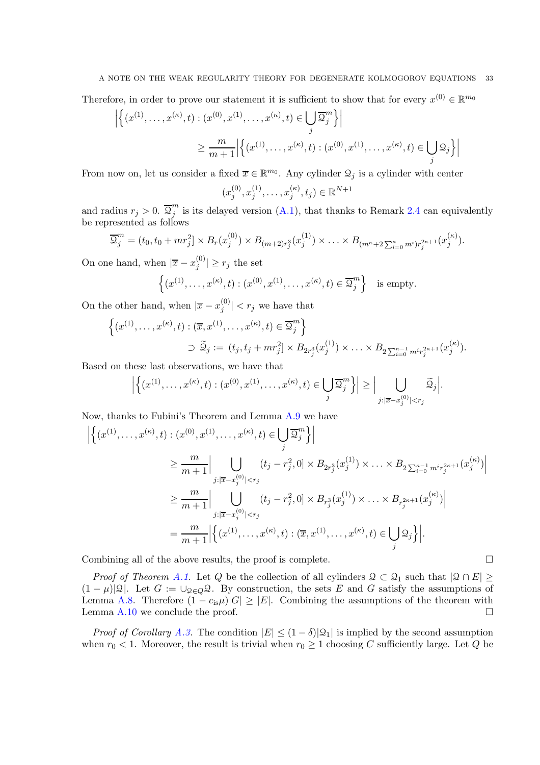Therefore, in order to prove our statement it is sufficient to show that for every $x^{(0)} \in \mathbb{R}^{m_0}$

$$\Big|\Big\{(x^{(1)},\dots,x^{(\kappa)},t) : (x^{(0)},x^{(1)},\dots,x^{(\kappa)},t) \in \bigcup_j \overline{\mathcal{Q}}_j^m\Big\}\Big| \geq \frac{m}{m+1}\Big|\Big\{(x^{(1)},\dots,x^{(\kappa)},t) : (x^{(0)},x^{(1)},\dots,x^{(\kappa)},t) \in \bigcup_j \mathcal{Q}_j\Big\}\Big|$$

From now on, let us consider a fixed $\overline{x} \in \mathbb{R}^{m_0}$. Any cylinder $\mathcal{Q}_j$ is a cylinder with center

$$(x_j^{(0)}, x_j^{(1)}, \dots, x_j^{(\kappa)}, t_j) \in \mathbb{R}^{N+1}$$

and radius $r_j > 0$. $\overline{\mathcal{Q}}_j^m$ is its delayed version (A.1), that thanks to Remark 2.4 can equivalently be represented as follows

$$\overline{\mathcal{Q}}_j^m = (t_0, t_0 + mr_j^2] \times B_r(x_j^{(0)}) \times B_{(m+2)r_j^3}(x_j^{(1)}) \times \dots \times B_{(m^\kappa + 2\sum_{i=0}^{\kappa} m^i) r_j^{2\kappa+1}}(x_j^{(\kappa)}).$$

On one hand, when $|\overline{x} - x_j^{(0)}| \geq r_j$ the set

$$\Big\{(x^{(1)},\dots,x^{(\kappa)},t) : (x^{(0)},x^{(1)},\dots,x^{(\kappa)},t) \in \overline{\mathcal{Q}}_j^m\Big\} \quad \text{is empty.}$$

On the other hand, when $|\overline{x} - x_j^{(0)}| < r_j$ we have that

$$\Big\{(x^{(1)},\dots,x^{(\kappa)},t) : (\overline{x},x^{(1)},\dots,x^{(\kappa)},t) \in \overline{\mathcal{Q}}_j^m\Big\} \supset \widetilde{\mathcal{Q}}_j := (t_j, t_j + mr_j^2] \times B_{2r_j^3}(x_j^{(1)}) \times \dots \times B_{2\sum_{i=0}^{\kappa-1} m^i r_j^{2\kappa+1}}(x_j^{(\kappa)}).$$

Based on these last observations, we have that

$$\Big|\Big\{(x^{(1)},\dots,x^{(\kappa)},t) : (x^{(0)},x^{(1)},\dots,x^{(\kappa)},t) \in \bigcup_j \overline{\mathcal{Q}}_j^m\Big\}\Big| \geq \Big|\bigcup_{j:|\overline{x}-x_j^{(0)}|<r_j} \widetilde{\mathcal{Q}}_j\Big|.$$

Now, thanks to Fubini's Theorem and Lemma A.9 we have

$$\begin{aligned}
\Big|\Big\{(x^{(1)},\dots,x^{(\kappa)},t) &: (x^{(0)},x^{(1)},\dots,x^{(\kappa)},t) \in \bigcup_j \overline{\mathcal{Q}}_j^m\Big\}\Big| \\
&\geq \frac{m}{m+1}\Big|\bigcup_{j:|\overline{x}-x_j^{(0)}|<r_j} (t_j - r_j^2, 0] \times B_{2r_j^3}(x_j^{(1)}) \times \dots \times B_{2\sum_{i=0}^{\kappa-1} m^i r_j^{2\kappa+1}}(x_j^{(\kappa)})\Big| \\
&\geq \frac{m}{m+1}\Big|\bigcup_{j:|\overline{x}-x_j^{(0)}|<r_j} (t_j - r_j^2, 0] \times B_{r_j^3}(x_j^{(1)}) \times \dots \times B_{r_j^{2\kappa+1}}(x_j^{(\kappa)})\Big| \\
&= \frac{m}{m+1}\Big|\Big\{(x^{(1)},\dots,x^{(\kappa)},t) : (\overline{x},x^{(1)},\dots,x^{(\kappa)},t) \in \bigcup_j \mathcal{Q}_j\Big\}\Big|.
\end{aligned}$$

Combining all of the above results, the proof is complete. □

*Proof of Theorem A.1.* Let $Q$ be the collection of all cylinders $\mathcal{Q} \subset \mathcal{Q}_1$ such that $|\mathcal{Q} \cap E| \geq (1-\mu)|\mathcal{Q}|$. Let $G := \cup_{\mathcal{Q} \in Q} \mathcal{Q}$. By construction, the sets $E$ and $G$ satisfy the assumptions of Lemma A.8. Therefore $(1 - c_{\text{is}}\mu)|G| \geq |E|$. Combining the assumptions of the theorem with Lemma A.10 we conclude the proof. □

*Proof of Corollary A.3.* The condition $|E| \leq (1-\delta)|\mathcal{Q}_1|$ is implied by the second assumption when $r_0 < 1$. Moreover, the result is trivial when $r_0 \geq 1$ choosing $C$ sufficiently large. Let $Q$ be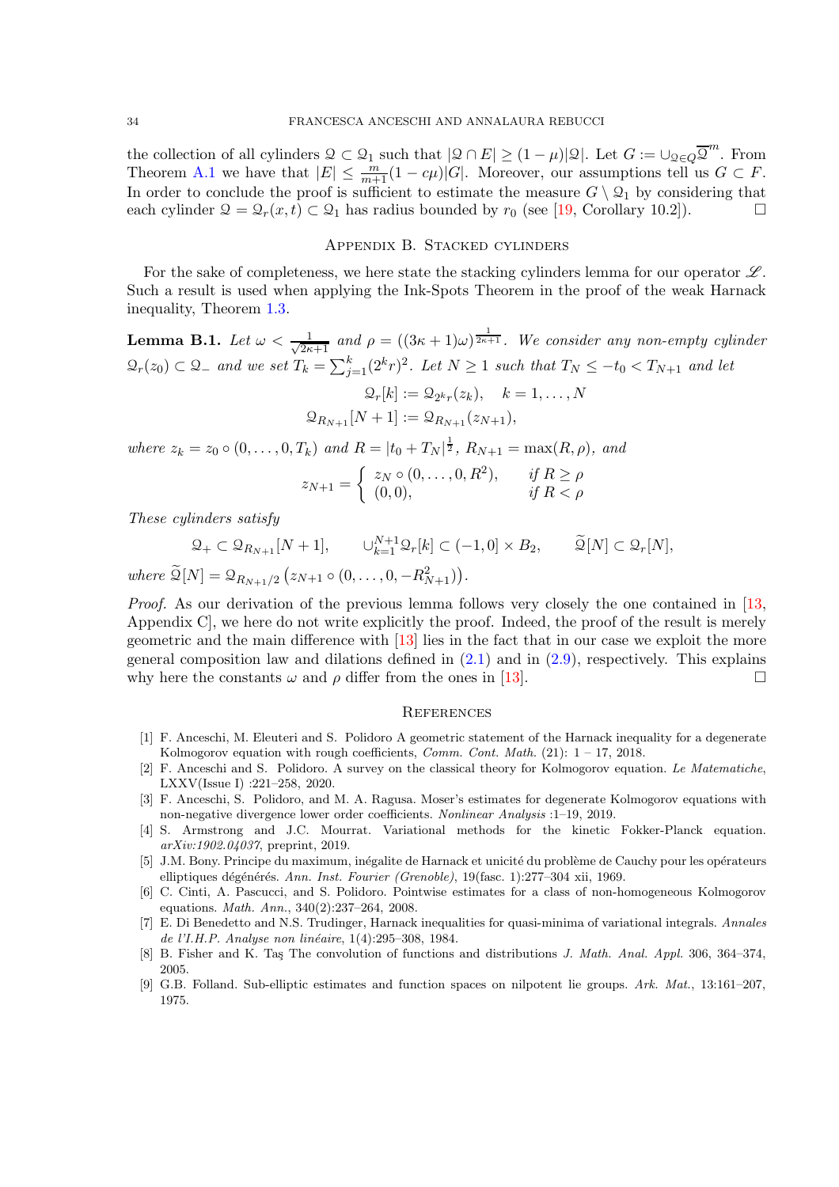the collection of all cylinders $\mathcal{Q} \subset \mathcal{Q}_1$ such that $|\mathcal{Q} \cap E| \geq (1-\mu)|\mathcal{Q}|$. Let $G := \cup_{\mathcal{Q} \in Q} \overline{\mathcal{Q}}^m$. From Theorem A.1 we have that $|E| \leq \frac{m}{m+1}(1-c\mu)|G|$. Moreover, our assumptions tell us $G \subset F$. In order to conclude the proof is sufficient to estimate the measure $G \setminus \mathcal{Q}_1$ by considering that each cylinder $\mathcal{Q} = \mathcal{Q}_r(x,t) \subset \mathcal{Q}_1$ has radius bounded by $r_0$ (see [19, Corollary 10.2]). $\square$

## Appendix B. Stacked cylinders

For the sake of completeness, we here state the stacking cylinders lemma for our operator $\mathscr{L}$. Such a result is used when applying the Ink-Spots Theorem in the proof of the weak Harnack inequality, Theorem 1.3.

**Lemma B.1.** *Let $\omega < \frac{1}{\sqrt{2\kappa+1}}$ and $\rho = ((3\kappa+1)\omega)^{\frac{1}{2\kappa+1}}$. We consider any non-empty cylinder $\mathcal{Q}_r(z_0) \subset \mathcal{Q}_-$ and we set $T_k = \sum_{j=1}^{k}(2^k r)^2$. Let $N \geq 1$ such that $T_N \leq -t_0 < T_{N+1}$ and let*

$$\mathcal{Q}_r[k] := \mathcal{Q}_{2^k r}(z_k), \quad k = 1, \ldots, N$$
$$\mathcal{Q}_{R_{N+1}}[N+1] := \mathcal{Q}_{R_{N+1}}(z_{N+1}),$$

*where $z_k = z_0 \circ (0, \ldots, 0, T_k)$ and $R = |t_0 + T_N|^{\frac{1}{2}}$, $R_{N+1} = \max(R, \rho)$, and*

$$z_{N+1} = \begin{cases} z_N \circ (0, \ldots, 0, R^2), & \text{if } R \geq \rho \\ (0,0), & \text{if } R < \rho \end{cases}$$

*These cylinders satisfy*

$$\mathcal{Q}_+ \subset \mathcal{Q}_{R_{N+1}}[N+1], \qquad \cup_{k=1}^{N+1} \mathcal{Q}_r[k] \subset (-1,0] \times B_2, \qquad \widetilde{\mathcal{Q}}[N] \subset \mathcal{Q}_r[N],$$

*where $\widetilde{\mathcal{Q}}[N] = \mathcal{Q}_{R_{N+1}/2}\left(z_{N+1} \circ (0, \ldots, 0, -R_{N+1}^2)\right)$.*

*Proof.* As our derivation of the previous lemma follows very closely the one contained in [13, Appendix C], we here do not write explicitly the proof. Indeed, the proof of the result is merely geometric and the main difference with [13] lies in the fact that in our case we exploit the more general composition law and dilations defined in (2.1) and in (2.9), respectively. This explains why here the constants $\omega$ and $\rho$ differ from the ones in [13]. $\square$

## References

[1] F. Anceschi, M. Eleuteri and S. Polidoro A geometric statement of the Harnack inequality for a degenerate Kolmogorov equation with rough coefficients, *Comm. Cont. Math.* (21): 1 – 17, 2018.

[2] F. Anceschi and S. Polidoro. A survey on the classical theory for Kolmogorov equation. *Le Matematiche*, LXXV(Issue I) :221–258, 2020.

[3] F. Anceschi, S. Polidoro, and M. A. Ragusa. Moser's estimates for degenerate Kolmogorov equations with non-negative divergence lower order coefficients. *Nonlinear Analysis* :1–19, 2019.

[4] S. Armstrong and J.C. Mourrat. Variational methods for the kinetic Fokker-Planck equation. *arXiv:1902.04037*, preprint, 2019.

[5] J.M. Bony. Principe du maximum, inégalite de Harnack et unicité du problème de Cauchy pour les opérateurs elliptiques dégénérés. *Ann. Inst. Fourier (Grenoble)*, 19(fasc. 1):277–304 xii, 1969.

[6] C. Cinti, A. Pascucci, and S. Polidoro. Pointwise estimates for a class of non-homogeneous Kolmogorov equations. *Math. Ann.*, 340(2):237–264, 2008.

[7] E. Di Benedetto and N.S. Trudinger, Harnack inequalities for quasi-minima of variational integrals. *Annales de l'I.H.P. Analyse non linéaire*, 1(4):295–308, 1984.

[8] B. Fisher and K. Taş The convolution of functions and distributions *J. Math. Anal. Appl.* 306, 364–374, 2005.

[9] G.B. Folland. Sub-elliptic estimates and function spaces on nilpotent lie groups. *Ark. Mat.*, 13:161–207, 1975.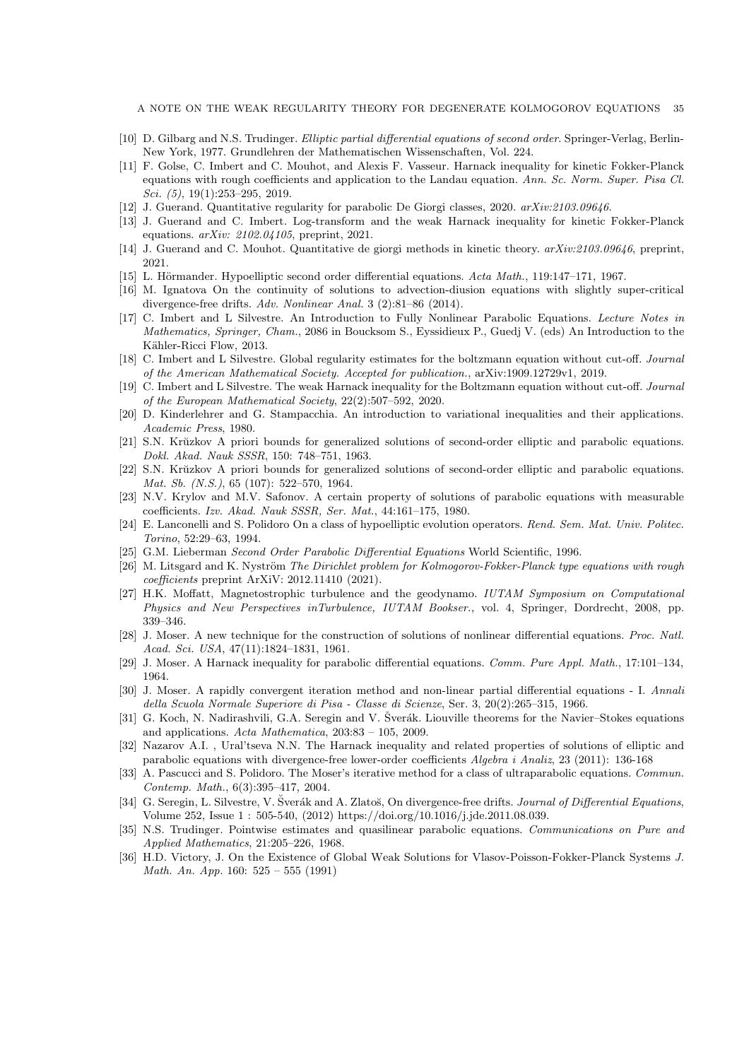[10] D. Gilbarg and N.S. Trudinger. *Elliptic partial differential equations of second order*. Springer-Verlag, Berlin-New York, 1977. Grundlehren der Mathematischen Wissenschaften, Vol. 224.

[11] F. Golse, C. Imbert and C. Mouhot, and Alexis F. Vasseur. Harnack inequality for kinetic Fokker-Planck equations with rough coefficients and application to the Landau equation. *Ann. Sc. Norm. Super. Pisa Cl. Sci. (5)*, 19(1):253–295, 2019.

[12] J. Guerand. Quantitative regularity for parabolic De Giorgi classes, 2020. *arXiv:2103.09646*.

[13] J. Guerand and C. Imbert. Log-transform and the weak Harnack inequality for kinetic Fokker-Planck equations. *arXiv: 2102.04105*, preprint, 2021.

[14] J. Guerand and C. Mouhot. Quantitative de giorgi methods in kinetic theory. *arXiv:2103.09646*, preprint, 2021.

[15] L. Hörmander. Hypoelliptic second order differential equations. *Acta Math.*, 119:147–171, 1967.

[16] M. Ignatova On the continuity of solutions to advection-diusion equations with slightly super-critical divergence-free drifts. *Adv. Nonlinear Anal.* 3 (2):81–86 (2014).

[17] C. Imbert and L Silvestre. An Introduction to Fully Nonlinear Parabolic Equations. *Lecture Notes in Mathematics, Springer, Cham.*, 2086 in Boucksom S., Eyssidieux P., Guedj V. (eds) An Introduction to the Kähler-Ricci Flow, 2013.

[18] C. Imbert and L Silvestre. Global regularity estimates for the boltzmann equation without cut-off. *Journal of the American Mathematical Society. Accepted for publication.*, arXiv:1909.12729v1, 2019.

[19] C. Imbert and L Silvestre. The weak Harnack inequality for the Boltzmann equation without cut-off. *Journal of the European Mathematical Society*, 22(2):507–592, 2020.

[20] D. Kinderlehrer and G. Stampacchia. An introduction to variational inequalities and their applications. *Academic Press*, 1980.

[21] S.N. Krüzkov A priori bounds for generalized solutions of second-order elliptic and parabolic equations. *Dokl. Akad. Nauk SSSR*, 150: 748–751, 1963.

[22] S.N. Krüzkov A priori bounds for generalized solutions of second-order elliptic and parabolic equations. *Mat. Sb. (N.S.)*, 65 (107): 522–570, 1964.

[23] N.V. Krylov and M.V. Safonov. A certain property of solutions of parabolic equations with measurable coefficients. *Izv. Akad. Nauk SSSR, Ser. Mat.*, 44:161–175, 1980.

[24] E. Lanconelli and S. Polidoro On a class of hypoelliptic evolution operators. *Rend. Sem. Mat. Univ. Politec. Torino*, 52:29–63, 1994.

[25] G.M. Lieberman *Second Order Parabolic Differential Equations* World Scientific, 1996.

[26] M. Litsgard and K. Nyström *The Dirichlet problem for Kolmogorov-Fokker-Planck type equations with rough coefficients* preprint ArXiV: 2012.11410 (2021).

[27] H.K. Moffatt, Magnetostrophic turbulence and the geodynamo. *IUTAM Symposium on Computational Physics and New Perspectives inTurbulence, IUTAM Bookser.*, vol. 4, Springer, Dordrecht, 2008, pp. 339–346.

[28] J. Moser. A new technique for the construction of solutions of nonlinear differential equations. *Proc. Natl. Acad. Sci. USA*, 47(11):1824–1831, 1961.

[29] J. Moser. A Harnack inequality for parabolic differential equations. *Comm. Pure Appl. Math.*, 17:101–134, 1964.

[30] J. Moser. A rapidly convergent iteration method and non-linear partial differential equations - I. *Annali della Scuola Normale Superiore di Pisa - Classe di Scienze*, Ser. 3, 20(2):265–315, 1966.

[31] G. Koch, N. Nadirashvili, G.A. Seregin and V. Šverák. Liouville theorems for the Navier–Stokes equations and applications. *Acta Mathematica*, 203:83 – 105, 2009.

[32] Nazarov A.I. , Ural'tseva N.N. The Harnack inequality and related properties of solutions of elliptic and parabolic equations with divergence-free lower-order coefficients *Algebra i Analiz*, 23 (2011): 136-168

[33] A. Pascucci and S. Polidoro. The Moser's iterative method for a class of ultraparabolic equations. *Commun. Contemp. Math.*, 6(3):395–417, 2004.

[34] G. Seregin, L. Silvestre, V. Šverák and A. Zlatoš, On divergence-free drifts. *Journal of Differential Equations*, Volume 252, Issue 1 : 505-540, (2012) https://doi.org/10.1016/j.jde.2011.08.039.

[35] N.S. Trudinger. Pointwise estimates and quasilinear parabolic equations. *Communications on Pure and Applied Mathematics*, 21:205–226, 1968.

[36] H.D. Victory, J. On the Existence of Global Weak Solutions for Vlasov-Poisson-Fokker-Planck Systems *J. Math. An. App.* 160: 525 – 555 (1991)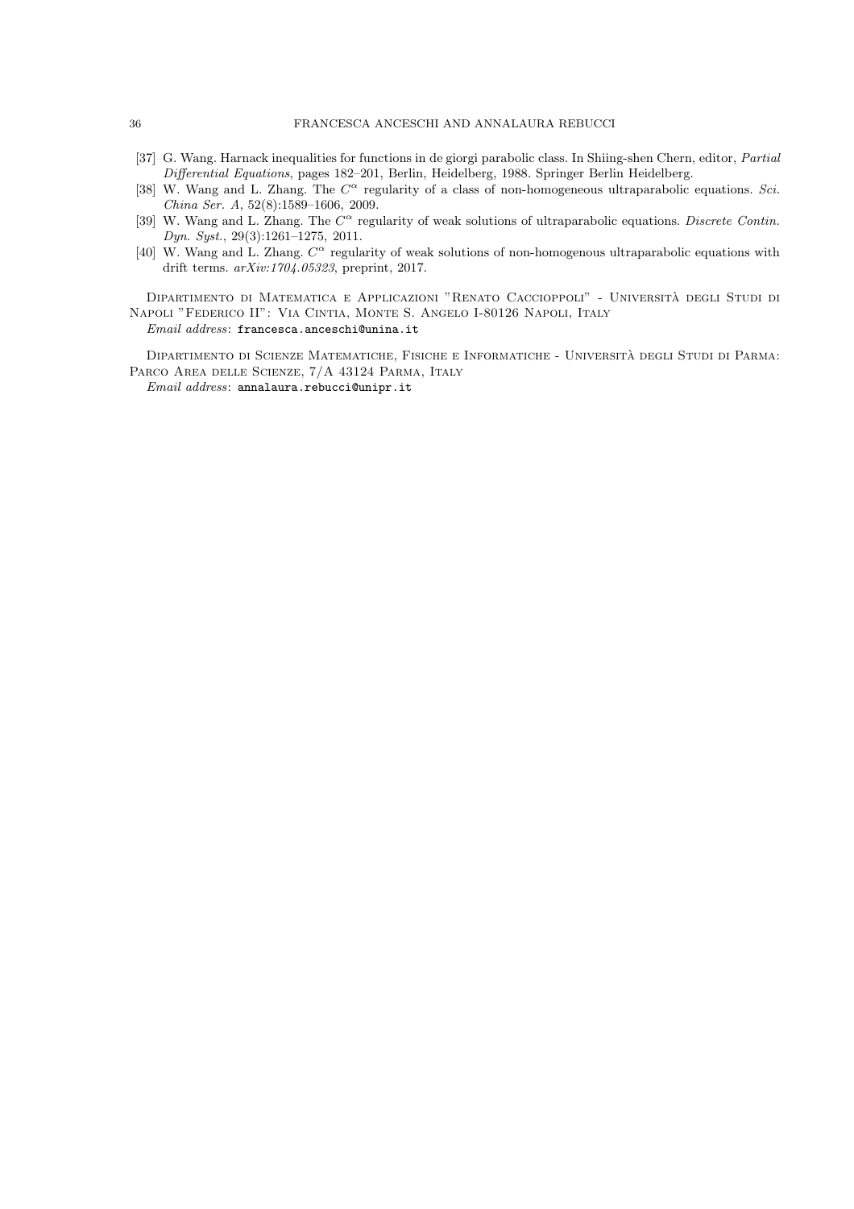[37] G. Wang. Harnack inequalities for functions in de giorgi parabolic class. In Shiing-shen Chern, editor, *Partial Differential Equations*, pages 182–201, Berlin, Heidelberg, 1988. Springer Berlin Heidelberg.

[38] W. Wang and L. Zhang. The $C^\alpha$ regularity of a class of non-homogeneous ultraparabolic equations. *Sci. China Ser. A*, 52(8):1589–1606, 2009.

[39] W. Wang and L. Zhang. The $C^\alpha$ regularity of weak solutions of ultraparabolic equations. *Discrete Contin. Dyn. Syst.*, 29(3):1261–1275, 2011.

[40] W. Wang and L. Zhang. $C^\alpha$ regularity of weak solutions of non-homogenous ultraparabolic equations with drift terms. *arXiv:1704.05323*, preprint, 2017.

Dipartimento di Matematica e Applicazioni "Renato Caccioppoli" - Università degli Studi di Napoli "Federico II": Via Cintia, Monte S. Angelo I-80126 Napoli, Italy

*Email address*: francesca.anceschi@unina.it

Dipartimento di Scienze Matematiche, Fisiche e Informatiche - Università degli Studi di Parma: Parco Area delle Scienze, 7/A 43124 Parma, Italy

*Email address*: annalaura.rebucci@unipr.it